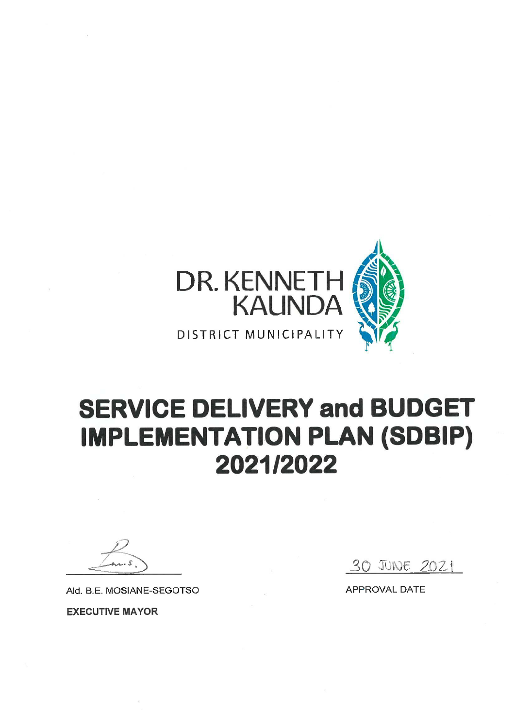DR. KENNETH KAUNDA

DISTRICT MUNICIPALITY

# SERVICE DELIVERY and BUDGET IMPLEMENTATION PLAN (SDBIP) 2021/2022

Ald. B.E. MOSIANE-SEGOTSO

**EXECUTIVE MAYOR**

30 JUNE 2021

APPROVAL DATE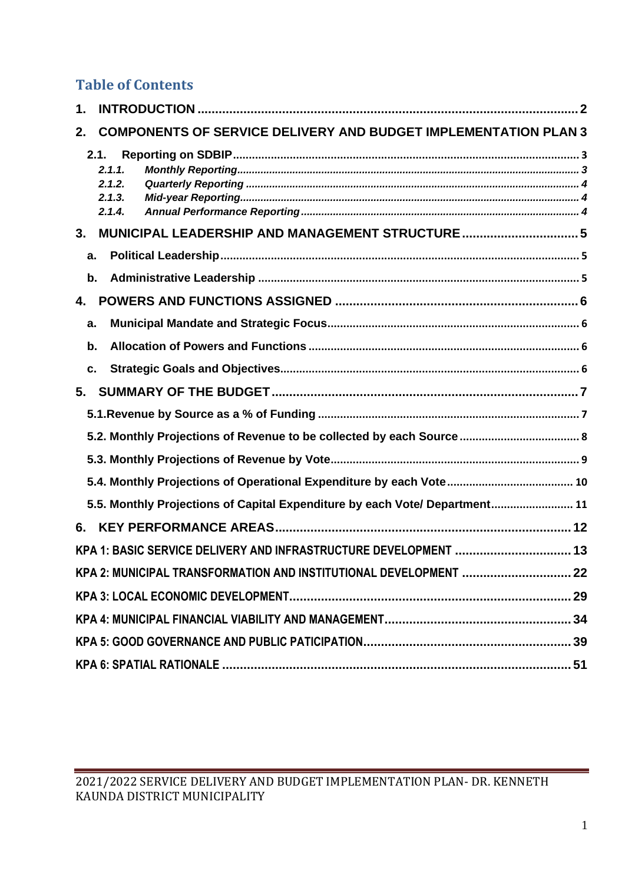## Table of Contents

1. **INTRODUCTION** .......... 2
2. **COMPONENTS OF SERVICE DELIVERY AND BUDGET IMPLEMENTATION PLAN** 3
   - **2.1. Reporting on SDBIP** .......... 3
     - *2.1.1. Monthly Reporting* .......... 3
     - *2.1.2. Quarterly Reporting* .......... 4
     - *2.1.3. Mid-year Reporting* .......... 4
     - *2.1.4. Annual Performance Reporting* .......... 4
3. **MUNICIPAL LEADERSHIP AND MANAGEMENT STRUCTURE** .......... 5
   - **a. Political Leadership** .......... 5
   - **b. Administrative Leadership** .......... 5
4. **POWERS AND FUNCTIONS ASSIGNED** .......... 6
   - **a. Municipal Mandate and Strategic Focus** .......... 6
   - **b. Allocation of Powers and Functions** .......... 6
   - **c. Strategic Goals and Objectives** .......... 6
5. **SUMMARY OF THE BUDGET** .......... 7
   - **5.1. Revenue by Source as a % of Funding** .......... 7
   - **5.2. Monthly Projections of Revenue to be collected by each Source** .......... 8
   - **5.3. Monthly Projections of Revenue by Vote** .......... 9
   - **5.4. Monthly Projections of Operational Expenditure by each Vote** .......... 10
   - **5.5. Monthly Projections of Capital Expenditure by each Vote/ Department** .......... 11
6. **KEY PERFORMANCE AREAS** .......... 12

**KPA 1: BASIC SERVICE DELIVERY AND INFRASTRUCTURE DEVELOPMENT** .......... 13

**KPA 2: MUNICIPAL TRANSFORMATION AND INSTITUTIONAL DEVELOPMENT** .......... 22

**KPA 3: LOCAL ECONOMIC DEVELOPMENT** .......... 29

**KPA 4: MUNICIPAL FINANCIAL VIABILITY AND MANAGEMENT** .......... 34

**KPA 5: GOOD GOVERNANCE AND PUBLIC PATICIPATION** .......... 39

**KPA 6: SPATIAL RATIONALE** .......... 51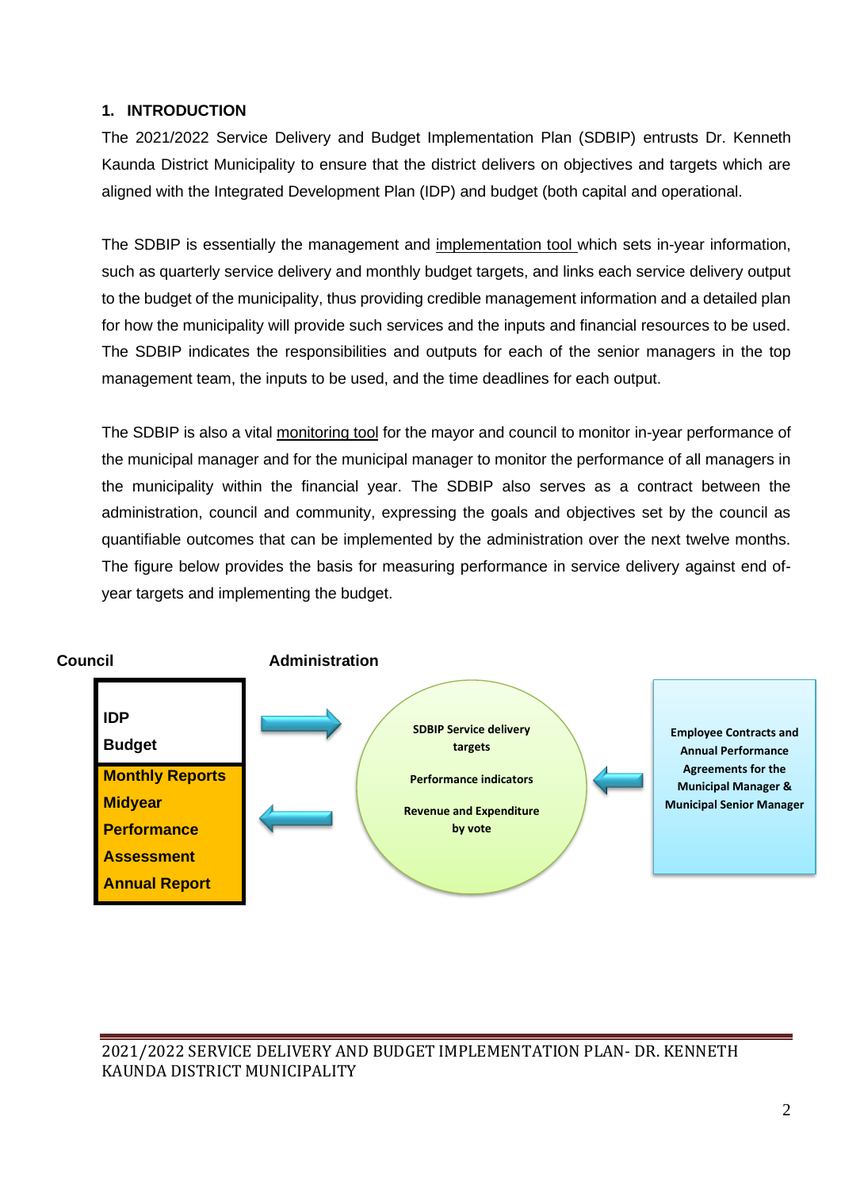## 1. INTRODUCTION

The 2021/2022 Service Delivery and Budget Implementation Plan (SDBIP) entrusts Dr. Kenneth Kaunda District Municipality to ensure that the district delivers on objectives and targets which are aligned with the Integrated Development Plan (IDP) and budget (both capital and operational.

The SDBIP is essentially the management and implementation tool which sets in-year information, such as quarterly service delivery and monthly budget targets, and links each service delivery output to the budget of the municipality, thus providing credible management information and a detailed plan for how the municipality will provide such services and the inputs and financial resources to be used. The SDBIP indicates the responsibilities and outputs for each of the senior managers in the top management team, the inputs to be used, and the time deadlines for each output.

The SDBIP is also a vital monitoring tool for the mayor and council to monitor in-year performance of the municipal manager and for the municipal manager to monitor the performance of all managers in the municipality within the financial year. The SDBIP also serves as a contract between the administration, council and community, expressing the goals and objectives set by the council as quantifiable outcomes that can be implemented by the administration over the next twelve months. The figure below provides the basis for measuring performance in service delivery against end of-year targets and implementing the budget.

**Council**

- **IDP**
- **Budget**
- **Monthly Reports**
- **Midyear Performance Assessment**
- **Annual Report**

**Administration**

**SDBIP Service delivery targets**

**Performance indicators**

**Revenue and Expenditure by vote**

**Employee Contracts and Annual Performance Agreements for the Municipal Manager & Municipal Senior Manager**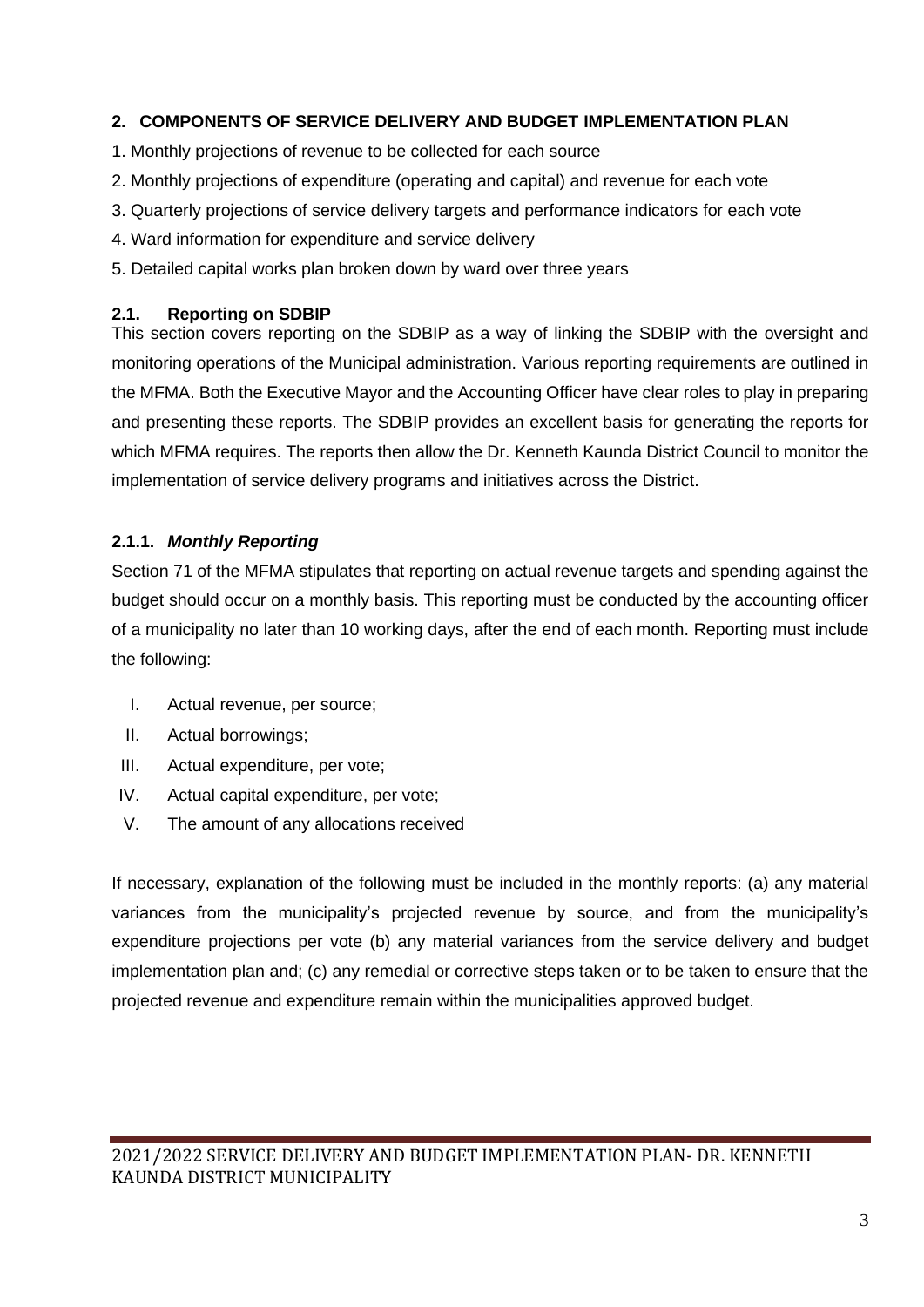## 2. COMPONENTS OF SERVICE DELIVERY AND BUDGET IMPLEMENTATION PLAN

1. Monthly projections of revenue to be collected for each source
2. Monthly projections of expenditure (operating and capital) and revenue for each vote
3. Quarterly projections of service delivery targets and performance indicators for each vote
4. Ward information for expenditure and service delivery
5. Detailed capital works plan broken down by ward over three years

### 2.1. Reporting on SDBIP

This section covers reporting on the SDBIP as a way of linking the SDBIP with the oversight and monitoring operations of the Municipal administration. Various reporting requirements are outlined in the MFMA. Both the Executive Mayor and the Accounting Officer have clear roles to play in preparing and presenting these reports. The SDBIP provides an excellent basis for generating the reports for which MFMA requires. The reports then allow the Dr. Kenneth Kaunda District Council to monitor the implementation of service delivery programs and initiatives across the District.

#### 2.1.1. *Monthly Reporting*

Section 71 of the MFMA stipulates that reporting on actual revenue targets and spending against the budget should occur on a monthly basis. This reporting must be conducted by the accounting officer of a municipality no later than 10 working days, after the end of each month. Reporting must include the following:

I. Actual revenue, per source;
II. Actual borrowings;
III. Actual expenditure, per vote;
IV. Actual capital expenditure, per vote;
V. The amount of any allocations received

If necessary, explanation of the following must be included in the monthly reports: (a) any material variances from the municipality's projected revenue by source, and from the municipality's expenditure projections per vote (b) any material variances from the service delivery and budget implementation plan and; (c) any remedial or corrective steps taken or to be taken to ensure that the projected revenue and expenditure remain within the municipalities approved budget.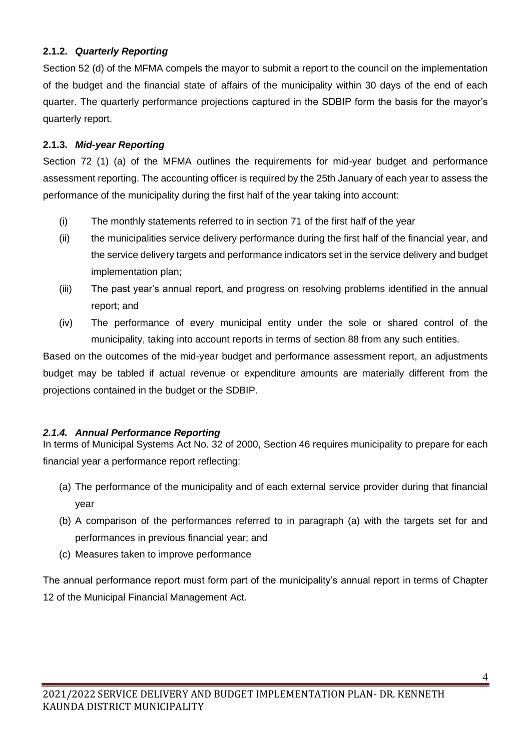### 2.1.2. *Quarterly Reporting*

Section 52 (d) of the MFMA compels the mayor to submit a report to the council on the implementation of the budget and the financial state of affairs of the municipality within 30 days of the end of each quarter. The quarterly performance projections captured in the SDBIP form the basis for the mayor's quarterly report.

### 2.1.3. *Mid-year Reporting*

Section 72 (1) (a) of the MFMA outlines the requirements for mid-year budget and performance assessment reporting. The accounting officer is required by the 25th January of each year to assess the performance of the municipality during the first half of the year taking into account:

- (i) The monthly statements referred to in section 71 of the first half of the year
- (ii) the municipalities service delivery performance during the first half of the financial year, and the service delivery targets and performance indicators set in the service delivery and budget implementation plan;
- (iii) The past year's annual report, and progress on resolving problems identified in the annual report; and
- (iv) The performance of every municipal entity under the sole or shared control of the municipality, taking into account reports in terms of section 88 from any such entities.

Based on the outcomes of the mid-year budget and performance assessment report, an adjustments budget may be tabled if actual revenue or expenditure amounts are materially different from the projections contained in the budget or the SDBIP.

### *2.1.4. Annual Performance Reporting*

In terms of Municipal Systems Act No. 32 of 2000, Section 46 requires municipality to prepare for each financial year a performance report reflecting:

- (a) The performance of the municipality and of each external service provider during that financial year
- (b) A comparison of the performances referred to in paragraph (a) with the targets set for and performances in previous financial year; and
- (c) Measures taken to improve performance

The annual performance report must form part of the municipality's annual report in terms of Chapter 12 of the Municipal Financial Management Act.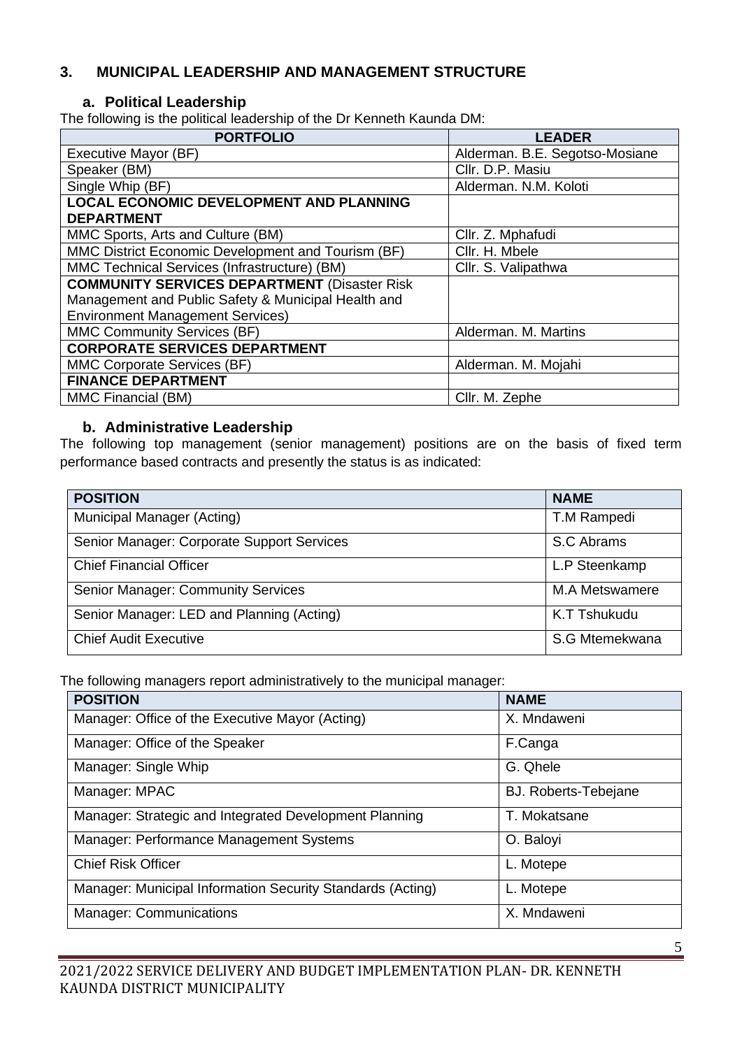## 3. MUNICIPAL LEADERSHIP AND MANAGEMENT STRUCTURE

### a. Political Leadership

The following is the political leadership of the Dr Kenneth Kaunda DM:

| PORTFOLIO | LEADER |
|---|---|
| Executive Mayor (BF) | Alderman. B.E. Segotso-Mosiane |
| Speaker (BM) | Cllr. D.P. Masiu |
| Single Whip (BF) | Alderman. N.M. Koloti |
| **LOCAL ECONOMIC DEVELOPMENT AND PLANNING DEPARTMENT** | |
| MMC Sports, Arts and Culture (BM) | Cllr. Z. Mphafudi |
| MMC District Economic Development and Tourism (BF) | Cllr. H. Mbele |
| MMC Technical Services (Infrastructure) (BM) | Cllr. S. Valipathwa |
| **COMMUNITY SERVICES DEPARTMENT** (Disaster Risk Management and Public Safety & Municipal Health and Environment Management Services) | |
| MMC Community Services (BF) | Alderman. M. Martins |
| **CORPORATE SERVICES DEPARTMENT** | |
| MMC Corporate Services (BF) | Alderman. M. Mojahi |
| **FINANCE DEPARTMENT** | |
| MMC Financial (BM) | Cllr. M. Zephe |

### b. Administrative Leadership

The following top management (senior management) positions are on the basis of fixed term performance based contracts and presently the status is as indicated:

| POSITION | NAME |
|---|---|
| Municipal Manager (Acting) | T.M Rampedi |
| Senior Manager: Corporate Support Services | S.C Abrams |
| Chief Financial Officer | L.P Steenkamp |
| Senior Manager: Community Services | M.A Metswamere |
| Senior Manager: LED and Planning (Acting) | K.T Tshukudu |
| Chief Audit Executive | S.G Mtemekwana |

The following managers report administratively to the municipal manager:

| POSITION | NAME |
|---|---|
| Manager: Office of the Executive Mayor (Acting) | X. Mndaweni |
| Manager: Office of the Speaker | F.Canga |
| Manager: Single Whip | G. Qhele |
| Manager: MPAC | BJ. Roberts-Tebejane |
| Manager: Strategic and Integrated Development Planning | T. Mokatsane |
| Manager: Performance Management Systems | O. Baloyi |
| Chief Risk Officer | L. Motepe |
| Manager: Municipal Information Security Standards (Acting) | L. Motepe |
| Manager: Communications | X. Mndaweni |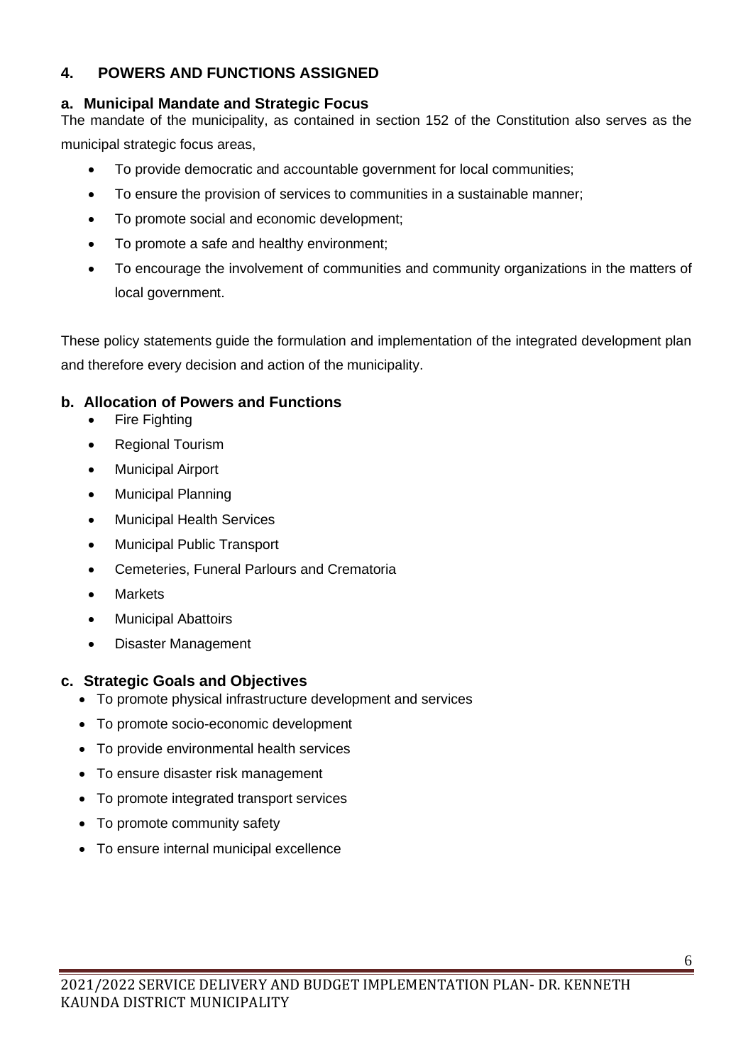## 4. POWERS AND FUNCTIONS ASSIGNED

### a. Municipal Mandate and Strategic Focus

The mandate of the municipality, as contained in section 152 of the Constitution also serves as the municipal strategic focus areas,

- To provide democratic and accountable government for local communities;
- To ensure the provision of services to communities in a sustainable manner;
- To promote social and economic development;
- To promote a safe and healthy environment;
- To encourage the involvement of communities and community organizations in the matters of local government.

These policy statements guide the formulation and implementation of the integrated development plan and therefore every decision and action of the municipality.

### b. Allocation of Powers and Functions

- Fire Fighting
- Regional Tourism
- Municipal Airport
- Municipal Planning
- Municipal Health Services
- Municipal Public Transport
- Cemeteries, Funeral Parlours and Crematoria
- Markets
- Municipal Abattoirs
- Disaster Management

### c. Strategic Goals and Objectives

- To promote physical infrastructure development and services
- To promote socio-economic development
- To provide environmental health services
- To ensure disaster risk management
- To promote integrated transport services
- To promote community safety
- To ensure internal municipal excellence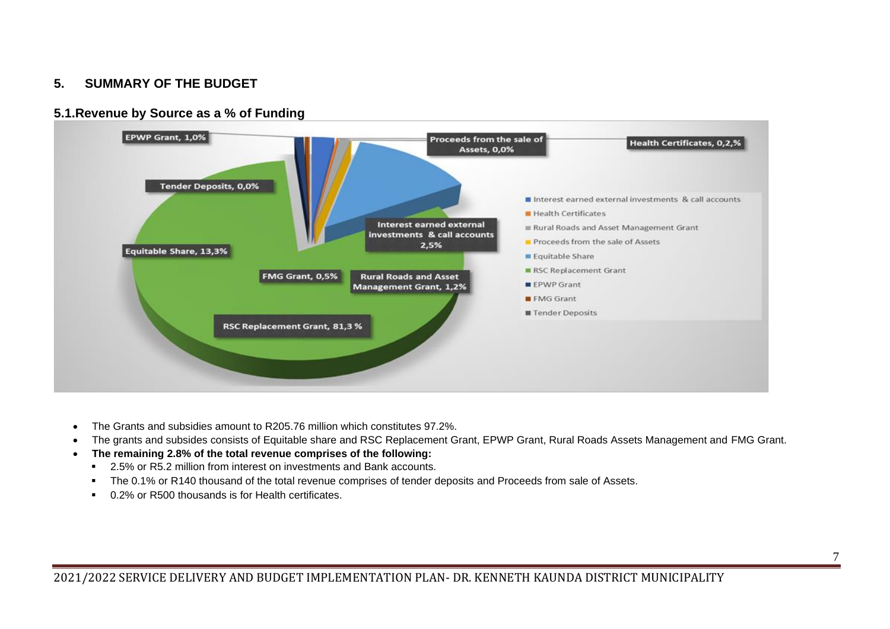## 5. SUMMARY OF THE BUDGET

### 5.1. Revenue by Source as a % of Funding

- The Grants and subsidies amount to R205.76 million which constitutes 97.2%.
- The grants and subsides consists of Equitable share and RSC Replacement Grant, EPWP Grant, Rural Roads Assets Management and FMG Grant.
- **The remaining 2.8% of the total revenue comprises of the following:**
  - 2.5% or R5.2 million from interest on investments and Bank accounts.
  - The 0.1% or R140 thousand of the total revenue comprises of tender deposits and Proceeds from sale of Assets.
  - 0.2% or R500 thousands is for Health certificates.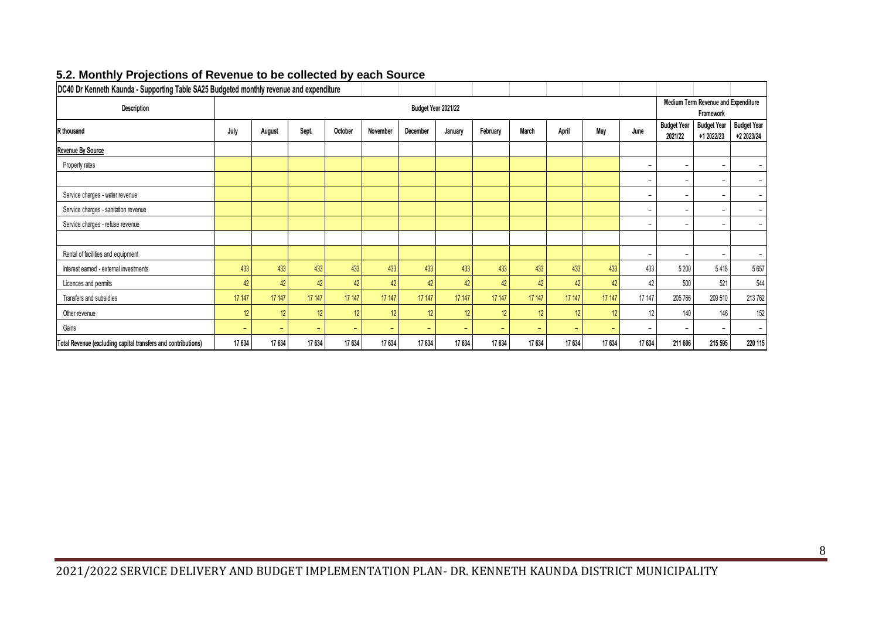## 5.2. Monthly Projections of Revenue to be collected by each Source

| DC40 Dr Kenneth Kaunda - Supporting Table SA25 Budgeted monthly revenue and expenditure | | | | | | | | | | | | | | | |
|---|---|---|---|---|---|---|---|---|---|---|---|---|---|---|---|
| Description | Budget Year 2021/22 | | | | | | | | | | | | Medium Term Revenue and Expenditure Framework | | |
| R thousand | July | August | Sept. | October | November | December | January | February | March | April | May | June | Budget Year 2021/22 | Budget Year +1 2022/23 | Budget Year +2 2023/24 |
| Revenue By Source | | | | | | | | | | | | | | | |
| Property rates | | | | | | | | | | | | – | – | – | – |
| | | | | | | | | | | | | – | – | – | – |
| Service charges - water revenue | | | | | | | | | | | | – | – | – | – |
| Service charges - sanitation revenue | | | | | | | | | | | | – | – | – | – |
| Service charges - refuse revenue | | | | | | | | | | | | – | – | – | – |
| | | | | | | | | | | | | | | | |
| Rental of facilities and equipment | | | | | | | | | | | | – | – | – | – |
| Interest earned - external investments | 433 | 433 | 433 | 433 | 433 | 433 | 433 | 433 | 433 | 433 | 433 | 433 | 5 200 | 5 418 | 5 657 |
| Licences and permits | 42 | 42 | 42 | 42 | 42 | 42 | 42 | 42 | 42 | 42 | 42 | 42 | 500 | 521 | 544 |
| Transfers and subsidies | 17 147 | 17 147 | 17 147 | 17 147 | 17 147 | 17 147 | 17 147 | 17 147 | 17 147 | 17 147 | 17 147 | 17 147 | 205 766 | 209 510 | 213 762 |
| Other revenue | 12 | 12 | 12 | 12 | 12 | 12 | 12 | 12 | 12 | 12 | 12 | 12 | 140 | 146 | 152 |
| Gains | – | – | – | – | – | – | – | – | – | – | – | – | – | – | – |
| **Total Revenue (excluding capital transfers and contributions)** | **17 634** | **17 634** | **17 634** | **17 634** | **17 634** | **17 634** | **17 634** | **17 634** | **17 634** | **17 634** | **17 634** | **17 634** | **211 606** | **215 595** | **220 115** |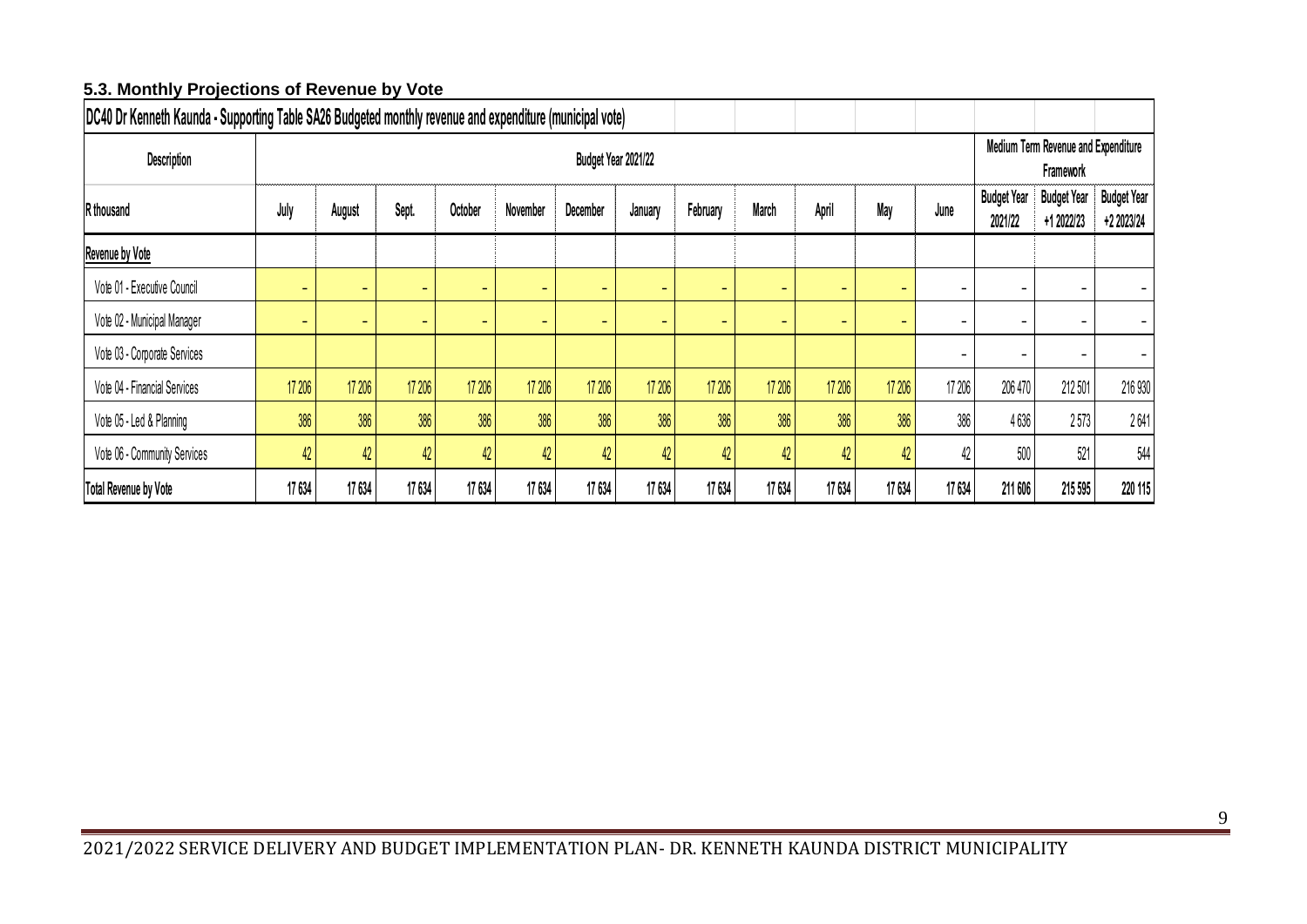### 5.3. Monthly Projections of Revenue by Vote

| DC40 Dr Kenneth Kaunda - Supporting Table SA26 Budgeted monthly revenue and expenditure (municipal vote) | | | | | | | | | | | | | | | |
|---|---|---|---|---|---|---|---|---|---|---|---|---|---|---|---|
| **Description** | **Budget Year 2021/22** | | | | | | | | | | | | **Medium Term Revenue and Expenditure Framework** | | |
| **R thousand** | **July** | **August** | **Sept.** | **October** | **November** | **December** | **January** | **February** | **March** | **April** | **May** | **June** | **Budget Year 2021/22** | **Budget Year +1 2022/23** | **Budget Year +2 2023/24** |
| **Revenue by Vote** | | | | | | | | | | | | | | | |
| Vote 01 - Executive Council | – | – | – | – | – | – | – | – | – | – | – | – | – | – | – |
| Vote 02 - Municipal Manager | – | – | – | – | – | – | – | – | – | – | – | – | – | – | – |
| Vote 03 - Corporate Services | | | | | | | | | | | | – | – | – | – |
| Vote 04 - Financial Services | 17 206 | 17 206 | 17 206 | 17 206 | 17 206 | 17 206 | 17 206 | 17 206 | 17 206 | 17 206 | 17 206 | 17 206 | 206 470 | 212 501 | 216 930 |
| Vote 05 - Led & Planning | 386 | 386 | 386 | 386 | 386 | 386 | 386 | 386 | 386 | 386 | 386 | 386 | 4 636 | 2 573 | 2 641 |
| Vote 06 - Community Services | 42 | 42 | 42 | 42 | 42 | 42 | 42 | 42 | 42 | 42 | 42 | 42 | 500 | 521 | 544 |
| **Total Revenue by Vote** | **17 634** | **17 634** | **17 634** | **17 634** | **17 634** | **17 634** | **17 634** | **17 634** | **17 634** | **17 634** | **17 634** | **17 634** | **211 606** | **215 595** | **220 115** |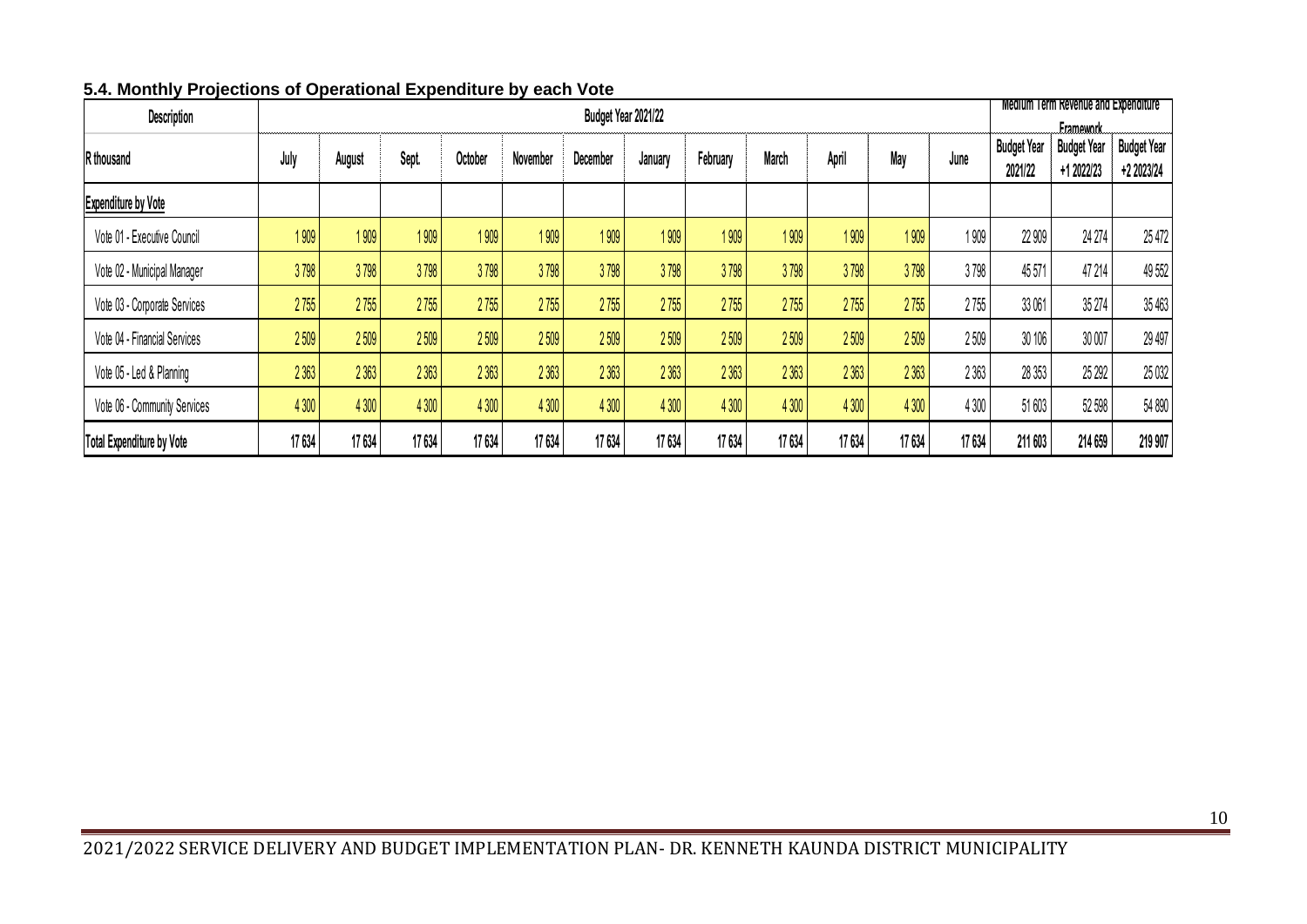### 5.4. Monthly Projections of Operational Expenditure by each Vote

| Description | Budget Year 2021/22 | | | | | | | | | | | | Medium Term Revenue and Expenditure Framework | | |
|---|---|---|---|---|---|---|---|---|---|---|---|---|---|---|---|
| R thousand | July | August | Sept. | October | November | December | January | February | March | April | May | June | Budget Year 2021/22 | Budget Year +1 2022/23 | Budget Year +2 2023/24 |
| **Expenditure by Vote** | | | | | | | | | | | | | | | |
| Vote 01 - Executive Council | 1 909 | 1 909 | 1 909 | 1 909 | 1 909 | 1 909 | 1 909 | 1 909 | 1 909 | 1 909 | 1 909 | 1 909 | 22 909 | 24 274 | 25 472 |
| Vote 02 - Municipal Manager | 3 798 | 3 798 | 3 798 | 3 798 | 3 798 | 3 798 | 3 798 | 3 798 | 3 798 | 3 798 | 3 798 | 3 798 | 45 571 | 47 214 | 49 552 |
| Vote 03 - Corporate Services | 2 755 | 2 755 | 2 755 | 2 755 | 2 755 | 2 755 | 2 755 | 2 755 | 2 755 | 2 755 | 2 755 | 2 755 | 33 061 | 35 274 | 35 463 |
| Vote 04 - Financial Services | 2 509 | 2 509 | 2 509 | 2 509 | 2 509 | 2 509 | 2 509 | 2 509 | 2 509 | 2 509 | 2 509 | 2 509 | 30 106 | 30 007 | 29 497 |
| Vote 05 - Led & Planning | 2 363 | 2 363 | 2 363 | 2 363 | 2 363 | 2 363 | 2 363 | 2 363 | 2 363 | 2 363 | 2 363 | 2 363 | 28 353 | 25 292 | 25 032 |
| Vote 06 - Community Services | 4 300 | 4 300 | 4 300 | 4 300 | 4 300 | 4 300 | 4 300 | 4 300 | 4 300 | 4 300 | 4 300 | 4 300 | 51 603 | 52 598 | 54 890 |
| **Total Expenditure by Vote** | **17 634** | **17 634** | **17 634** | **17 634** | **17 634** | **17 634** | **17 634** | **17 634** | **17 634** | **17 634** | **17 634** | **17 634** | **211 603** | **214 659** | **219 907** |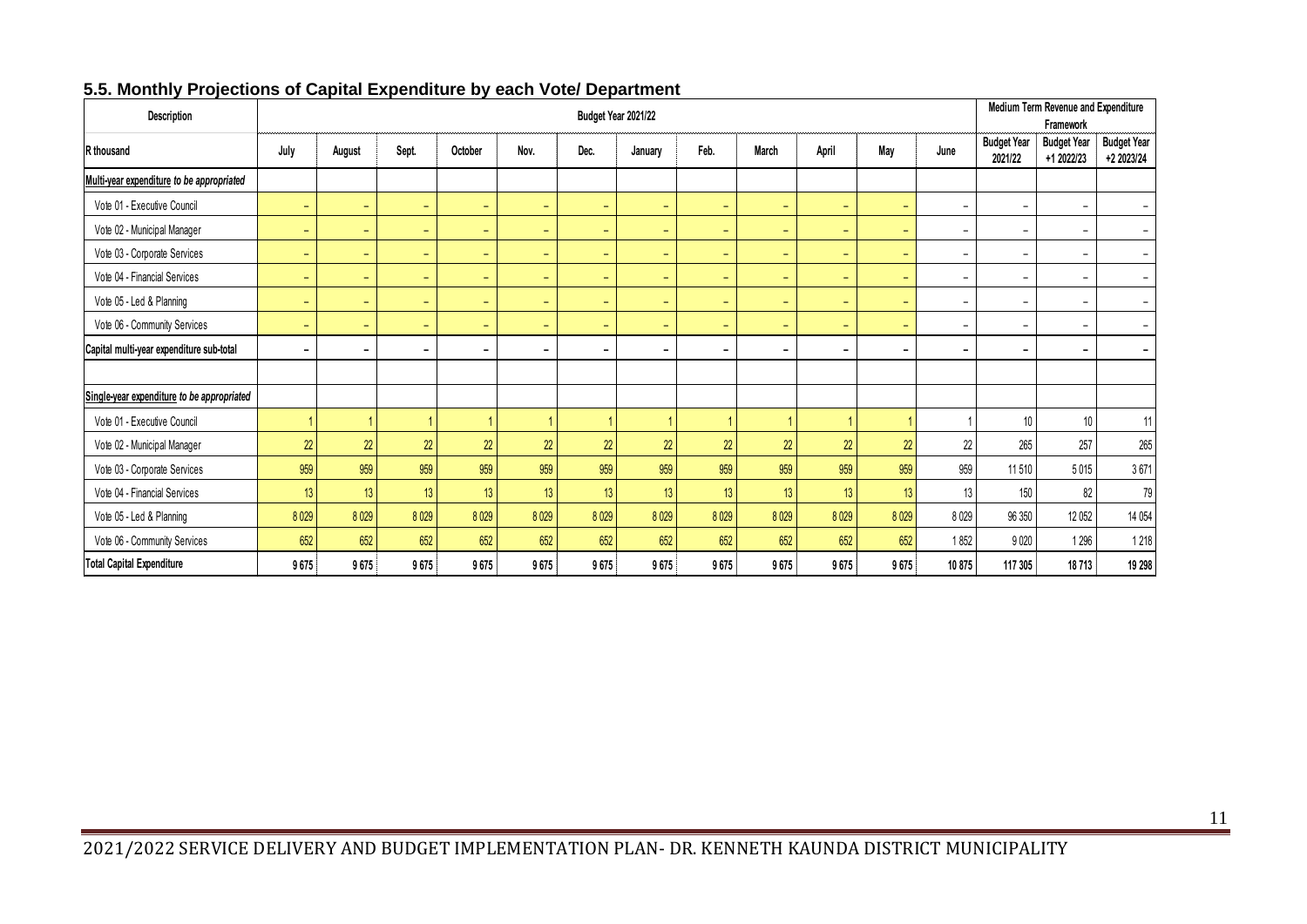## 5.5. Monthly Projections of Capital Expenditure by each Vote/ Department

| Description | Budget Year 2021/22 | | | | | | | | | | | | Medium Term Revenue and Expenditure Framework | | |
|---|---|---|---|---|---|---|---|---|---|---|---|---|---|---|---|
| R thousand | July | August | Sept. | October | Nov. | Dec. | January | Feb. | March | April | May | June | Budget Year 2021/22 | Budget Year +1 2022/23 | Budget Year +2 2023/24 |
| Multi-year expenditure *to be appropriated* | | | | | | | | | | | | | | | |
| Vote 01 - Executive Council | – | – | – | – | – | – | – | – | – | – | – | – | – | – | – |
| Vote 02 - Municipal Manager | – | – | – | – | – | – | – | – | – | – | – | – | – | – | – |
| Vote 03 - Corporate Services | – | – | – | – | – | – | – | – | – | – | – | – | – | – | – |
| Vote 04 - Financial Services | – | – | – | – | – | – | – | – | – | – | – | – | – | – | – |
| Vote 05 - Led & Planning | – | – | – | – | – | – | – | – | – | – | – | – | – | – | – |
| Vote 06 - Community Services | – | – | – | – | – | – | – | – | – | – | – | – | – | – | – |
| **Capital multi-year expenditure sub-total** | **–** | **–** | **–** | **–** | **–** | **–** | **–** | **–** | **–** | **–** | **–** | **–** | **–** | **–** | **–** |
| | | | | | | | | | | | | | | | |
| Single-year expenditure *to be appropriated* | | | | | | | | | | | | | | | |
| Vote 01 - Executive Council | 1 | 1 | 1 | 1 | 1 | 1 | 1 | 1 | 1 | 1 | 1 | 1 | 10 | 10 | 11 |
| Vote 02 - Municipal Manager | 22 | 22 | 22 | 22 | 22 | 22 | 22 | 22 | 22 | 22 | 22 | 22 | 265 | 257 | 265 |
| Vote 03 - Corporate Services | 959 | 959 | 959 | 959 | 959 | 959 | 959 | 959 | 959 | 959 | 959 | 959 | 11 510 | 5 015 | 3 671 |
| Vote 04 - Financial Services | 13 | 13 | 13 | 13 | 13 | 13 | 13 | 13 | 13 | 13 | 13 | 13 | 150 | 82 | 79 |
| Vote 05 - Led & Planning | 8 029 | 8 029 | 8 029 | 8 029 | 8 029 | 8 029 | 8 029 | 8 029 | 8 029 | 8 029 | 8 029 | 8 029 | 96 350 | 12 052 | 14 054 |
| Vote 06 - Community Services | 652 | 652 | 652 | 652 | 652 | 652 | 652 | 652 | 652 | 652 | 652 | 1 852 | 9 020 | 1 296 | 1 218 |
| **Total Capital Expenditure** | **9 675** | **9 675** | **9 675** | **9 675** | **9 675** | **9 675** | **9 675** | **9 675** | **9 675** | **9 675** | **9 675** | **10 875** | **117 305** | **18 713** | **19 298** |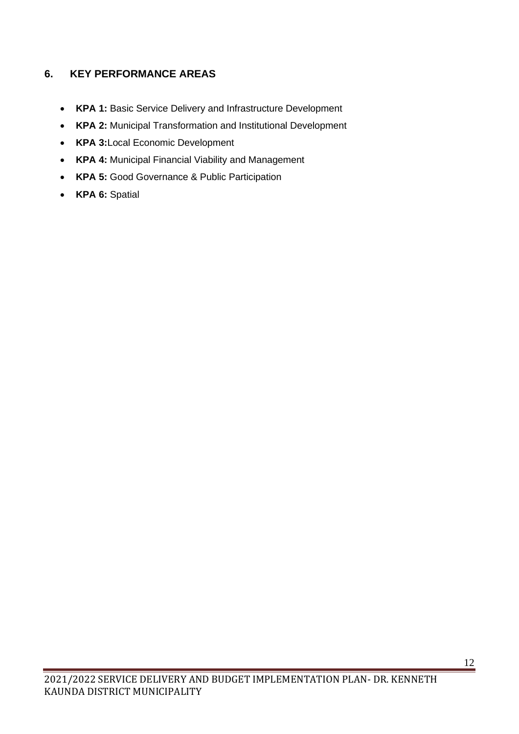## 6. KEY PERFORMANCE AREAS

- **KPA 1:** Basic Service Delivery and Infrastructure Development
- **KPA 2:** Municipal Transformation and Institutional Development
- **KPA 3:**Local Economic Development
- **KPA 4:** Municipal Financial Viability and Management
- **KPA 5:** Good Governance & Public Participation
- **KPA 6:** Spatial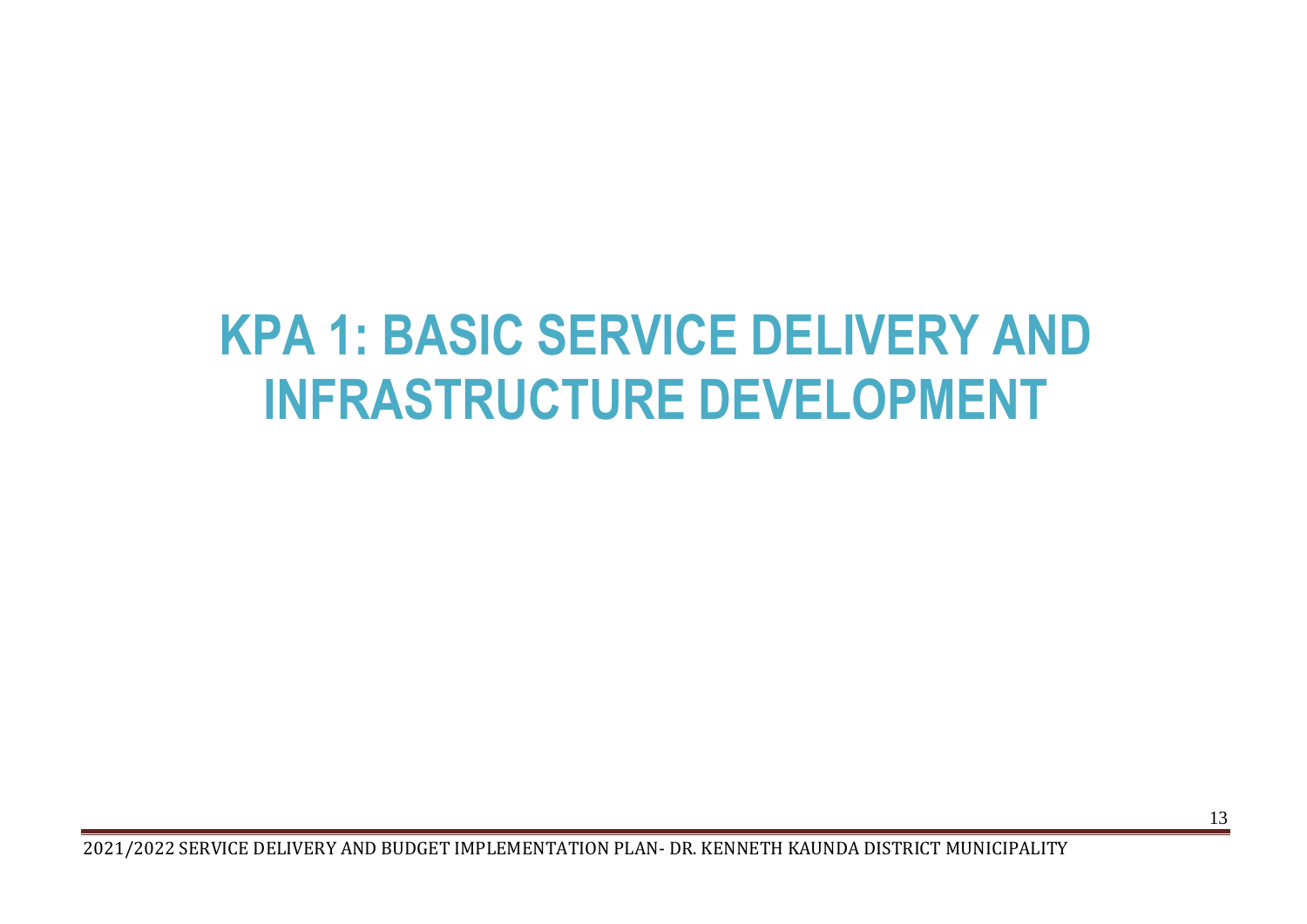# KPA 1: BASIC SERVICE DELIVERY AND INFRASTRUCTURE DEVELOPMENT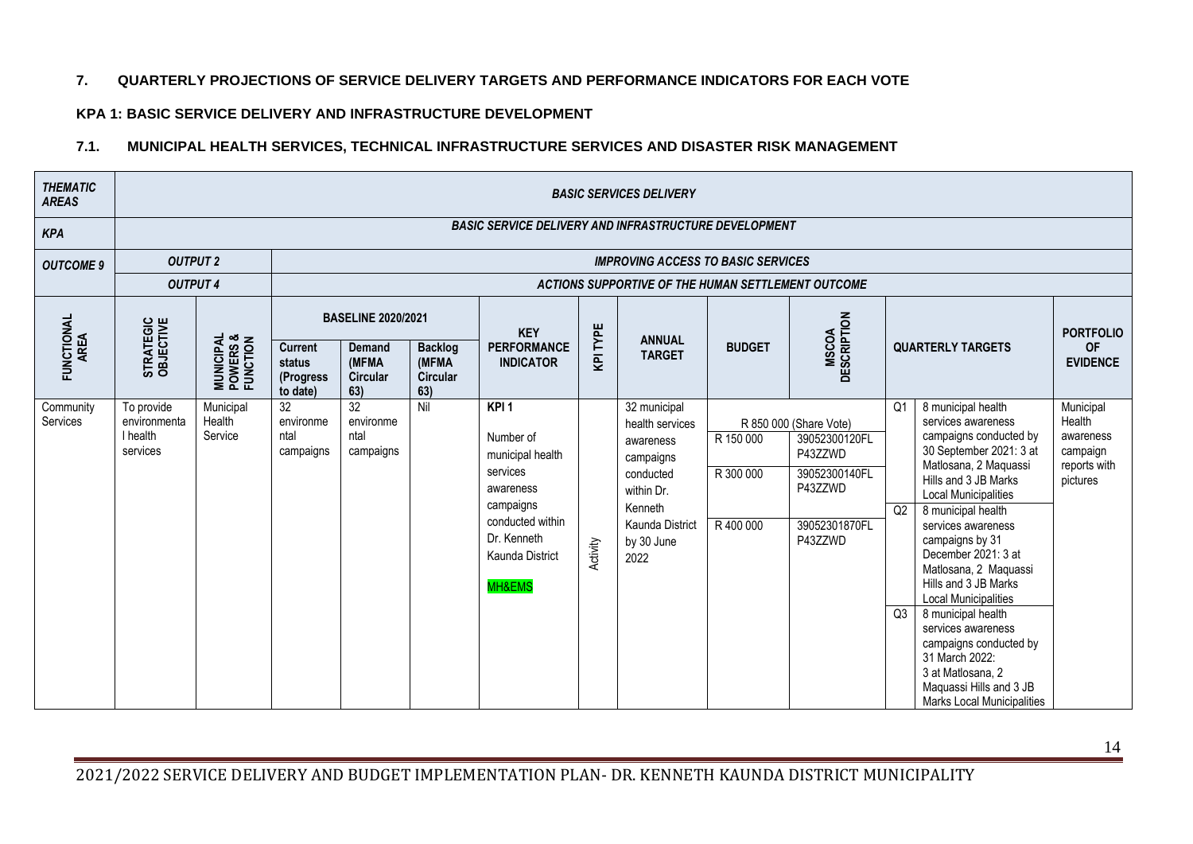## 7. QUARTERLY PROJECTIONS OF SERVICE DELIVERY TARGETS AND PERFORMANCE INDICATORS FOR EACH VOTE

### KPA 1: BASIC SERVICE DELIVERY AND INFRASTRUCTURE DEVELOPMENT

### 7.1. MUNICIPAL HEALTH SERVICES, TECHNICAL INFRASTRUCTURE SERVICES AND DISASTER RISK MANAGEMENT

| ***THEMATIC AREAS*** | ***BASIC SERVICES DELIVERY*** | | | | | | | | | | | | | |
|---|---|---|---|---|---|---|---|---|---|---|---|---|---|---|
| ***KPA*** | ***BASIC SERVICE DELIVERY AND INFRASTRUCTURE DEVELOPMENT*** | | | | | | | | | | | | | |
| ***OUTCOME 9*** | ***OUTPUT 2*** | | ***IMPROVING ACCESS TO BASIC SERVICES*** | | | | | | | | | | | |
| | ***OUTPUT 4*** | | ***ACTIONS SUPPORTIVE OF THE HUMAN SETTLEMENT OUTCOME*** | | | | | | | | | | | |
| **FUNCTIONAL AREA** | **STRATEGIC OBJECTIVE** | **MUNICIPAL POWERS & FUNCTION** | **BASELINE 2020/2021** | | | **KEY PERFORMANCE INDICATOR** | **KPI TYPE** | **ANNUAL TARGET** | **BUDGET** | **MSCOA DESCRIPTION** | **QUARTERLY TARGETS** | | **PORTFOLIO OF EVIDENCE** |
| | | | **Current status (Progress to date)** | **Demand (MFMA Circular 63)** | **Backlog (MFMA Circular 63)** | | | | | | | | |
| Community Services | To provide environmental health services | Municipal Health Service | 32 environmental campaigns | 32 environmental campaigns | Nil | KPI 1<br><br>Number of municipal health services awareness campaigns conducted within Dr. Kenneth Kaunda District<br><br>MH&EMS | Activity | 32 municipal health services awareness campaigns conducted within Dr. Kenneth Kaunda District by 30 June 2022 | R 850 000 (Share Vote)<br>R 150 000<br>R 300 000<br>R 400 000 | 39052300120FLP43ZZWD<br>39052300140FLP43ZZWD<br>39052301870FLP43ZZWD | Q1 | 8 municipal health services awareness campaigns conducted by 30 September 2021: 3 at Matlosana, 2 Maquassi Hills and 3 JB Marks Local Municipalities | Municipal Health awareness campaign reports with pictures |
| | | | | | | | | | | | Q2 | 8 municipal health services awareness campaigns by 31 December 2021: 3 at Matlosana, 2 Maquassi Hills and 3 JB Marks Local Municipalities | |
| | | | | | | | | | | | Q3 | 8 municipal health services awareness campaigns conducted by 31 March 2022: 3 at Matlosana, 2 Maquassi Hills and 3 JB Marks Local Municipalities | |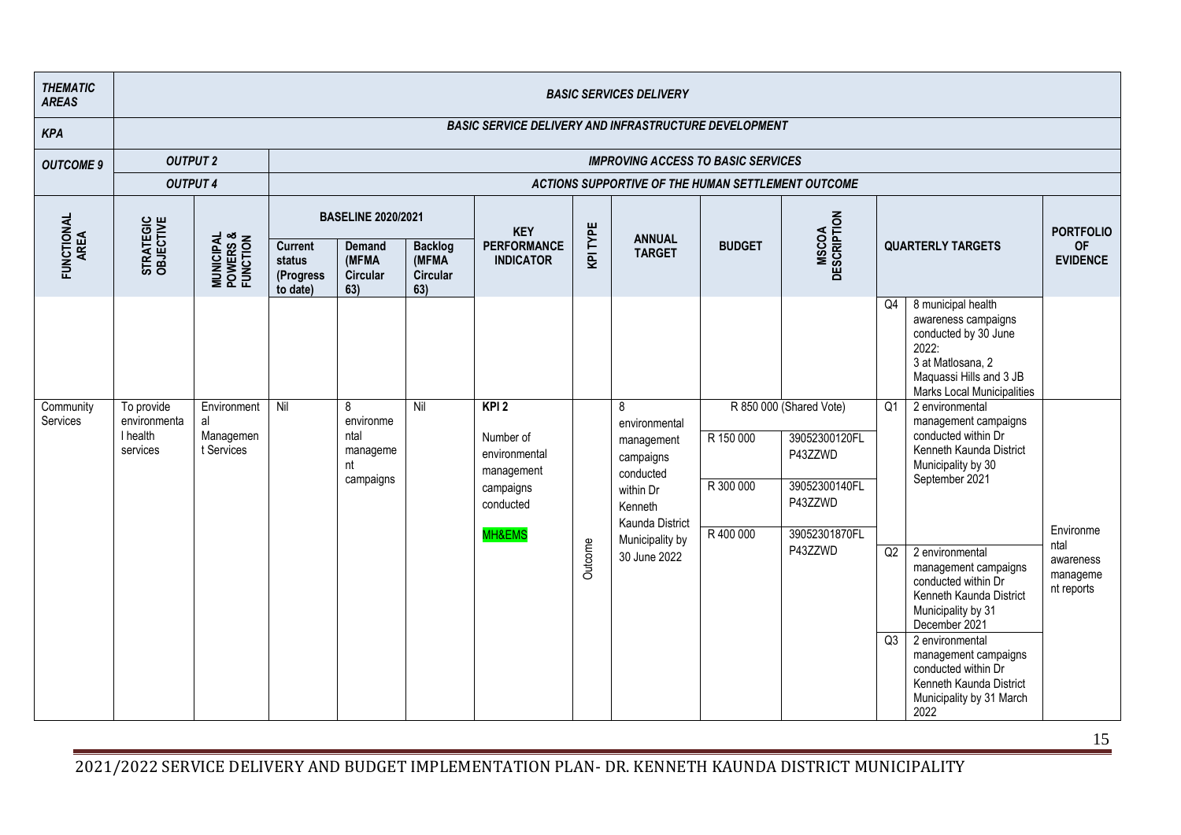| THEMATIC AREAS | BASIC SERVICES DELIVERY | | | | | | | | | | | | | |
|---|---|---|---|---|---|---|---|---|---|---|---|---|---|---|
| KPA | BASIC SERVICE DELIVERY AND INFRASTRUCTURE DEVELOPMENT | | | | | | | | | | | | | |
| OUTCOME 9 | OUTPUT 2 | | IMPROVING ACCESS TO BASIC SERVICES | | | | | | | | | | | |
| | OUTPUT 4 | | ACTIONS SUPPORTIVE OF THE HUMAN SETTLEMENT OUTCOME | | | | | | | | | | | |
| FUNCTIONAL AREA | STRATEGIC OBJECTIVE | MUNICIPAL POWERS & FUNCTION | BASELINE 2020/2021 | | | KEY PERFORMANCE INDICATOR | KPI TYPE | ANNUAL TARGET | BUDGET | MSCOA DESCRIPTION | QUARTERLY TARGETS | | PORTFOLIO OF EVIDENCE |
| | | | Current status (Progress to date) | Demand (MFMA Circular 63) | Backlog (MFMA Circular 63) | | | | | | | | |
| | | | | | | | | | | | Q4 | 8 municipal health awareness campaigns conducted by 30 June 2022: 3 at Matlosana, 2 Maquassi Hills and 3 JB Marks Local Municipalities | |
| Community Services | To provide environmental health services | Environmental Management Services | Nil | 8 environmental management campaigns | Nil | KPI 2<br>Number of environmental management campaigns conducted<br>MH&EMS | Outcome | 8 environmental management campaigns conducted within Dr Kenneth Kaunda District Municipality by 30 June 2022 | R 850 000 (Shared Vote)<br>R 150 000<br>R 300 000<br>R 400 000 | 39052300120FLP43ZZWD<br>39052300140FLP43ZZWD<br>39052301870FLP43ZZWD | Q1 | 2 environmental management campaigns conducted within Dr Kenneth Kaunda District Municipality by 30 September 2021 | Environmental awareness management reports |
| | | | | | | | | | | | Q2 | 2 environmental management campaigns conducted within Dr Kenneth Kaunda District Municipality by 31 December 2021 | |
| | | | | | | | | | | | Q3 | 2 environmental management campaigns conducted within Dr Kenneth Kaunda District Municipality by 31 March 2022 | |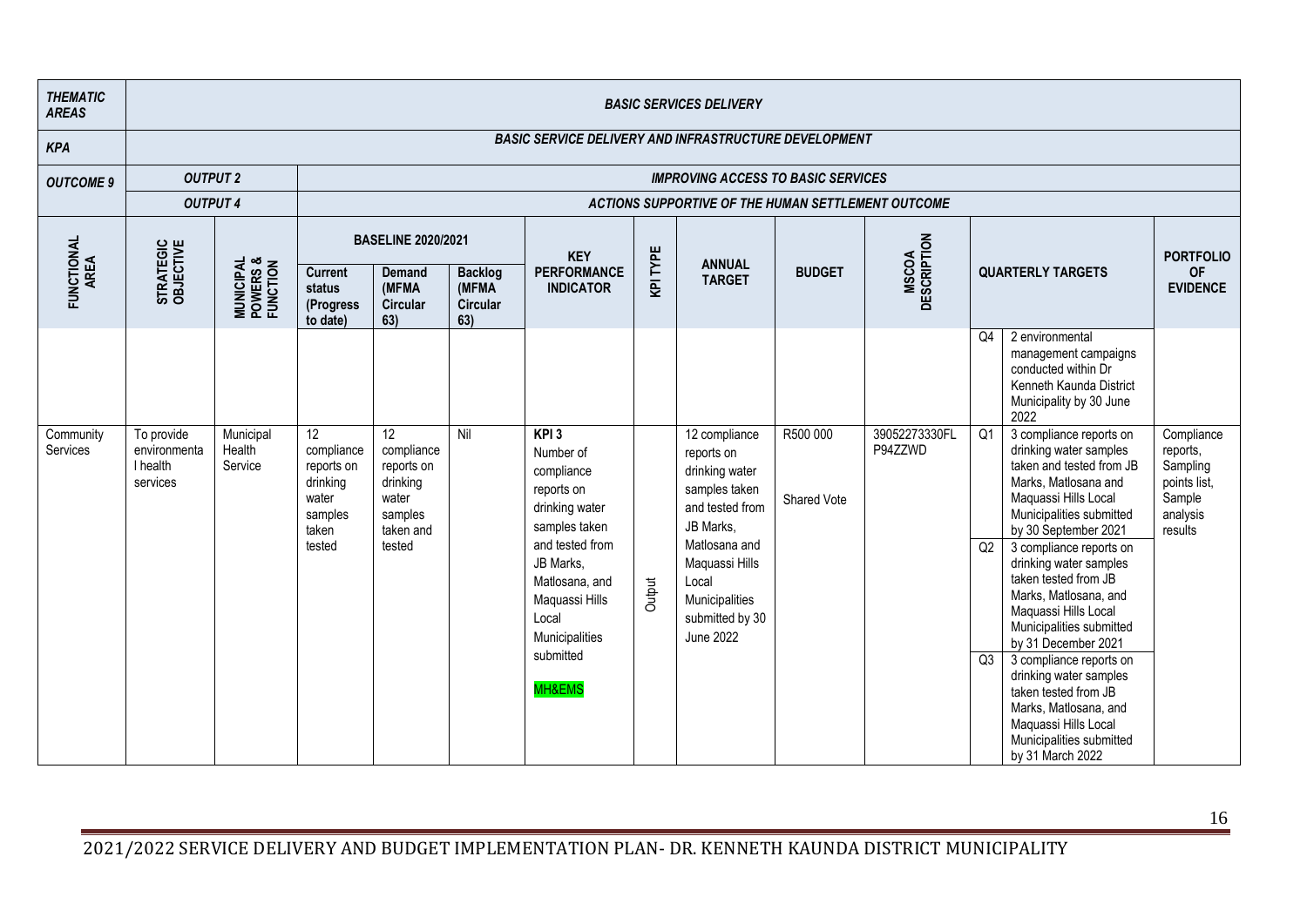| THEMATIC AREAS | BASIC SERVICES DELIVERY | | | | | | | | | | | | | |
|---|---|---|---|---|---|---|---|---|---|---|---|---|---|---|
| KPA | BASIC SERVICE DELIVERY AND INFRASTRUCTURE DEVELOPMENT | | | | | | | | | | | | | |
| OUTCOME 9 | OUTPUT 2 | | IMPROVING ACCESS TO BASIC SERVICES | | | | | | | | | | | |
| | OUTPUT 4 | | ACTIONS SUPPORTIVE OF THE HUMAN SETTLEMENT OUTCOME | | | | | | | | | | | |
| FUNCTIONAL AREA | STRATEGIC OBJECTIVE | MUNICIPAL POWERS & FUNCTION | BASELINE 2020/2021 | | | KEY PERFORMANCE INDICATOR | KPI TYPE | ANNUAL TARGET | BUDGET | MSCOA DESCRIPTION | QUARTERLY TARGETS | | PORTFOLIO OF EVIDENCE |
| | | | Current status (Progress to date) | Demand (MFMA Circular 63) | Backlog (MFMA Circular 63) | | | | | | | | |
| | | | | | | | | | | | Q4 | 2 environmental management campaigns conducted within Dr Kenneth Kaunda District Municipality by 30 June 2022 | |
| Community Services | To provide environmental health services | Municipal Health Service | 12 compliance reports on drinking water samples taken tested | 12 compliance reports on drinking water samples taken and tested | Nil | KPI 3 Number of compliance reports on drinking water samples taken and tested from JB Marks, Matlosana, and Maquassi Hills Local Municipalities submitted MH&EMS | Output | 12 compliance reports on drinking water samples taken and tested from JB Marks, Matlosana and Maquassi Hills Local Municipalities submitted by 30 June 2022 | R500 000 Shared Vote | 39052273330FLP94ZZWD | Q1 | 3 compliance reports on drinking water samples taken and tested from JB Marks, Matlosana and Maquassi Hills Local Municipalities submitted by 30 September 2021 | Compliance reports, Sampling points list, Sample analysis results |
| | | | | | | | | | | | Q2 | 3 compliance reports on drinking water samples taken tested from JB Marks, Matlosana, and Maquassi Hills Local Municipalities submitted by 31 December 2021 | |
| | | | | | | | | | | | Q3 | 3 compliance reports on drinking water samples taken tested from JB Marks, Matlosana, and Maquassi Hills Local Municipalities submitted by 31 March 2022 | |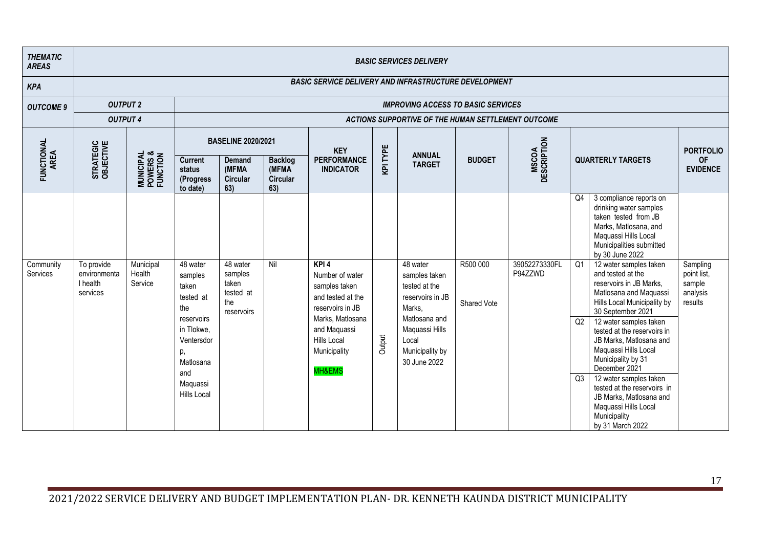| THEMATIC AREAS | BASIC SERVICES DELIVERY | | | | | | | | | | | | |
|---|---|---|---|---|---|---|---|---|---|---|---|---|---|
| KPA | BASIC SERVICE DELIVERY AND INFRASTRUCTURE DEVELOPMENT | | | | | | | | | | | | |
| OUTCOME 9 | OUTPUT 2 | | IMPROVING ACCESS TO BASIC SERVICES | | | | | | | | | | |
| | OUTPUT 4 | | ACTIONS SUPPORTIVE OF THE HUMAN SETTLEMENT OUTCOME | | | | | | | | | | |
| FUNCTIONAL AREA | STRATEGIC OBJECTIVE | MUNICIPAL POWERS & FUNCTION | BASELINE 2020/2021 | | | KEY PERFORMANCE INDICATOR | KPI TYPE | ANNUAL TARGET | BUDGET | MSCOA DESCRIPTION | QUARTERLY TARGETS | | PORTFOLIO OF EVIDENCE |
| | | | Current status (Progress to date) | Demand (MFMA Circular 63) | Backlog (MFMA Circular 63) | | | | | | | | |
| | | | | | | | | | | | Q4 | 3 compliance reports on drinking water samples taken tested from JB Marks, Matlosana, and Maquassi Hills Local Municipalities submitted by 30 June 2022 | |
| Community Services | To provide environmental health services | Municipal Health Service | 48 water samples taken tested at the reservoirs in Tlokwe, Ventersdorp, Matlosana and Maquassi Hills Local | 48 water samples taken tested at the reservoirs | Nil | KPI 4<br>Number of water samples taken and tested at the reservoirs in JB Marks, Matlosana and Maquassi Hills Local Municipality<br>MH&EMS | Output | 48 water samples taken tested at the reservoirs in JB Marks, Matlosana and Maquassi Hills Local Municipality by 30 June 2022 | R500 000<br>Shared Vote | 39052273330FLP94ZZWD | Q1 | 12 water samples taken and tested at the reservoirs in JB Marks, Matlosana and Maquassi Hills Local Municipality by 30 September 2021 | Sampling point list, sample analysis results |
| | | | | | | | | | | | Q2 | 12 water samples taken tested at the reservoirs in JB Marks, Matlosana and Maquassi Hills Local Municipality by 31 December 2021 | |
| | | | | | | | | | | | Q3 | 12 water samples taken tested at the reservoirs in JB Marks, Matlosana and Maquassi Hills Local Municipality by 31 March 2022 | |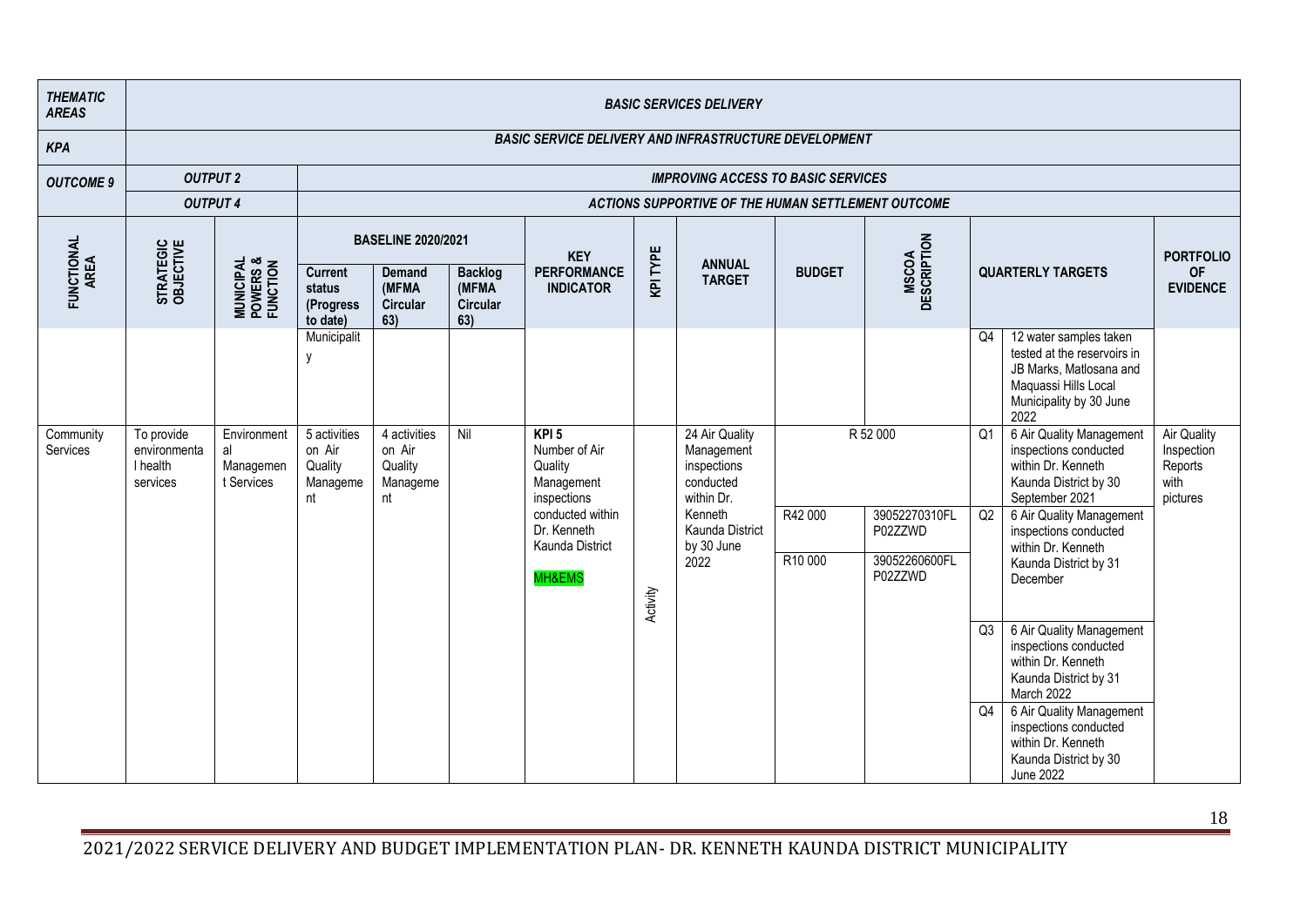| THEMATIC AREAS | BASIC SERVICES DELIVERY | | | | | | | | | | | | |
|---|---|---|---|---|---|---|---|---|---|---|---|---|---|
| KPA | BASIC SERVICE DELIVERY AND INFRASTRUCTURE DEVELOPMENT | | | | | | | | | | | | |
| OUTCOME 9 | OUTPUT 2 | | IMPROVING ACCESS TO BASIC SERVICES | | | | | | | | | | |
| | OUTPUT 4 | | ACTIONS SUPPORTIVE OF THE HUMAN SETTLEMENT OUTCOME | | | | | | | | | | |
| FUNCTIONAL AREA | STRATEGIC OBJECTIVE | MUNICIPAL POWERS & FUNCTION | BASELINE 2020/2021 | | | KEY PERFORMANCE INDICATOR | KPI TYPE | ANNUAL TARGET | BUDGET | MSCOA DESCRIPTION | QUARTERLY TARGETS | | PORTFOLIO OF EVIDENCE |
| | | | Current status (Progress to date) | Demand (MFMA Circular 63) | Backlog (MFMA Circular 63) | | | | | | | | |
| | | | Municipality | | | | | | | | Q4 | 12 water samples taken tested at the reservoirs in JB Marks, Matlosana and Maquassi Hills Local Municipality by 30 June 2022 | |
| Community Services | To provide environmental health services | Environmental Management Services | 5 activities on Air Quality Management | 4 activities on Air Quality Management | Nil | KPI 5 Number of Air Quality Management inspections conducted within Dr. Kenneth Kaunda District MH&EMS | Activity | 24 Air Quality Management inspections conducted within Dr. Kenneth Kaunda District by 30 June 2022 | R 52 000 | | Q1 | 6 Air Quality Management inspections conducted within Dr. Kenneth Kaunda District by 30 September 2021 | Air Quality Inspection Reports with pictures |
| | | | | | | | | | R42 000 | 39052270310FLP02ZZWD | Q2 | 6 Air Quality Management inspections conducted within Dr. Kenneth Kaunda District by 31 December | |
| | | | | | | | | | R10 000 | 39052260600FLP02ZZWD | | | |
| | | | | | | | | | | | Q3 | 6 Air Quality Management inspections conducted within Dr. Kenneth Kaunda District by 31 March 2022 | |
| | | | | | | | | | | | Q4 | 6 Air Quality Management inspections conducted within Dr. Kenneth Kaunda District by 30 June 2022 | |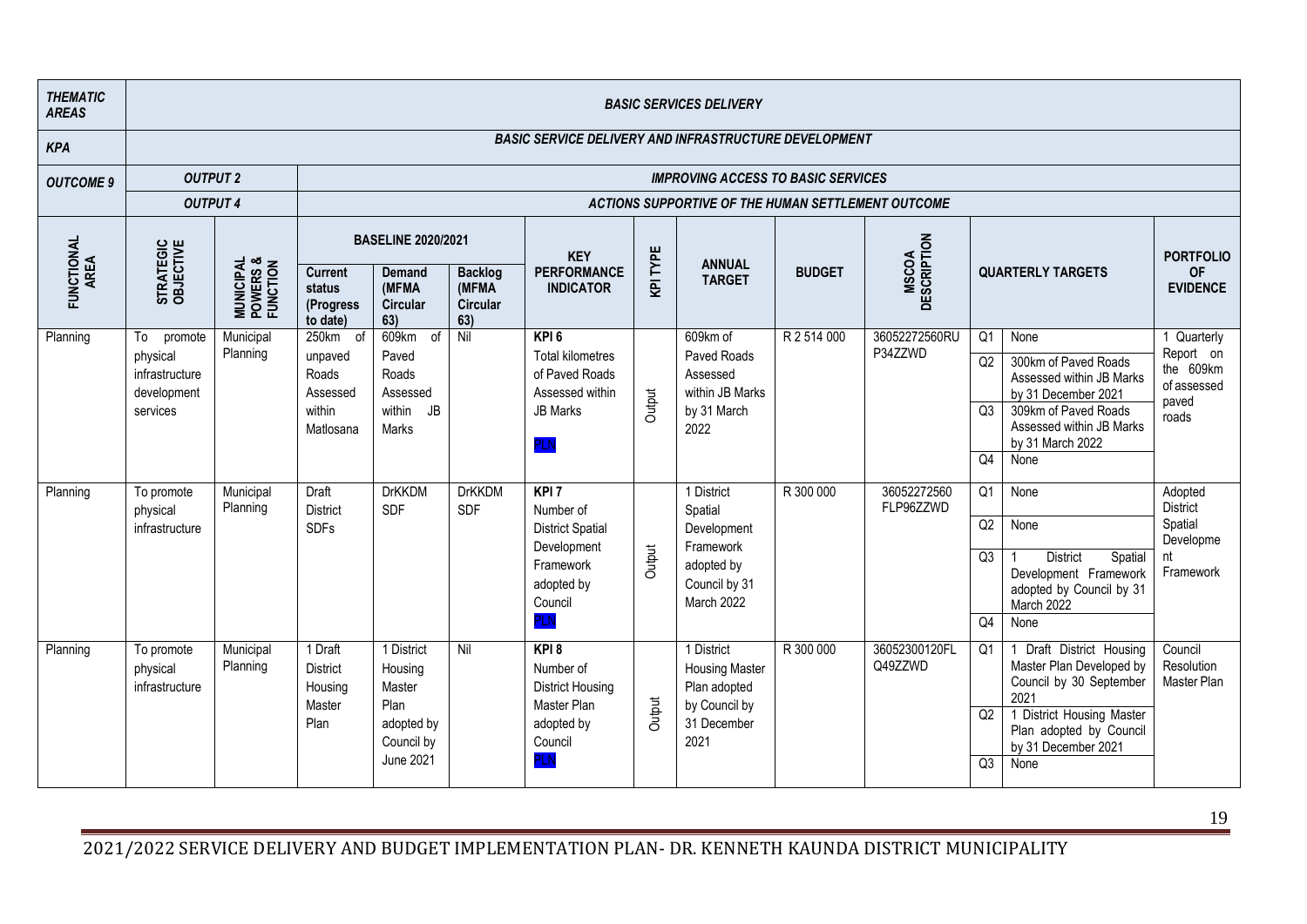| *THEMATIC AREAS* | *BASIC SERVICES DELIVERY* | | | | | | | | | | | | |
|---|---|---|---|---|---|---|---|---|---|---|---|---|---|
| *KPA* | *BASIC SERVICE DELIVERY AND INFRASTRUCTURE DEVELOPMENT* | | | | | | | | | | | | |
| *OUTCOME 9* | *OUTPUT 2* | | *IMPROVING ACCESS TO BASIC SERVICES* | | | | | | | | | | |
| | *OUTPUT 4* | | *ACTIONS SUPPORTIVE OF THE HUMAN SETTLEMENT OUTCOME* | | | | | | | | | | |
| **FUNCTIONAL AREA** | **STRATEGIC OBJECTIVE** | **MUNICIPAL POWERS & FUNCTION** | **BASELINE 2020/2021** | | | **KEY PERFORMANCE INDICATOR** | **KPI TYPE** | **ANNUAL TARGET** | **BUDGET** | **MSCOA DESCRIPTION** | **QUARTERLY TARGETS** | | **PORTFOLIO OF EVIDENCE** |
| | | | **Current status (Progress to date)** | **Demand (MFMA Circular 63)** | **Backlog (MFMA Circular 63)** | | | | | | | | |
| Planning | To promote physical infrastructure development services | Municipal Planning | 250km of unpaved Roads Assessed within Matlosana | 609km of Paved Roads Assessed within JB Marks | Nil | **KPI 6** Total kilometres of Paved Roads Assessed within JB Marks PLN | Output | 609km of Paved Roads Assessed within JB Marks by 31 March 2022 | R 2 514 000 | 36052272560RUP34ZZWD | Q1 | None | 1 Quarterly Report on the 609km of assessed paved roads |
| | | | | | | | | | | | Q2 | 300km of Paved Roads Assessed within JB Marks by 31 December 2021 | |
| | | | | | | | | | | | Q3 | 309km of Paved Roads Assessed within JB Marks by 31 March 2022 | |
| | | | | | | | | | | | Q4 | None | |
| Planning | To promote physical infrastructure | Municipal Planning | Draft District SDFs | DrKKDM SDF | DrKKDM SDF | **KPI 7** Number of District Spatial Development Framework adopted by Council PLN | Output | 1 District Spatial Development Framework adopted by Council by 31 March 2022 | R 300 000 | 36052272560FLP96ZZWD | Q1 | None | Adopted District Spatial Development Framework |
| | | | | | | | | | | | Q2 | None | |
| | | | | | | | | | | | Q3 | 1 District Spatial Development Framework adopted by Council by 31 March 2022 | |
| | | | | | | | | | | | Q4 | None | |
| Planning | To promote physical infrastructure | Municipal Planning | 1 Draft District Housing Master Plan | 1 District Housing Master Plan adopted by Council by June 2021 | Nil | **KPI 8** Number of District Housing Master Plan adopted by Council PLN | Output | 1 District Housing Master Plan adopted by Council by 31 December 2021 | R 300 000 | 36052300120FLQ49ZZWD | Q1 | 1 Draft District Housing Master Plan Developed by Council by 30 September 2021 | Council Resolution Master Plan |
| | | | | | | | | | | | Q2 | 1 District Housing Master Plan adopted by Council by 31 December 2021 | |
| | | | | | | | | | | | Q3 | None | |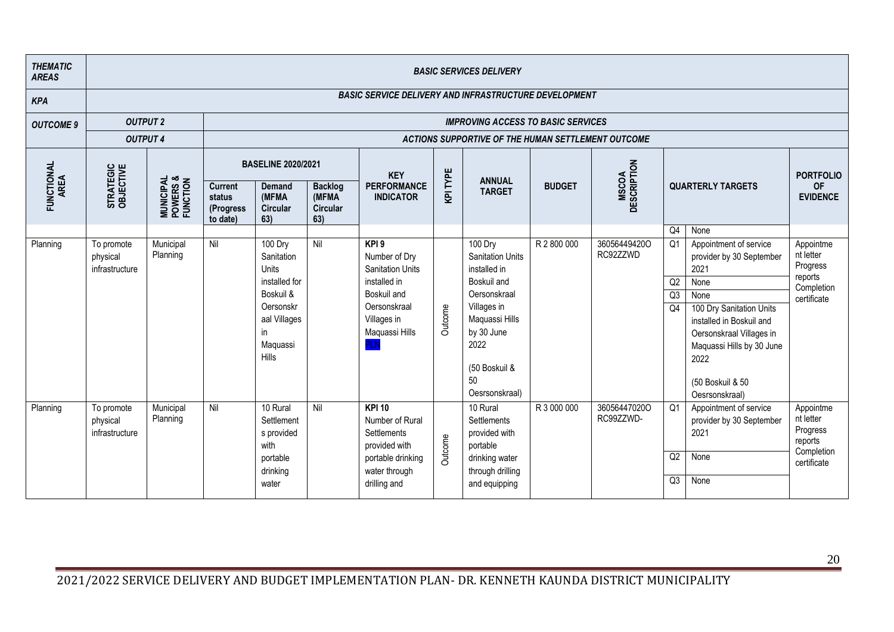| *THEMATIC AREAS* | *BASIC SERVICES DELIVERY* | | | | | | | | | | | | | |
|---|---|---|---|---|---|---|---|---|---|---|---|---|---|---|
| *KPA* | *BASIC SERVICE DELIVERY AND INFRASTRUCTURE DEVELOPMENT* | | | | | | | | | | | | | |
| *OUTCOME 9* | *OUTPUT 2* | | *IMPROVING ACCESS TO BASIC SERVICES* | | | | | | | | | | | |
| | *OUTPUT 4* | | *ACTIONS SUPPORTIVE OF THE HUMAN SETTLEMENT OUTCOME* | | | | | | | | | | | |
| **FUNCTIONAL AREA** | **STRATEGIC OBJECTIVE** | **MUNICIPAL POWERS & FUNCTION** | **BASELINE 2020/2021** | | | **KEY PERFORMANCE INDICATOR** | **KPI TYPE** | **ANNUAL TARGET** | **BUDGET** | **MSCOA DESCRIPTION** | **QUARTERLY TARGETS** | | **PORTFOLIO OF EVIDENCE** |
| | | | **Current status (Progress to date)** | **Demand (MFMA Circular 63)** | **Backlog (MFMA Circular 63)** | | | | | | | | |
| | | | | | | | | | | | Q4 | None | |
| Planning | To promote physical infrastructure | Municipal Planning | Nil | 100 Dry Sanitation Units installed for Boskuil & Oersonskraal Villages in Maquassi Hills | Nil | **KPI 9** Number of Dry Sanitation Units installed in Boskuil and Oersonskraal Villages in Maquassi Hills PLN | Outcome | 100 Dry Sanitation Units installed in Boskuil and Oersonskraal Villages in Maquassi Hills by 30 June 2022 (50 Boskuil & 50 Oesrsonskraal) | R 2 800 000 | 360564494200RC92ZZWD | Q1 | Appointment of service provider by 30 September 2021 | Appointment letter Progress reports Completion certificate |
| | | | | | | | | | | | Q2 | None | |
| | | | | | | | | | | | Q3 | None | |
| | | | | | | | | | | | Q4 | 100 Dry Sanitation Units installed in Boskuil and Oersonskraal Villages in Maquassi Hills by 30 June 2022 (50 Boskuil & 50 Oesrsonskraal) | |
| Planning | To promote physical infrastructure | Municipal Planning | Nil | 10 Rural Settlements provided with portable drinking water | Nil | **KPI 10** Number of Rural Settlements provided with portable drinking water through drilling and | Outcome | 10 Rural Settlements provided with portable drinking water through drilling and equipping | R 3 000 000 | 360564470200RC99ZZWD- | Q1 | Appointment of service provider by 30 September 2021 | Appointment letter Progress reports Completion certificate |
| | | | | | | | | | | | Q2 | None | |
| | | | | | | | | | | | Q3 | None | |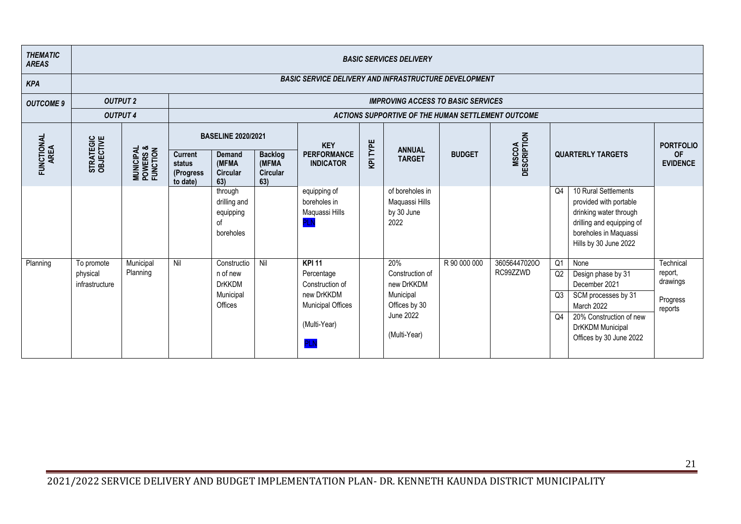| THEMATIC AREAS | BASIC SERVICES DELIVERY | | | | | | | | | | | | | |
|---|---|---|---|---|---|---|---|---|---|---|---|---|---|---|
| KPA | BASIC SERVICE DELIVERY AND INFRASTRUCTURE DEVELOPMENT | | | | | | | | | | | | | |
| OUTCOME 9 | OUTPUT 2 | | IMPROVING ACCESS TO BASIC SERVICES | | | | | | | | | | | |
| | OUTPUT 4 | | ACTIONS SUPPORTIVE OF THE HUMAN SETTLEMENT OUTCOME | | | | | | | | | | | |
| FUNCTIONAL AREA | STRATEGIC OBJECTIVE | MUNICIPAL POWERS & FUNCTION | BASELINE 2020/2021 | | | KEY PERFORMANCE INDICATOR | KPI TYPE | ANNUAL TARGET | BUDGET | MSCOA DESCRIPTION | QUARTERLY TARGETS | | PORTFOLIO OF EVIDENCE |
| | | | Current status (Progress to date) | Demand (MFMA Circular 63) | Backlog (MFMA Circular 63) | | | | | | | | |
| | | | | through drilling and equipping of boreholes | | equipping of boreholes in Maquassi Hills PLN | | of boreholes in Maquassi Hills by 30 June 2022 | | | Q4 | 10 Rural Settlements provided with portable drinking water through drilling and equipping of boreholes in Maquassi Hills by 30 June 2022 | |
| Planning | To promote physical infrastructure | Municipal Planning | Nil | Construction of new DrKKDM Municipal Offices | Nil | **KPI 11** Percentage Construction of new DrKKDM Municipal Offices (Multi-Year) PLN | | 20% Construction of new DrKKDM Municipal Offices by 30 June 2022 (Multi-Year) | R 90 000 000 | 36056447020O RC99ZZWD | Q1 | None | Technical report, drawings Progress reports |
| | | | | | | | | | | | Q2 | Design phase by 31 December 2021 | |
| | | | | | | | | | | | Q3 | SCM processes by 31 March 2022 | |
| | | | | | | | | | | | Q4 | 20% Construction of new DrKKDM Municipal Offices by 30 June 2022 | |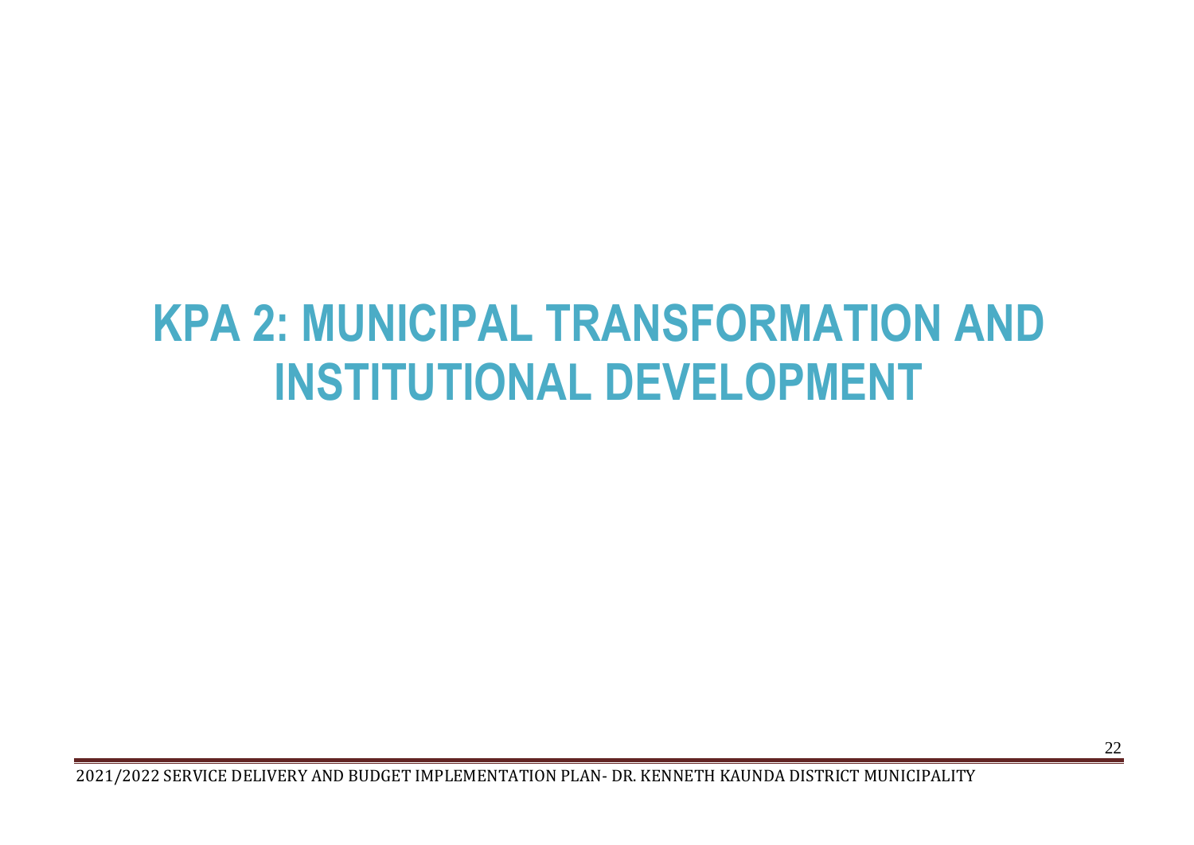# KPA 2: MUNICIPAL TRANSFORMATION AND INSTITUTIONAL DEVELOPMENT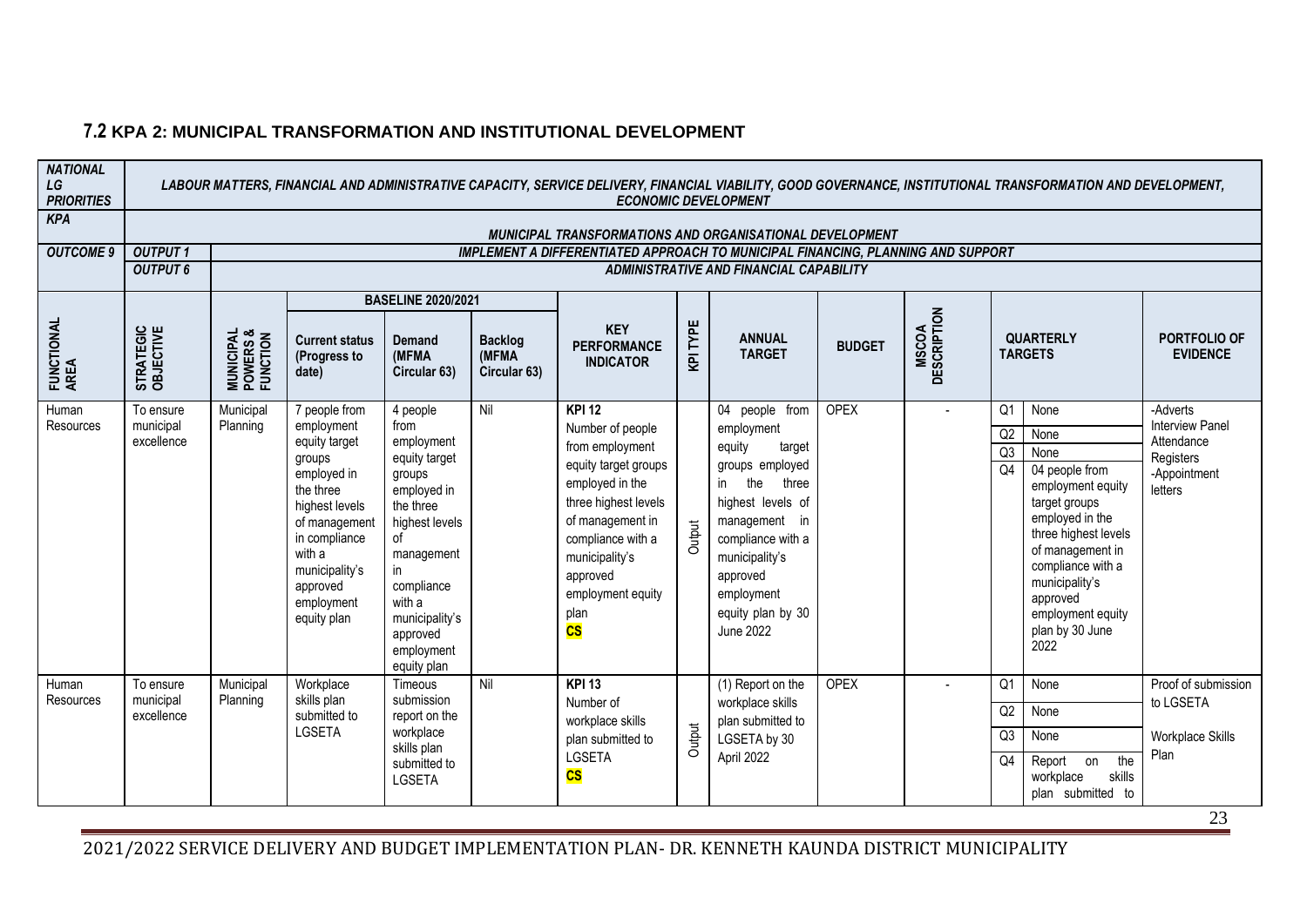## 7.2 KPA 2: MUNICIPAL TRANSFORMATION AND INSTITUTIONAL DEVELOPMENT

| NATIONAL LG PRIORITIES | LABOUR MATTERS, FINANCIAL AND ADMINISTRATIVE CAPACITY, SERVICE DELIVERY, FINANCIAL VIABILITY, GOOD GOVERNANCE, INSTITUTIONAL TRANSFORMATION AND DEVELOPMENT, ECONOMIC DEVELOPMENT | | | | | | | | | | | | |
|---|---|---|---|---|---|---|---|---|---|---|---|---|---|
| KPA | MUNICIPAL TRANSFORMATIONS AND ORGANISATIONAL DEVELOPMENT | | | | | | | | | | | | |
| OUTCOME 9 | OUTPUT 1 | IMPLEMENT A DIFFERENTIATED APPROACH TO MUNICIPAL FINANCING, PLANNING AND SUPPORT | | | | | | | | | | | |
| | OUTPUT 6 | ADMINISTRATIVE AND FINANCIAL CAPABILITY | | | | | | | | | | | |
| FUNCTIONAL AREA | STRATEGIC OBJECTIVE | MUNICIPAL POWERS & FUNCTION | BASELINE 2020/2021 Current status (Progress to date) | BASELINE 2020/2021 Demand (MFMA Circular 63) | BASELINE 2020/2021 Backlog (MFMA Circular 63) | KEY PERFORMANCE INDICATOR | KPI TYPE | ANNUAL TARGET | BUDGET | MSCOA DESCRIPTION | QUARTERLY TARGETS | | PORTFOLIO OF EVIDENCE |
| Human Resources | To ensure municipal excellence | Municipal Planning | 7 people from employment equity target groups employed in the three highest levels of management in compliance with a municipality's approved employment equity plan | 4 people from employment equity target groups employed in the three highest levels of management in compliance with a municipality's approved employment equity plan | Nil | **KPI 12** Number of people from employment equity target groups employed in the three highest levels of management in compliance with a municipality's approved employment equity plan **CS** | Output | 04 people from employment equity target groups employed in the three highest levels of management in compliance with a municipality's approved employment equity plan by 30 June 2022 | OPEX | - | Q1 | None | -Adverts Interview Panel Attendance Registers -Appointment letters |
| | | | | | | | | | | | Q2 | None | |
| | | | | | | | | | | | Q3 | None | |
| | | | | | | | | | | | Q4 | 04 people from employment equity target groups employed in the three highest levels of management in compliance with a municipality's approved employment equity plan by 30 June 2022 | |
| Human Resources | To ensure municipal excellence | Municipal Planning | Workplace skills plan submitted to LGSETA | Timeous submission report on the workplace skills plan submitted to LGSETA | Nil | **KPI 13** Number of workplace skills plan submitted to LGSETA **CS** | Output | (1) Report on the workplace skills plan submitted to LGSETA by 30 April 2022 | OPEX | - | Q1 | None | Proof of submission to LGSETA Workplace Skills Plan |
| | | | | | | | | | | | Q2 | None | |
| | | | | | | | | | | | Q3 | None | |
| | | | | | | | | | | | Q4 | Report on the workplace skills plan submitted to | |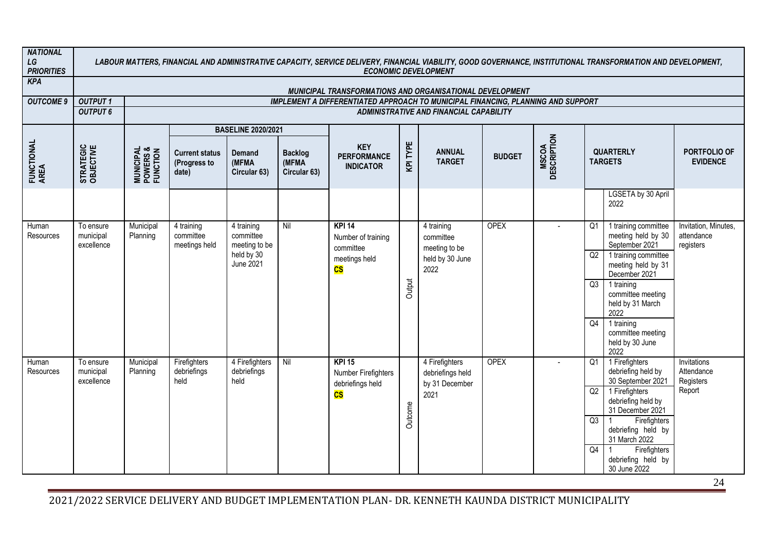| NATIONAL LG PRIORITIES | LABOUR MATTERS, FINANCIAL AND ADMINISTRATIVE CAPACITY, SERVICE DELIVERY, FINANCIAL VIABILITY, GOOD GOVERNANCE, INSTITUTIONAL TRANSFORMATION AND DEVELOPMENT, ECONOMIC DEVELOPMENT | | | | | | | | | | | | |
|---|---|---|---|---|---|---|---|---|---|---|---|---|---|
| KPA | MUNICIPAL TRANSFORMATIONS AND ORGANISATIONAL DEVELOPMENT | | | | | | | | | | | | |
| OUTCOME 9 | OUTPUT 1 | IMPLEMENT A DIFFERENTIATED APPROACH TO MUNICIPAL FINANCING, PLANNING AND SUPPORT | | | | | | | | | | | |
| | OUTPUT 6 | ADMINISTRATIVE AND FINANCIAL CAPABILITY | | | | | | | | | | | |
| | | | BASELINE 2020/2021 | | | | | | | | | | |
| FUNCTIONAL AREA | STRATEGIC OBJECTIVE | MUNICIPAL POWERS & FUNCTION | Current status (Progress to date) | Demand (MFMA Circular 63) | Backlog (MFMA Circular 63) | KEY PERFORMANCE INDICATOR | KPI TYPE | ANNUAL TARGET | BUDGET | MSCOA DESCRIPTION | QUARTERLY TARGETS | | PORTFOLIO OF EVIDENCE |
| | | | | | | | | | | | | LGSETA by 30 April 2022 | |
| Human Resources | To ensure municipal excellence | Municipal Planning | 4 training committee meetings held | 4 training committee meeting to be held by 30 June 2021 | Nil | **KPI 14** Number of training committee meetings held **CS** | Output | 4 training committee meeting to be held by 30 June 2022 | OPEX | - | Q1 | 1 training committee meeting held by 30 September 2021 | Invitation, Minutes, attendance registers |
| | | | | | | | | | | | Q2 | 1 training committee meeting held by 31 December 2021 | |
| | | | | | | | | | | | Q3 | 1 training committee meeting held by 31 March 2022 | |
| | | | | | | | | | | | Q4 | 1 training committee meeting held by 30 June 2022 | |
| Human Resources | To ensure municipal excellence | Municipal Planning | Firefighters debriefings held | 4 Firefighters debriefings held | Nil | **KPI 15** Number Firefighters debriefings held **CS** | Outcome | 4 Firefighters debriefings held by 31 December 2021 | OPEX | - | Q1 | 1 Firefighters debriefing held by 30 September 2021 | Invitations Attendance Registers Report |
| | | | | | | | | | | | Q2 | 1 Firefighters debriefing held by 31 December 2021 | |
| | | | | | | | | | | | Q3 | 1 Firefighters debriefing held by 31 March 2022 | |
| | | | | | | | | | | | Q4 | 1 Firefighters debriefing held by 30 June 2022 | |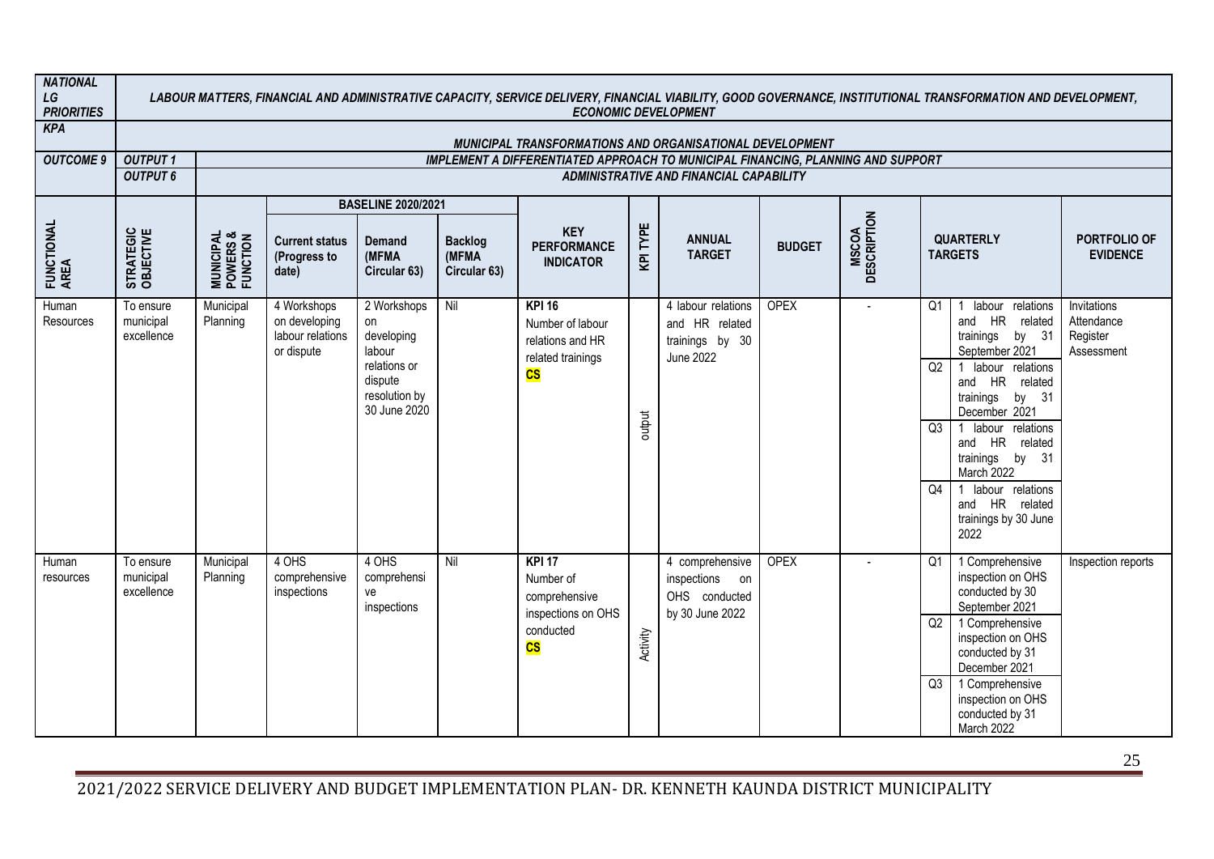| NATIONAL LG PRIORITIES | LABOUR MATTERS, FINANCIAL AND ADMINISTRATIVE CAPACITY, SERVICE DELIVERY, FINANCIAL VIABILITY, GOOD GOVERNANCE, INSTITUTIONAL TRANSFORMATION AND DEVELOPMENT, ECONOMIC DEVELOPMENT | | | | | | | | | | | | |
|---|---|---|---|---|---|---|---|---|---|---|---|---|---|
| KPA | MUNICIPAL TRANSFORMATIONS AND ORGANISATIONAL DEVELOPMENT | | | | | | | | | | | | |
| OUTCOME 9 | OUTPUT 1 | IMPLEMENT A DIFFERENTIATED APPROACH TO MUNICIPAL FINANCING, PLANNING AND SUPPORT | | | | | | | | | | | |
| | OUTPUT 6 | ADMINISTRATIVE AND FINANCIAL CAPABILITY | | | | | | | | | | | |
| | | | BASELINE 2020/2021 | | | | | | | | | | |
| FUNCTIONAL AREA | STRATEGIC OBJECTIVE | MUNICIPAL POWERS & FUNCTION | Current status (Progress to date) | Demand (MFMA Circular 63) | Backlog (MFMA Circular 63) | KEY PERFORMANCE INDICATOR | KPI TYPE | ANNUAL TARGET | BUDGET | MSCOA DESCRIPTION | QUARTERLY TARGETS | | PORTFOLIO OF EVIDENCE |
| Human Resources | To ensure municipal excellence | Municipal Planning | 4 Workshops on developing labour relations or dispute | 2 Workshops on developing labour relations or dispute resolution by 30 June 2020 | Nil | **KPI 16** Number of labour relations and HR related trainings **CS** | output | 4 labour relations and HR related trainings by 30 June 2022 | OPEX | - | Q1 | 1 labour relations and HR related trainings by 31 September 2021 | Invitations Attendance Register Assessment |
| | | | | | | | | | | | Q2 | 1 labour relations and HR related trainings by 31 December 2021 | |
| | | | | | | | | | | | Q3 | 1 labour relations and HR related trainings by 31 March 2022 | |
| | | | | | | | | | | | Q4 | 1 labour relations and HR related trainings by 30 June 2022 | |
| Human resources | To ensure municipal excellence | Municipal Planning | 4 OHS comprehensive inspections | 4 OHS comprehensive inspections | Nil | **KPI 17** Number of comprehensive inspections on OHS conducted **CS** | Activity | 4 comprehensive inspections on OHS conducted by 30 June 2022 | OPEX | - | Q1 | 1 Comprehensive inspection on OHS conducted by 30 September 2021 | Inspection reports |
| | | | | | | | | | | | Q2 | 1 Comprehensive inspection on OHS conducted by 31 December 2021 | |
| | | | | | | | | | | | Q3 | 1 Comprehensive inspection on OHS conducted by 31 March 2022 | |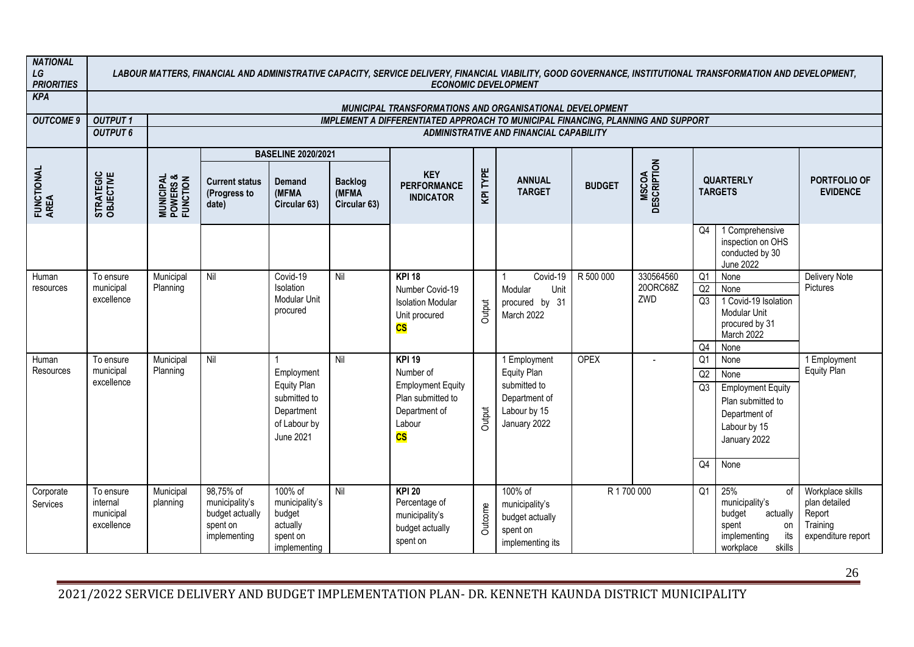| NATIONAL LG PRIORITIES | LABOUR MATTERS, FINANCIAL AND ADMINISTRATIVE CAPACITY, SERVICE DELIVERY, FINANCIAL VIABILITY, GOOD GOVERNANCE, INSTITUTIONAL TRANSFORMATION AND DEVELOPMENT, ECONOMIC DEVELOPMENT | | | | | | | | | | | | |
|---|---|---|---|---|---|---|---|---|---|---|---|---|---|
| KPA | MUNICIPAL TRANSFORMATIONS AND ORGANISATIONAL DEVELOPMENT | | | | | | | | | | | | |
| OUTCOME 9 | OUTPUT 1 | IMPLEMENT A DIFFERENTIATED APPROACH TO MUNICIPAL FINANCING, PLANNING AND SUPPORT | | | | | | | | | | | |
| | OUTPUT 6 | ADMINISTRATIVE AND FINANCIAL CAPABILITY | | | | | | | | | | | |
| FUNCTIONAL AREA | STRATEGIC OBJECTIVE | MUNICIPAL POWERS & FUNCTION | BASELINE 2020/2021 Current status (Progress to date) | BASELINE 2020/2021 Demand (MFMA Circular 63) | BASELINE 2020/2021 Backlog (MFMA Circular 63) | KEY PERFORMANCE INDICATOR | KPI TYPE | ANNUAL TARGET | BUDGET | MSCOA DESCRIPTION | QUARTERLY TARGETS | | PORTFOLIO OF EVIDENCE |
| | | | | | | | | | | | Q4 | 1 Comprehensive inspection on OHS conducted by 30 June 2022 | |
| Human resources | To ensure municipal excellence | Municipal Planning | Nil | Covid-19 Isolation Modular Unit procured | Nil | **KPI 18** Number Covid-19 Isolation Modular Unit procured **CS** | Output | 1 Covid-19 Modular Unit procured by 31 March 2022 | R 500 000 | 330564560 20ORC68Z ZWD | Q1 | None | Delivery Note Pictures |
| | | | | | | | | | | | Q2 | None | |
| | | | | | | | | | | | Q3 | 1 Covid-19 Isolation Modular Unit procured by 31 March 2022 | |
| | | | | | | | | | | | Q4 | None | |
| Human Resources | To ensure municipal excellence | Municipal Planning | Nil | 1 Employment Equity Plan submitted to Department of Labour by June 2021 | Nil | **KPI 19** Number of Employment Equity Plan submitted to Department of Labour **CS** | Output | 1 Employment Equity Plan submitted to Department of Labour by 15 January 2022 | OPEX | - | Q1 | None | 1 Employment Equity Plan |
| | | | | | | | | | | | Q2 | None | |
| | | | | | | | | | | | Q3 | Employment Equity Plan submitted to Department of Labour by 15 January 2022 | |
| | | | | | | | | | | | Q4 | None | |
| Corporate Services | To ensure internal municipal excellence | Municipal planning | 98,75% of municipality's budget actually spent on implementing | 100% of municipality's budget actually spent on implementing | Nil | **KPI 20** Percentage of municipality's budget actually spent on | Outcome | 100% of municipality's budget actually spent on implementing its | R 1 700 000 | | Q1 | 25% of municipality's budget actually spent on implementing its workplace skills | Workplace skills plan detailed Report Training expenditure report |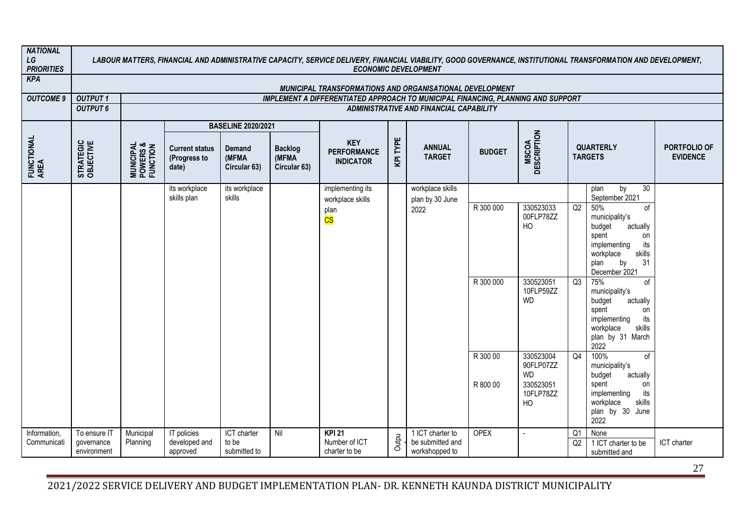| NATIONAL LG PRIORITIES | LABOUR MATTERS, FINANCIAL AND ADMINISTRATIVE CAPACITY, SERVICE DELIVERY, FINANCIAL VIABILITY, GOOD GOVERNANCE, INSTITUTIONAL TRANSFORMATION AND DEVELOPMENT, ECONOMIC DEVELOPMENT | | | | | | | | | | | | | |
|---|---|---|---|---|---|---|---|---|---|---|---|---|---|---|
| KPA | MUNICIPAL TRANSFORMATIONS AND ORGANISATIONAL DEVELOPMENT | | | | | | | | | | | | | |
| OUTCOME 9 | OUTPUT 1 | IMPLEMENT A DIFFERENTIATED APPROACH TO MUNICIPAL FINANCING, PLANNING AND SUPPORT | | | | | | | | | | | | |
| | OUTPUT 6 | ADMINISTRATIVE AND FINANCIAL CAPABILITY | | | | | | | | | | | | |
| | | | BASELINE 2020/2021 | | | | | | | | | | | |
| FUNCTIONAL AREA | STRATEGIC OBJECTIVE | MUNICIPAL POWERS & FUNCTION | Current status (Progress to date) | Demand (MFMA Circular 63) | Backlog (MFMA Circular 63) | KEY PERFORMANCE INDICATOR | KPI TYPE | ANNUAL TARGET | BUDGET | MSCOA DESCRIPTION | QUARTERLY TARGETS | | PORTFOLIO OF EVIDENCE |
| | | | its workplace skills plan | its workplace skills | | implementing its workplace skills plan CS | | workplace skills plan by 30 June 2022 | | | | plan by 30 September 2021 | |
| | | | | | | | | | R 300 000 | 330523033 00FLP78ZZ HO | Q2 | 50% of municipality's budget actually spent on implementing its workplace skills plan by 31 December 2021 | |
| | | | | | | | | | R 300 000 | 330523051 10FLP59ZZ WD | Q3 | 75% of municipality's budget actually spent on implementing its workplace skills plan by 31 March 2022 | |
| | | | | | | | | | R 300 00<br>R 800 00 | 330523004 90FLP07ZZ WD<br>330523051 10FLP78ZZ HO | Q4 | 100% of municipality's budget actually spent on implementing its workplace skills plan by 30 June 2022 | |
| Information, Communicati | To ensure IT governance environment | Municipal Planning | IT policies developed and approved | ICT charter to be submitted to | Nil | **KPI 21** Number of ICT charter to be | Output | 1 ICT charter to be submitted and workshopped to | OPEX | - | Q1 | None | |
| | | | | | | | | | | | Q2 | 1 ICT charter to be submitted and | ICT charter |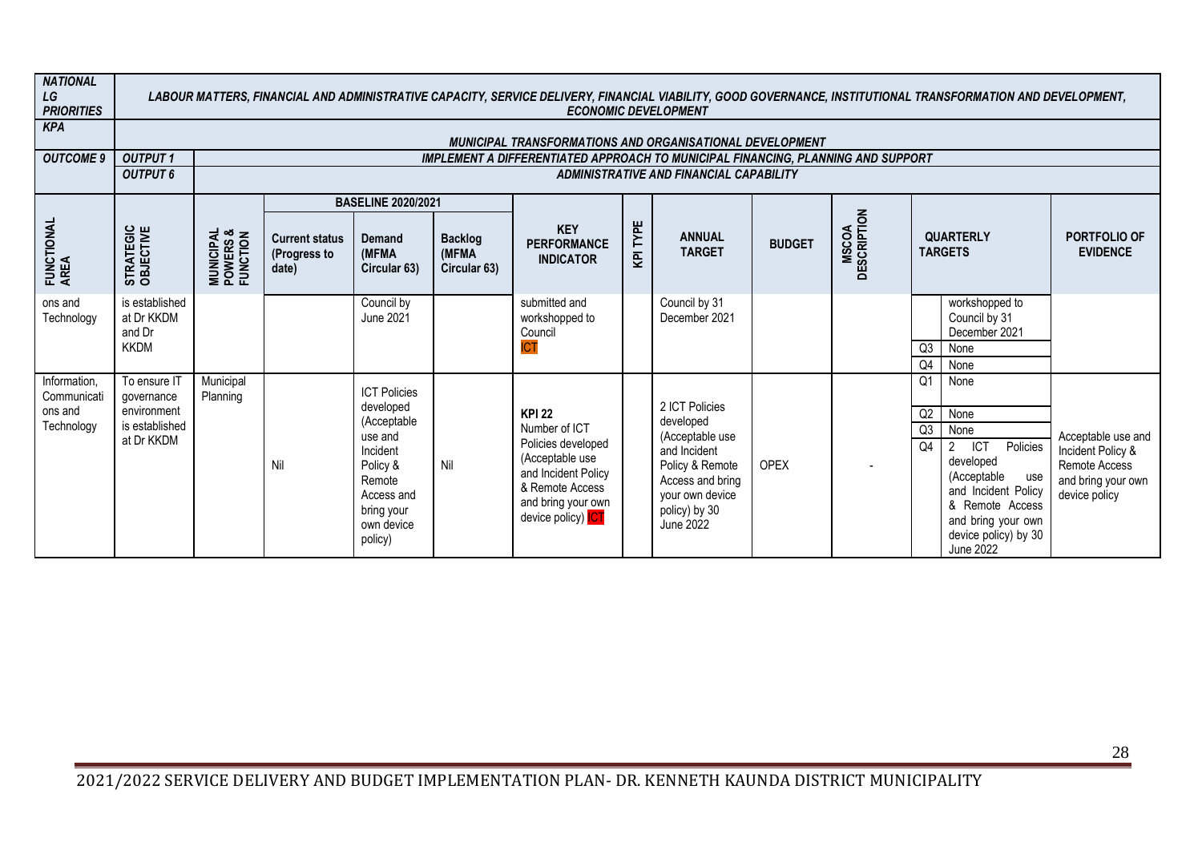| ***NATIONAL LG PRIORITIES*** | ***LABOUR MATTERS, FINANCIAL AND ADMINISTRATIVE CAPACITY, SERVICE DELIVERY, FINANCIAL VIABILITY, GOOD GOVERNANCE, INSTITUTIONAL TRANSFORMATION AND DEVELOPMENT, ECONOMIC DEVELOPMENT*** | | | | | | | | | | | | | |
|---|---|---|---|---|---|---|---|---|---|---|---|---|---|
| ***KPA*** | ***MUNICIPAL TRANSFORMATIONS AND ORGANISATIONAL DEVELOPMENT*** | | | | | | | | | | | | | |
| ***OUTCOME 9*** | ***OUTPUT 1*** | ***IMPLEMENT A DIFFERENTIATED APPROACH TO MUNICIPAL FINANCING, PLANNING AND SUPPORT*** | | | | | | | | | | | | |
| | ***OUTPUT 6*** | ***ADMINISTRATIVE AND FINANCIAL CAPABILITY*** | | | | | | | | | | | | |
| | | | **BASELINE 2020/2021** | | | | | | | | | | | |
| **FUNCTIONAL AREA** | **STRATEGIC OBJECTIVE** | **MUNICIPAL POWERS & FUNCTION** | **Current status (Progress to date)** | **Demand (MFMA Circular 63)** | **Backlog (MFMA Circular 63)** | **KEY PERFORMANCE INDICATOR** | **KPI TYPE** | **ANNUAL TARGET** | **BUDGET** | **MSCOA DESCRIPTION** | **QUARTERLY TARGETS** | | **PORTFOLIO OF EVIDENCE** |
| ons and Technology | is established at Dr KKDM and Dr KKDM | | | Council by June 2021 | | submitted and workshopped to Council ICT | | Council by 31 December 2021 | | | | workshopped to Council by 31 December 2021 | |
| | | | | | | | | | | | Q3 | None | |
| | | | | | | | | | | | Q4 | None | |
| Information, Communications and Technology | To ensure IT governance environment is established at Dr KKDM | Municipal Planning | Nil | ICT Policies developed (Acceptable use and Incident Policy & Remote Access and bring your own device policy) | Nil | **KPI 22** Number of ICT Policies developed (Acceptable use and Incident Policy & Remote Access and bring your own device policy) ICT | | 2 ICT Policies developed (Acceptable use and Incident Policy & Remote Access and bring your own device policy) by 30 June 2022 | OPEX | - | Q1 | None | Acceptable use and Incident Policy & Remote Access and bring your own device policy |
| | | | | | | | | | | | Q2 | None | |
| | | | | | | | | | | | Q3 | None | |
| | | | | | | | | | | | Q4 | 2 ICT Policies developed (Acceptable use and Incident Policy & Remote Access and bring your own device policy) by 30 June 2022 | |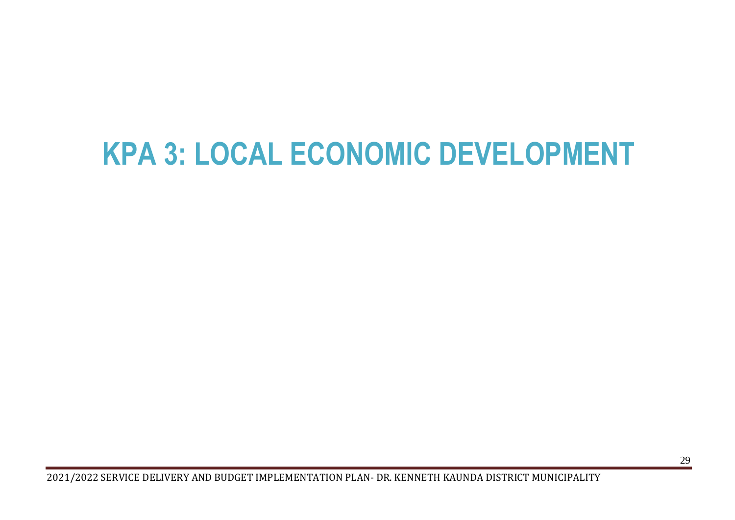# KPA 3: LOCAL ECONOMIC DEVELOPMENT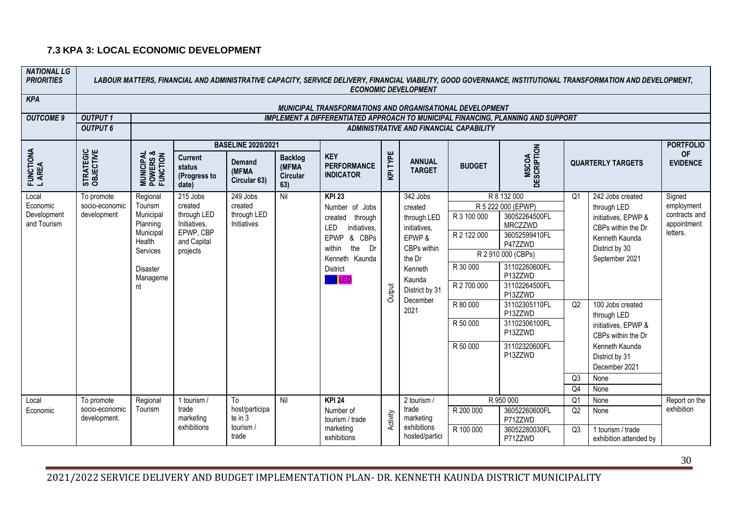## 7.3 KPA 3: LOCAL ECONOMIC DEVELOPMENT

| *NATIONAL LG PRIORITIES* | *LABOUR MATTERS, FINANCIAL AND ADMINISTRATIVE CAPACITY, SERVICE DELIVERY, FINANCIAL VIABILITY, GOOD GOVERNANCE, INSTITUTIONAL TRANSFORMATION AND DEVELOPMENT, ECONOMIC DEVELOPMENT* | | | | | | | | | | | | |
|---|---|---|---|---|---|---|---|---|---|---|---|---|---|
| *KPA* | *MUNICIPAL TRANSFORMATIONS AND ORGANISATIONAL DEVELOPMENT* | | | | | | | | | | | | |
| *OUTCOME 9* | *OUTPUT 1* | *IMPLEMENT A DIFFERENTIATED APPROACH TO MUNICIPAL FINANCING, PLANNING AND SUPPORT* | | | | | | | | | | | |
| | *OUTPUT 6* | *ADMINISTRATIVE AND FINANCIAL CAPABILITY* | | | | | | | | | | | |
| **FUNCTIONAL AREA** | **STRATEGIC OBJECTIVE** | **MUNICIPAL POWERS & FUNCTION** | **BASELINE 2020/2021** Current status (Progress to date) | Demand (MFMA Circular 63) | Backlog (MFMA Circular 63) | **KEY PERFORMANCE INDICATOR** | **KPI TYPE** | **ANNUAL TARGET** | **BUDGET** | **MSCOA DESCRIPTION** | **QUARTERLY TARGETS** | | **PORTFOLIO OF EVIDENCE** |
| Local Economic Development and Tourism | To promote socio-economic development | Regional Tourism<br>Municipal Planning<br>Municipal Health Services<br>Disaster Management | 215 Jobs created through LED Initiatives, EPWP, CBP and Capital projects | 249 Jobs created through LED Initiatives | Nil | **KPI 23**<br>Number of Jobs created through LED initiatives, EPWP & CBPs within the Dr Kenneth Kaunda District<br>PLN LED | Output | 342 Jobs created through LED initiatives, EPWP & CBPs within the Dr Kenneth Kaunda District by 31 December 2021 | R 8 132 000<br>R 5 222 000 (EPWP)<br>R 3 100 000<br>R 2 122 000<br>R 2 910 000 (CBPs)<br>R 30 000<br>R 2 700 000<br>R 80 000<br>R 50 000<br>R 50 000 | 36052264500FL MRCZZWD<br>36052599410FL P47ZZWD<br>31102260600FL P13ZZWD<br>31102264500FL P13ZZWD<br>31102305110FL P13ZZWD<br>31102306100FL P13ZZWD<br>31102320600FL P13ZZWD | Q1<br>Q2<br>Q3<br>Q4 | 242 Jobs created through LED initiatives, EPWP & CBPs within the Dr Kenneth Kaunda District by 30 September 2021<br>100 Jobs created through LED initiatives, EPWP & CBPs within the Dr Kenneth Kaunda District by 31 December 2021<br>None<br>None | Signed employment contracts and appointment letters. |
| Local Economic | To promote socio-economic development. | Regional Tourism | 1 tourism / trade marketing exhibitions | To host/participate in 3 tourism / trade | Nil | **KPI 24**<br>Number of tourism / trade marketing exhibitions | Activity | 2 tourism / trade marketing exhibitions hosted/partici | R 950 000<br>R 200 000<br>R 100 000 | 36052260600FL P71ZZWD<br>36052280030FL P71ZZWD | Q1<br>Q2<br>Q3 | None<br>None<br>1 tourism / trade exhibition attended by | Report on the exhibition |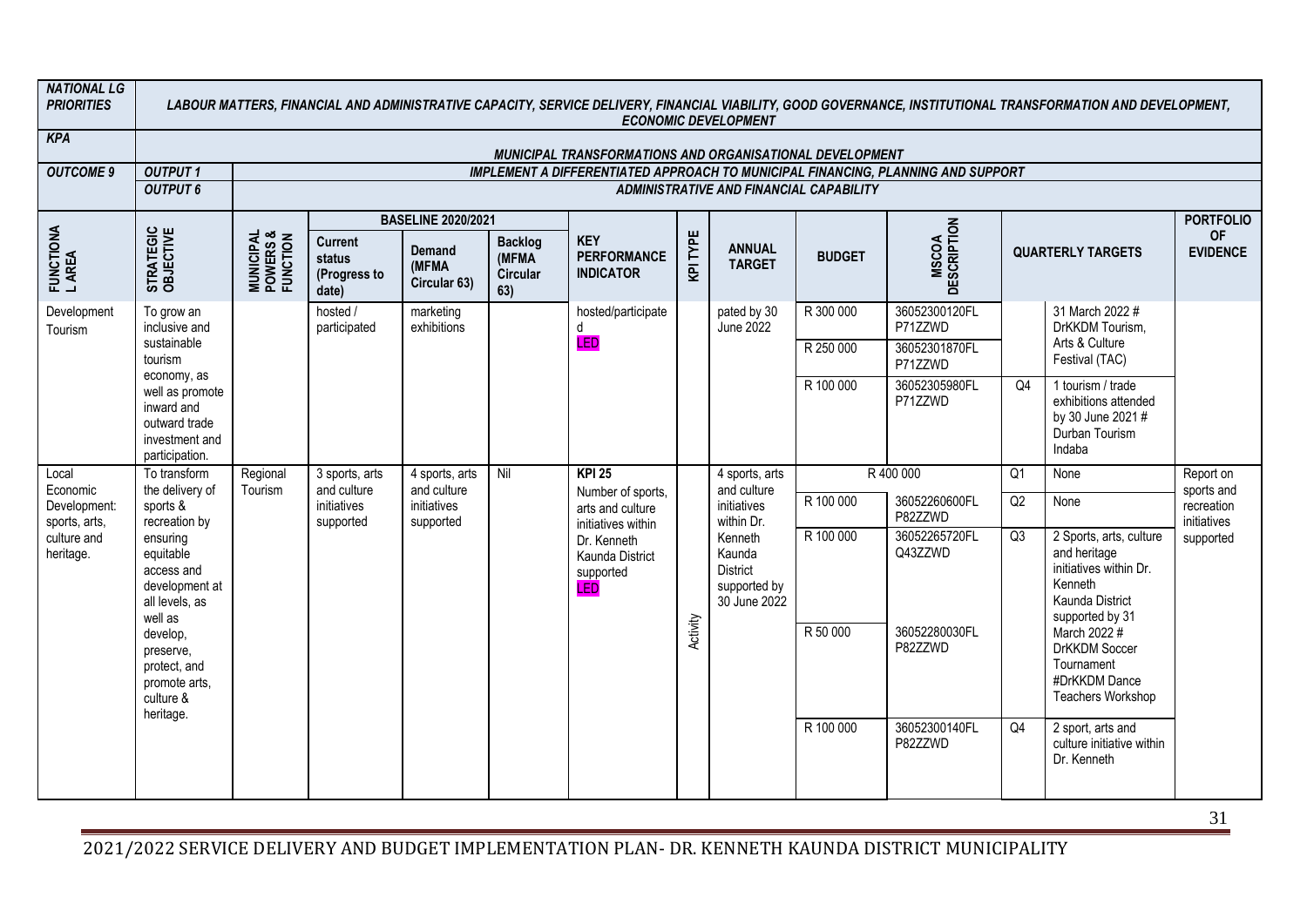| NATIONAL LG PRIORITIES | LABOUR MATTERS, FINANCIAL AND ADMINISTRATIVE CAPACITY, SERVICE DELIVERY, FINANCIAL VIABILITY, GOOD GOVERNANCE, INSTITUTIONAL TRANSFORMATION AND DEVELOPMENT, ECONOMIC DEVELOPMENT | | | | | | | | | | | | | |
|---|---|---|---|---|---|---|---|---|---|---|---|---|---|---|
| KPA | MUNICIPAL TRANSFORMATIONS AND ORGANISATIONAL DEVELOPMENT | | | | | | | | | | | | | |
| OUTCOME 9 | OUTPUT 1 | IMPLEMENT A DIFFERENTIATED APPROACH TO MUNICIPAL FINANCING, PLANNING AND SUPPORT | | | | | | | | | | | | |
| | OUTPUT 6 | ADMINISTRATIVE AND FINANCIAL CAPABILITY | | | | | | | | | | | | |
| FUNCTIONAL AREA | STRATEGIC OBJECTIVE | MUNICIPAL POWERS & FUNCTION | BASELINE 2020/2021 | | | KEY PERFORMANCE INDICATOR | KPI TYPE | ANNUAL TARGET | BUDGET | MSCOA DESCRIPTION | QUARTERLY TARGETS | | PORTFOLIO OF EVIDENCE |
| | | | Current status (Progress to date) | Demand (MFMA Circular 63) | Backlog (MFMA Circular 63) | | | | | | | | |
| Development Tourism | To grow an inclusive and sustainable tourism economy, as well as promote inward and outward trade investment and participation. | | hosted / participated | marketing exhibitions | | hosted/participated LED | | pated by 30 June 2022 | R 300 000 | 36052300120FLP71ZZWD | | 31 March 2022 # DrKKDM Tourism, Arts & Culture Festival (TAC) | |
| | | | | | | | | | R 250 000 | 36052301870FLP71ZZWD | | | |
| | | | | | | | | | R 100 000 | 36052305980FLP71ZZWD | Q4 | 1 tourism / trade exhibitions attended by 30 June 2021 # Durban Tourism Indaba | |
| Local Economic Development: sports, arts, culture and heritage. | To transform the delivery of sports & recreation by ensuring equitable access and development at all levels, as well as develop, preserve, protect, and promote arts, culture & heritage. | Regional Tourism | 3 sports, arts and culture initiatives supported | 4 sports, arts and culture initiatives supported | Nil | KPI 25 Number of sports, arts and culture initiatives within Dr. Kenneth Kaunda District supported LED | Activity | 4 sports, arts and culture initiatives within Dr. Kenneth Kaunda District supported by 30 June 2022 | R 400 000 | | Q1 | None | Report on sports and recreation initiatives supported |
| | | | | | | | | | R 100 000 | 36052260600FLP82ZZWD | Q2 | None | |
| | | | | | | | | | R 100 000 | 36052265720FLQ43ZZWD | Q3 | 2 Sports, arts, culture and heritage initiatives within Dr. Kenneth Kaunda District supported by 31 March 2022 # DrKKDM Soccer Tournament #DrKKDM Dance Teachers Workshop | |
| | | | | | | | | | R 50 000 | 36052280030FLP82ZZWD | | | |
| | | | | | | | | | R 100 000 | 36052300140FLP82ZZWD | Q4 | 2 sport, arts and culture initiative within Dr. Kenneth | |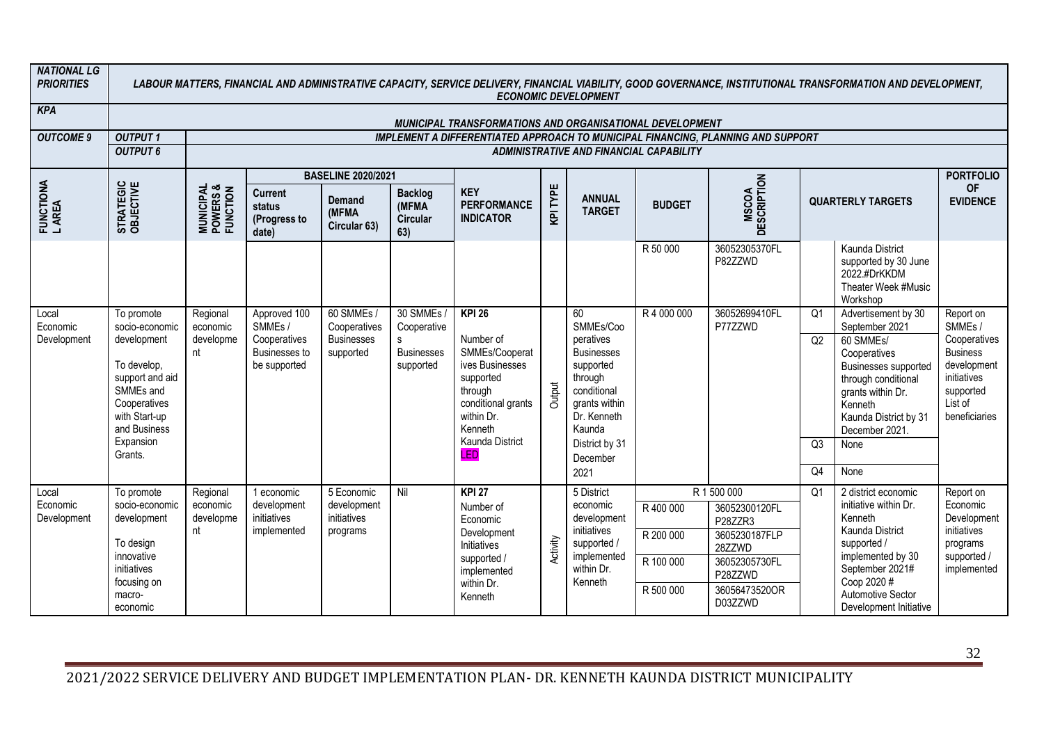| **NATIONAL LG PRIORITIES** | ***LABOUR MATTERS, FINANCIAL AND ADMINISTRATIVE CAPACITY, SERVICE DELIVERY, FINANCIAL VIABILITY, GOOD GOVERNANCE, INSTITUTIONAL TRANSFORMATION AND DEVELOPMENT, ECONOMIC DEVELOPMENT*** | | | | | | | | | | | | | |
|---|---|---|---|---|---|---|---|---|---|---|---|---|---|---|
| **KPA** | ***MUNICIPAL TRANSFORMATIONS AND ORGANISATIONAL DEVELOPMENT*** | | | | | | | | | | | | | |
| **OUTCOME 9** | **OUTPUT 1** | ***IMPLEMENT A DIFFERENTIATED APPROACH TO MUNICIPAL FINANCING, PLANNING AND SUPPORT*** | | | | | | | | | | | | |
| | **OUTPUT 6** | ***ADMINISTRATIVE AND FINANCIAL CAPABILITY*** | | | | | | | | | | | | |
| **FUNCTIONAL AREA** | **STRATEGIC OBJECTIVE** | **MUNICIPAL POWERS & FUNCTION** | **BASELINE 2020/2021** Current status (Progress to date) | Demand (MFMA Circular 63) | Backlog (MFMA Circular 63) | **KEY PERFORMANCE INDICATOR** | **KPI TYPE** | **ANNUAL TARGET** | **BUDGET** | **MSCOA DESCRIPTION** | **QUARTERLY TARGETS** | | **PORTFOLIO OF EVIDENCE** |
| | | | | | | | | | R 50 000 | 36052305370FL P82ZZWD | | Kaunda District supported by 30 June 2022.#DrKKDM Theater Week #Music Workshop | |
| Local Economic Development | To promote socio-economic development<br><br>To develop, support and aid SMMEs and Cooperatives with Start-up and Business Expansion Grants. | Regional economic development | Approved 100 SMMEs / Cooperatives Businesses to be supported | 60 SMMEs / Cooperatives Businesses supported | 30 SMMEs / Cooperatives Businesses supported | **KPI 26**<br><br>Number of SMMEs/Cooperatives Businesses supported through conditional grants within Dr. Kenneth Kaunda District LED | Output | 60 SMMEs/Cooperatives Businesses supported through conditional grants within Dr. Kenneth Kaunda District by 31 December 2021 | R 4 000 000 | 36052699410FL P77ZZWD | Q1 | Advertisement by 30 September 2021 | Report on SMMEs / Cooperatives Business development initiatives supported List of beneficiaries |
| | | | | | | | | | | | Q2 | 60 SMMEs/ Cooperatives Businesses supported through conditional grants within Dr. Kenneth Kaunda District by 31 December 2021. | |
| | | | | | | | | | | | Q3 | None | |
| | | | | | | | | | | | Q4 | None | |
| Local Economic Development | To promote socio-economic development<br><br>To design innovative initiatives focusing on macro-economic | Regional economic development | 1 economic development initiatives implemented | 5 Economic development initiatives programs | Nil | **KPI 27**<br>Number of Economic Development Initiatives supported / implemented within Dr. Kenneth | Activity | 5 District economic development initiatives supported / implemented within Dr. Kenneth | R 1 500 000 | | Q1 | 2 district economic initiative within Dr. Kenneth Kaunda District supported / implemented by 30 September 2021# Coop 2020 # Automotive Sector Development Initiative | Report on Economic Development initiatives programs supported / implemented |
| | | | | | | | | | R 400 000 | 36052300120FL P28ZZR3 | | | |
| | | | | | | | | | R 200 000 | 3605230187FLP 28ZZWD | | | |
| | | | | | | | | | R 100 000 | 36052305730FL P28ZZWD | | | |
| | | | | | | | | | R 500 000 | 36056473520OR D03ZZWD | | | |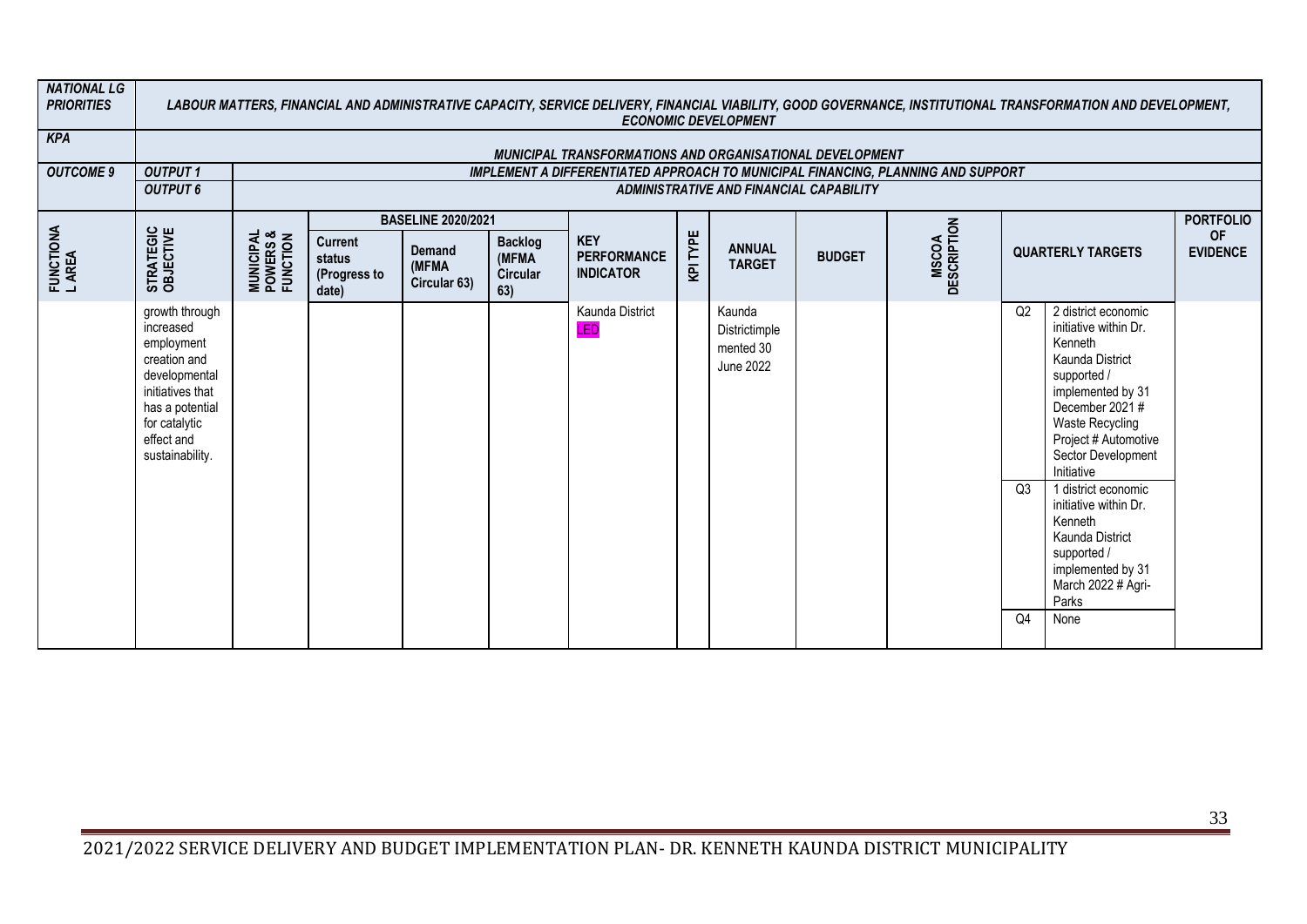| ***NATIONAL LG PRIORITIES*** | ***LABOUR MATTERS, FINANCIAL AND ADMINISTRATIVE CAPACITY, SERVICE DELIVERY, FINANCIAL VIABILITY, GOOD GOVERNANCE, INSTITUTIONAL TRANSFORMATION AND DEVELOPMENT, ECONOMIC DEVELOPMENT*** | | | | | | | | | | | | | |
|---|---|---|---|---|---|---|---|---|---|---|---|---|---|
| ***KPA*** | ***MUNICIPAL TRANSFORMATIONS AND ORGANISATIONAL DEVELOPMENT*** | | | | | | | | | | | | | |
| ***OUTCOME 9*** | ***OUTPUT 1*** | ***IMPLEMENT A DIFFERENTIATED APPROACH TO MUNICIPAL FINANCING, PLANNING AND SUPPORT*** | | | | | | | | | | | | |
| | ***OUTPUT 6*** | ***ADMINISTRATIVE AND FINANCIAL CAPABILITY*** | | | | | | | | | | | | |
| **FUNCTIONAL AREA** | **STRATEGIC OBJECTIVE** | **MUNICIPAL POWERS & FUNCTION** | **BASELINE 2020/2021** | | | **KEY PERFORMANCE INDICATOR** | **KPI TYPE** | **ANNUAL TARGET** | **BUDGET** | **MSCOA DESCRIPTION** | **QUARTERLY TARGETS** | | **PORTFOLIO OF EVIDENCE** |
| | | | **Current status (Progress to date)** | **Demand (MFMA Circular 63)** | **Backlog (MFMA Circular 63)** | | | | | | | | |
| | growth through increased employment creation and developmental initiatives that has a potential for catalytic effect and sustainability. | | | | | Kaunda District LED | | Kaunda Districtimplemented 30 June 2022 | | | Q2 | 2 district economic initiative within Dr. Kenneth Kaunda District supported / implemented by 31 December 2021 # Waste Recycling Project # Automotive Sector Development Initiative | |
| | | | | | | | | | | | Q3 | 1 district economic initiative within Dr. Kenneth Kaunda District supported / implemented by 31 March 2022 # Agri-Parks | |
| | | | | | | | | | | | Q4 | None | |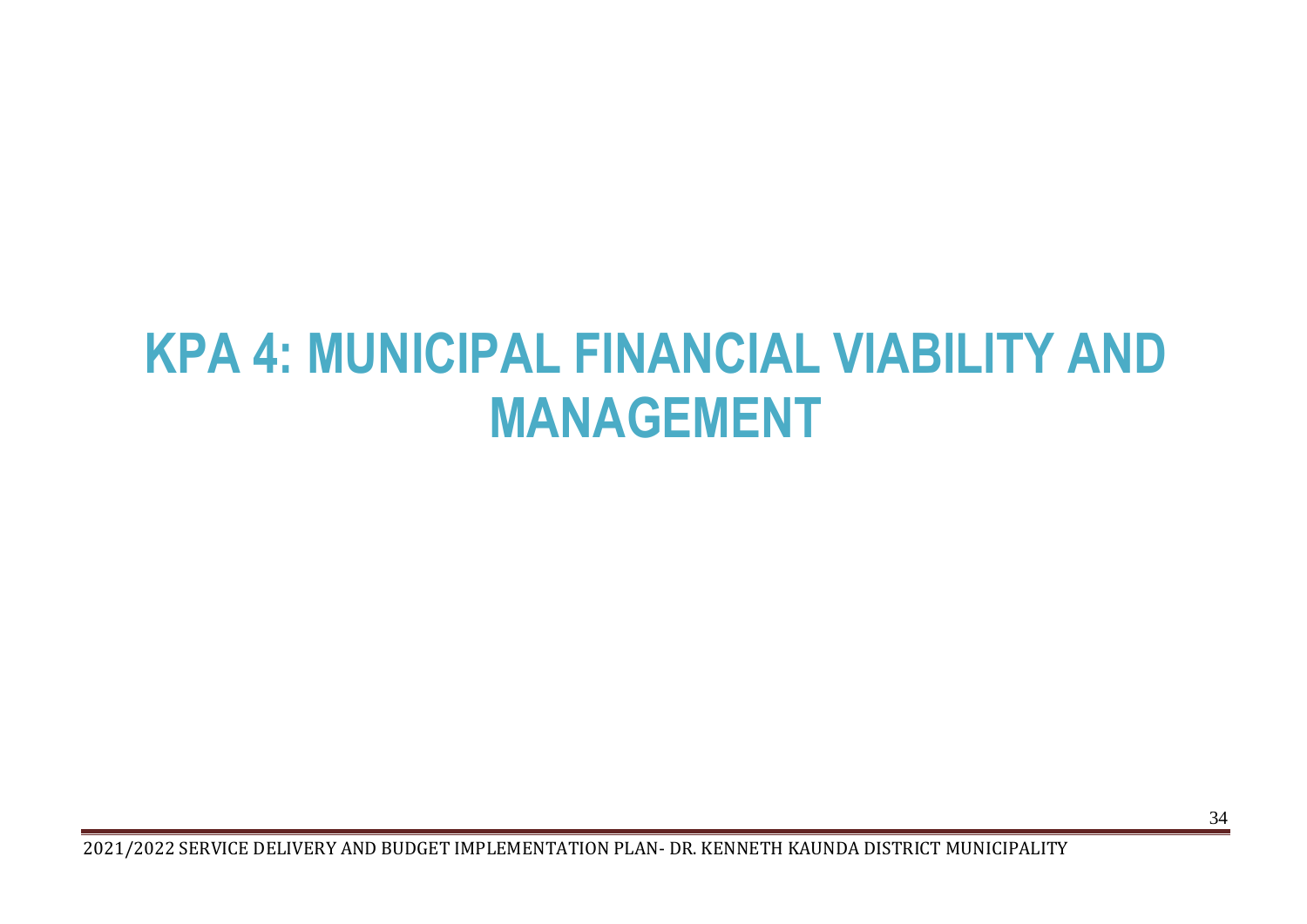# KPA 4: MUNICIPAL FINANCIAL VIABILITY AND MANAGEMENT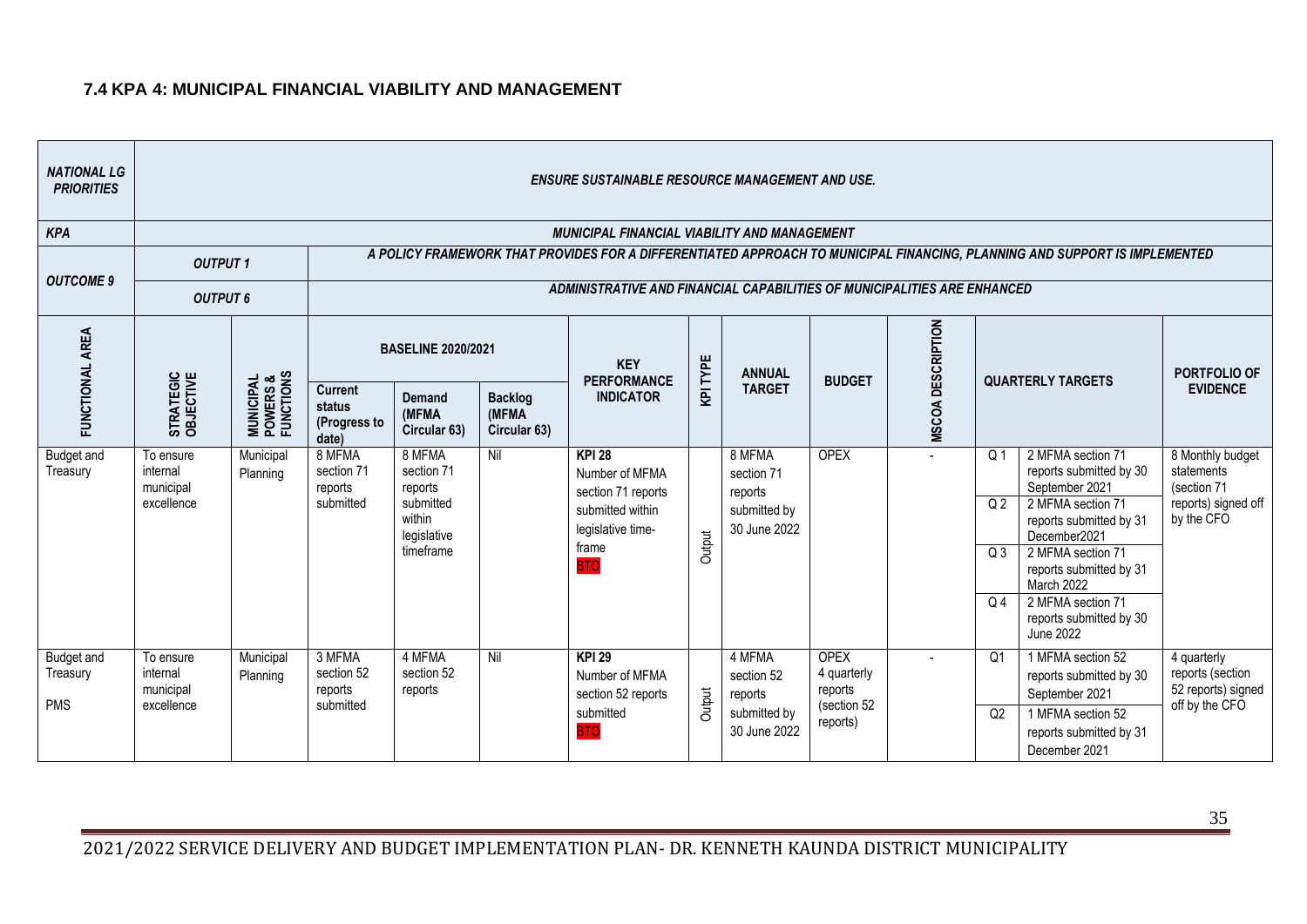### 7.4 KPA 4: MUNICIPAL FINANCIAL VIABILITY AND MANAGEMENT

| ***NATIONAL LG PRIORITIES*** | ***ENSURE SUSTAINABLE RESOURCE MANAGEMENT AND USE.*** | | | | | | | | | | | | | |
|---|---|---|---|---|---|---|---|---|---|---|---|---|---|---|
| ***KPA*** | ***MUNICIPAL FINANCIAL VIABILITY AND MANAGEMENT*** | | | | | | | | | | | | | |
| ***OUTCOME 9*** | ***OUTPUT 1*** | | ***A POLICY FRAMEWORK THAT PROVIDES FOR A DIFFERENTIATED APPROACH TO MUNICIPAL FINANCING, PLANNING AND SUPPORT IS IMPLEMENTED*** | | | | | | | | | | | |
| | ***OUTPUT 6*** | | ***ADMINISTRATIVE AND FINANCIAL CAPABILITIES OF MUNICIPALITIES ARE ENHANCED*** | | | | | | | | | | | |
| **FUNCTIONAL AREA** | **STRATEGIC OBJECTIVE** | **MUNICIPAL POWERS & FUNCTIONS** | **BASELINE 2020/2021** | | | **KEY PERFORMANCE INDICATOR** | **KPI TYPE** | **ANNUAL TARGET** | **BUDGET** | **MSCOA DESCRIPTION** | **QUARTERLY TARGETS** | | **PORTFOLIO OF EVIDENCE** |
| | | | **Current status (Progress to date)** | **Demand (MFMA Circular 63)** | **Backlog (MFMA Circular 63)** | | | | | | | | |
| Budget and Treasury | To ensure internal municipal excellence | Municipal Planning | 8 MFMA section 71 reports submitted | 8 MFMA section 71 reports submitted within legislative timeframe | Nil | **KPI 28** Number of MFMA section 71 reports submitted within legislative time-frame BTO | Output | 8 MFMA section 71 reports submitted by 30 June 2022 | OPEX | - | Q 1 | 2 MFMA section 71 reports submitted by 30 September 2021 | 8 Monthly budget statements (section 71 reports) signed off by the CFO |
| | | | | | | | | | | | Q 2 | 2 MFMA section 71 reports submitted by 31 December2021 | |
| | | | | | | | | | | | Q 3 | 2 MFMA section 71 reports submitted by 31 March 2022 | |
| | | | | | | | | | | | Q 4 | 2 MFMA section 71 reports submitted by 30 June 2022 | |
| Budget and Treasury PMS | To ensure internal municipal excellence | Municipal Planning | 3 MFMA section 52 reports submitted | 4 MFMA section 52 reports | Nil | **KPI 29** Number of MFMA section 52 reports submitted BTO | Output | 4 MFMA section 52 reports submitted by 30 June 2022 | OPEX 4 quarterly reports (section 52 reports) | - | Q1 | 1 MFMA section 52 reports submitted by 30 September 2021 | 4 quarterly reports (section 52 reports) signed off by the CFO |
| | | | | | | | | | | | Q2 | 1 MFMA section 52 reports submitted by 31 December 2021 | |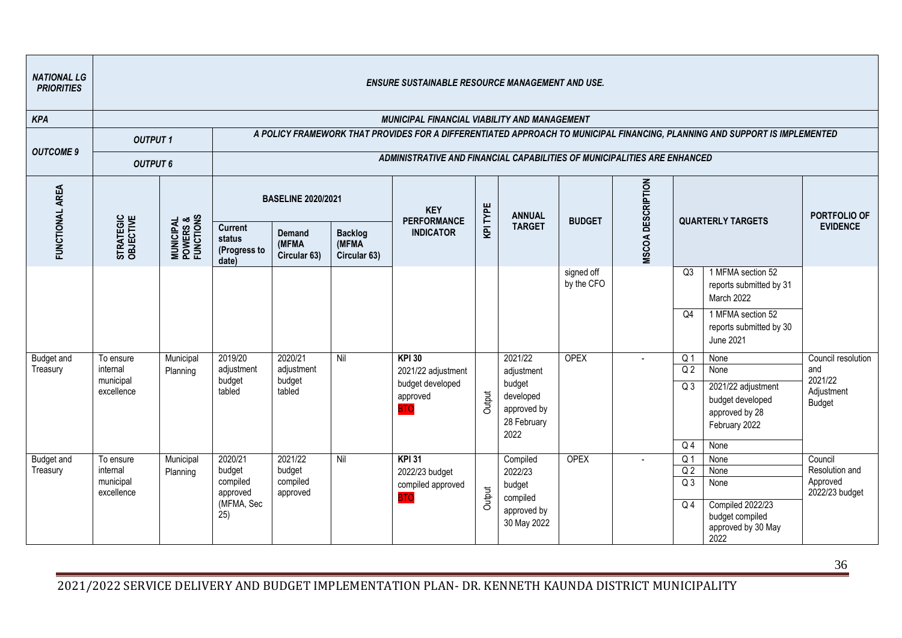| NATIONAL LG PRIORITIES | ENSURE SUSTAINABLE RESOURCE MANAGEMENT AND USE. | | | | | | | | | | | | |
|---|---|---|---|---|---|---|---|---|---|---|---|---|---|
| KPA | MUNICIPAL FINANCIAL VIABILITY AND MANAGEMENT | | | | | | | | | | | | |
| OUTCOME 9 | OUTPUT 1 | | A POLICY FRAMEWORK THAT PROVIDES FOR A DIFFERENTIATED APPROACH TO MUNICIPAL FINANCING, PLANNING AND SUPPORT IS IMPLEMENTED | | | | | | | | | | |
| | OUTPUT 6 | | ADMINISTRATIVE AND FINANCIAL CAPABILITIES OF MUNICIPALITIES ARE ENHANCED | | | | | | | | | | |
| FUNCTIONAL AREA | STRATEGIC OBJECTIVE | MUNICIPAL POWERS & FUNCTIONS | BASELINE 2020/2021 | | | KEY PERFORMANCE INDICATOR | KPI TYPE | ANNUAL TARGET | BUDGET | MSCOA DESCRIPTION | QUARTERLY TARGETS | | PORTFOLIO OF EVIDENCE |
| | | | Current status (Progress to date) | Demand (MFMA Circular 63) | Backlog (MFMA Circular 63) | | | | | | | | |
| | | | | | | | | | signed off by the CFO | | Q3 | 1 MFMA section 52 reports submitted by 31 March 2022 | |
| | | | | | | | | | | | Q4 | 1 MFMA section 52 reports submitted by 30 June 2021 | |
| Budget and Treasury | To ensure internal municipal excellence | Municipal Planning | 2019/20 adjustment budget tabled | 2020/21 adjustment budget tabled | Nil | **KPI 30** 2021/22 adjustment budget developed approved BTO | Output | 2021/22 adjustment budget developed approved by 28 February 2022 | OPEX | - | Q 1 | None | Council resolution and 2021/22 Adjustment Budget |
| | | | | | | | | | | | Q 2 | None | |
| | | | | | | | | | | | Q 3 | 2021/22 adjustment budget developed approved by 28 February 2022 | |
| | | | | | | | | | | | Q 4 | None | |
| Budget and Treasury | To ensure internal municipal excellence | Municipal Planning | 2020/21 budget compiled approved (MFMA, Sec 25) | 2021/22 budget compiled approved | Nil | **KPI 31** 2022/23 budget compiled approved BTO | Output | Compiled 2022/23 budget compiled approved by 30 May 2022 | OPEX | - | Q 1 | None | Council Resolution and Approved 2022/23 budget |
| | | | | | | | | | | | Q 2 | None | |
| | | | | | | | | | | | Q 3 | None | |
| | | | | | | | | | | | Q 4 | Compiled 2022/23 budget compiled approved by 30 May 2022 | |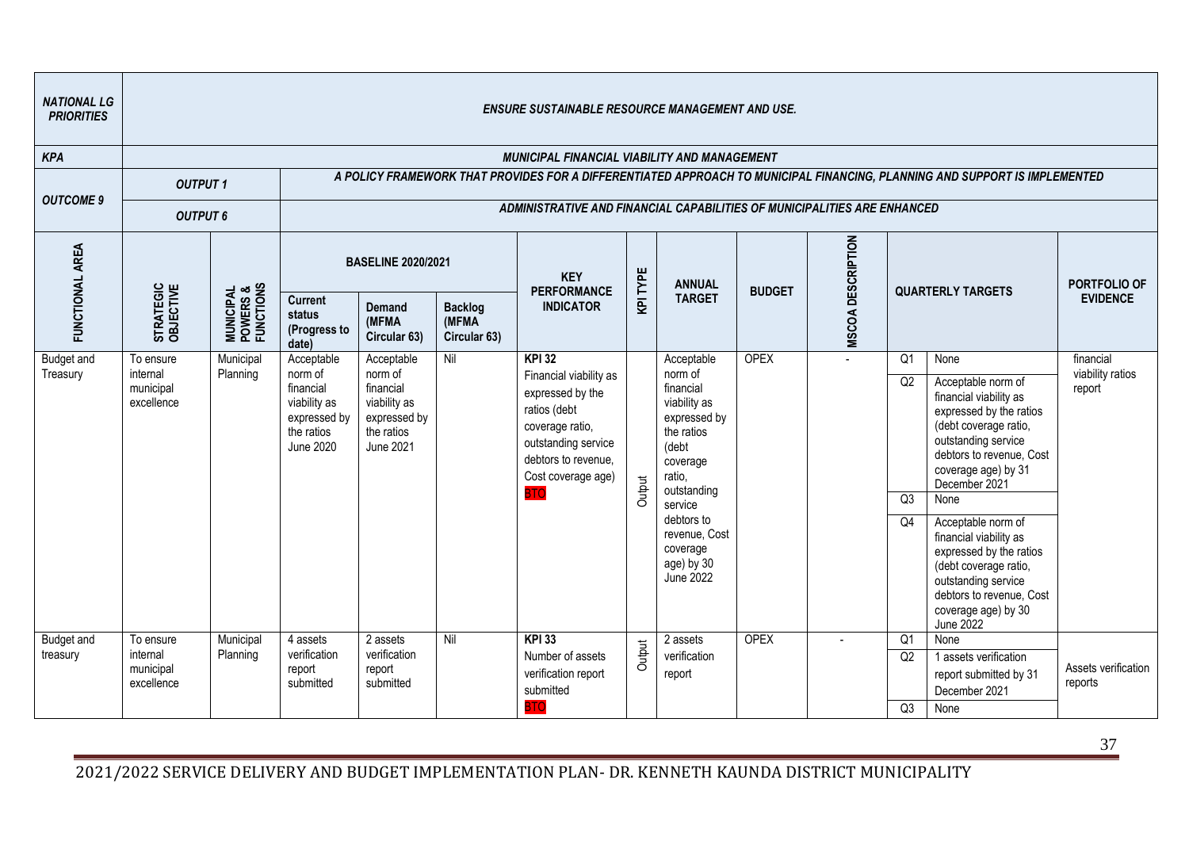| NATIONAL LG PRIORITIES | ENSURE SUSTAINABLE RESOURCE MANAGEMENT AND USE. | | | | | | | | | | | | |
|---|---|---|---|---|---|---|---|---|---|---|---|---|---|
| KPA | MUNICIPAL FINANCIAL VIABILITY AND MANAGEMENT | | | | | | | | | | | | |
| OUTCOME 9 | OUTPUT 1 | | A POLICY FRAMEWORK THAT PROVIDES FOR A DIFFERENTIATED APPROACH TO MUNICIPAL FINANCING, PLANNING AND SUPPORT IS IMPLEMENTED | | | | | | | | | | |
| | OUTPUT 6 | | ADMINISTRATIVE AND FINANCIAL CAPABILITIES OF MUNICIPALITIES ARE ENHANCED | | | | | | | | | | |
| FUNCTIONAL AREA | STRATEGIC OBJECTIVE | MUNICIPAL POWERS & FUNCTIONS | BASELINE 2020/2021 | | | KEY PERFORMANCE INDICATOR | KPI TYPE | ANNUAL TARGET | BUDGET | MSCOA DESCRIPTION | QUARTERLY TARGETS | | PORTFOLIO OF EVIDENCE |
| | | | Current status (Progress to date) | Demand (MFMA Circular 63) | Backlog (MFMA Circular 63) | | | | | | | | |
| Budget and Treasury | To ensure internal municipal excellence | Municipal Planning | Acceptable norm of financial viability as expressed by the ratios June 2020 | Acceptable norm of financial viability as expressed by the ratios June 2021 | Nil | KPI 32 Financial viability as expressed by the ratios (debt coverage ratio, outstanding service debtors to revenue, Cost coverage age) BTO | Output | Acceptable norm of financial viability as expressed by the ratios (debt coverage ratio, outstanding service debtors to revenue, Cost coverage age) by 30 June 2022 | OPEX | - | Q1 | None | financial viability ratios report |
| | | | | | | | | | | | Q2 | Acceptable norm of financial viability as expressed by the ratios (debt coverage ratio, outstanding service debtors to revenue, Cost coverage age) by 31 December 2021 | |
| | | | | | | | | | | | Q3 | None | |
| | | | | | | | | | | | Q4 | Acceptable norm of financial viability as expressed by the ratios (debt coverage ratio, outstanding service debtors to revenue, Cost coverage age) by 30 June 2022 | |
| Budget and treasury | To ensure internal municipal excellence | Municipal Planning | 4 assets verification report submitted | 2 assets verification report submitted | Nil | KPI 33 Number of assets verification report submitted BTO | Output | 2 assets verification report | OPEX | - | Q1 | None | Assets verification reports |
| | | | | | | | | | | | Q2 | 1 assets verification report submitted by 31 December 2021 | |
| | | | | | | | | | | | Q3 | None | |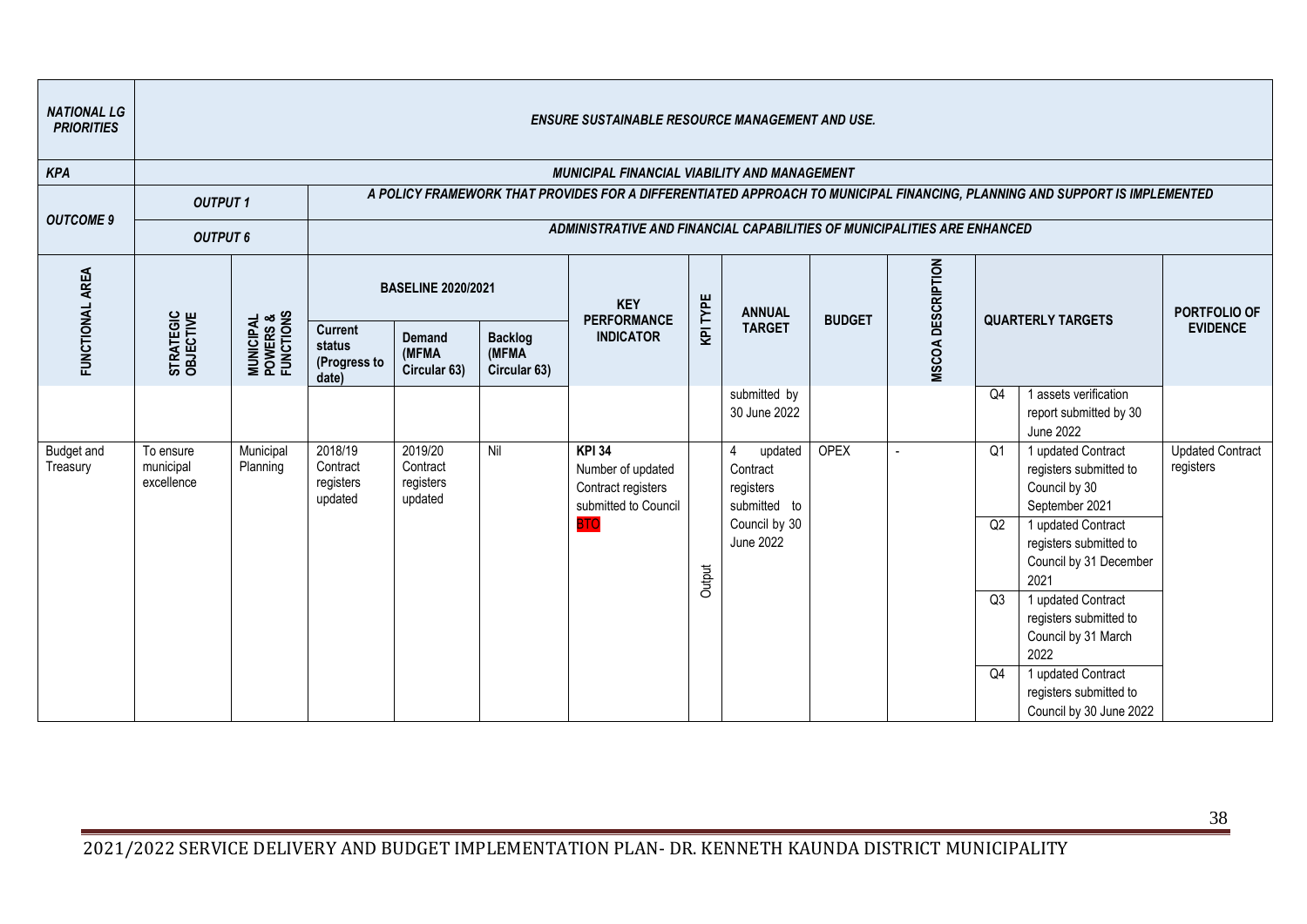| *NATIONAL LG PRIORITIES* | *ENSURE SUSTAINABLE RESOURCE MANAGEMENT AND USE.* | | | | | | | | | | | | | |
|---|---|---|---|---|---|---|---|---|---|---|---|---|---|---|
| *KPA* | *MUNICIPAL FINANCIAL VIABILITY AND MANAGEMENT* | | | | | | | | | | | | | |
| *OUTCOME 9* | *OUTPUT 1* | | *A POLICY FRAMEWORK THAT PROVIDES FOR A DIFFERENTIATED APPROACH TO MUNICIPAL FINANCING, PLANNING AND SUPPORT IS IMPLEMENTED* | | | | | | | | | | | |
| | *OUTPUT 6* | | *ADMINISTRATIVE AND FINANCIAL CAPABILITIES OF MUNICIPALITIES ARE ENHANCED* | | | | | | | | | | | |
| **FUNCTIONAL AREA** | **STRATEGIC OBJECTIVE** | **MUNICIPAL POWERS & FUNCTIONS** | **BASELINE 2020/2021** | | | **KEY PERFORMANCE INDICATOR** | **KPI TYPE** | **ANNUAL TARGET** | **BUDGET** | **MSCOA DESCRIPTION** | **QUARTERLY TARGETS** | | **PORTFOLIO OF EVIDENCE** |
| | | | **Current status (Progress to date)** | **Demand (MFMA Circular 63)** | **Backlog (MFMA Circular 63)** | | | | | | | | |
| | | | | | | | | submitted by 30 June 2022 | | | Q4 | 1 assets verification report submitted by 30 June 2022 | |
| Budget and Treasury | To ensure municipal excellence | Municipal Planning | 2018/19 Contract registers updated | 2019/20 Contract registers updated | Nil | **KPI 34** Number of updated Contract registers submitted to Council BTO | Output | 4 updated Contract registers submitted to Council by 30 June 2022 | OPEX | - | Q1 | 1 updated Contract registers submitted to Council by 30 September 2021 | Updated Contract registers |
| | | | | | | | | | | | Q2 | 1 updated Contract registers submitted to Council by 31 December 2021 | |
| | | | | | | | | | | | Q3 | 1 updated Contract registers submitted to Council by 31 March 2022 | |
| | | | | | | | | | | | Q4 | 1 updated Contract registers submitted to Council by 30 June 2022 | |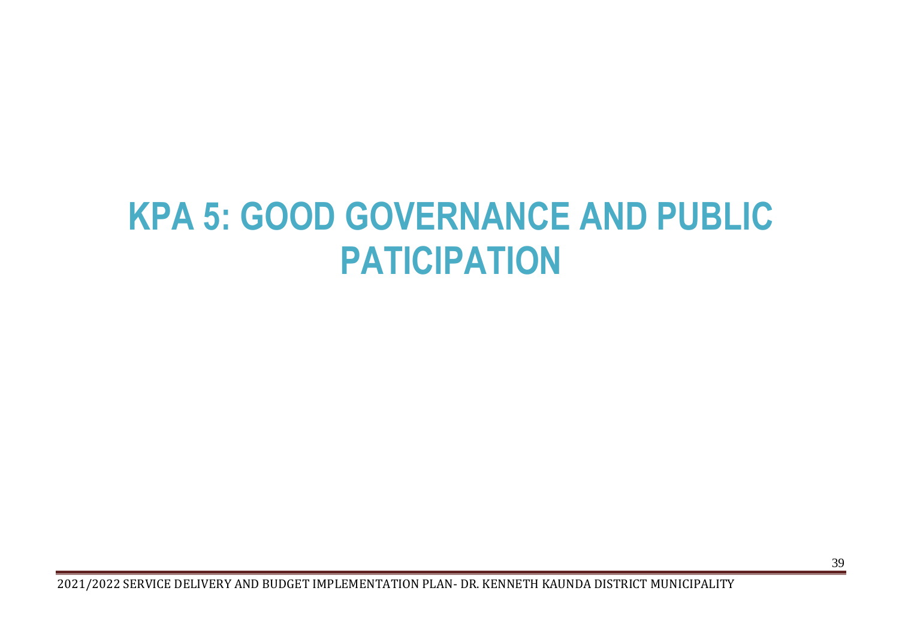# KPA 5: GOOD GOVERNANCE AND PUBLIC PATICIPATION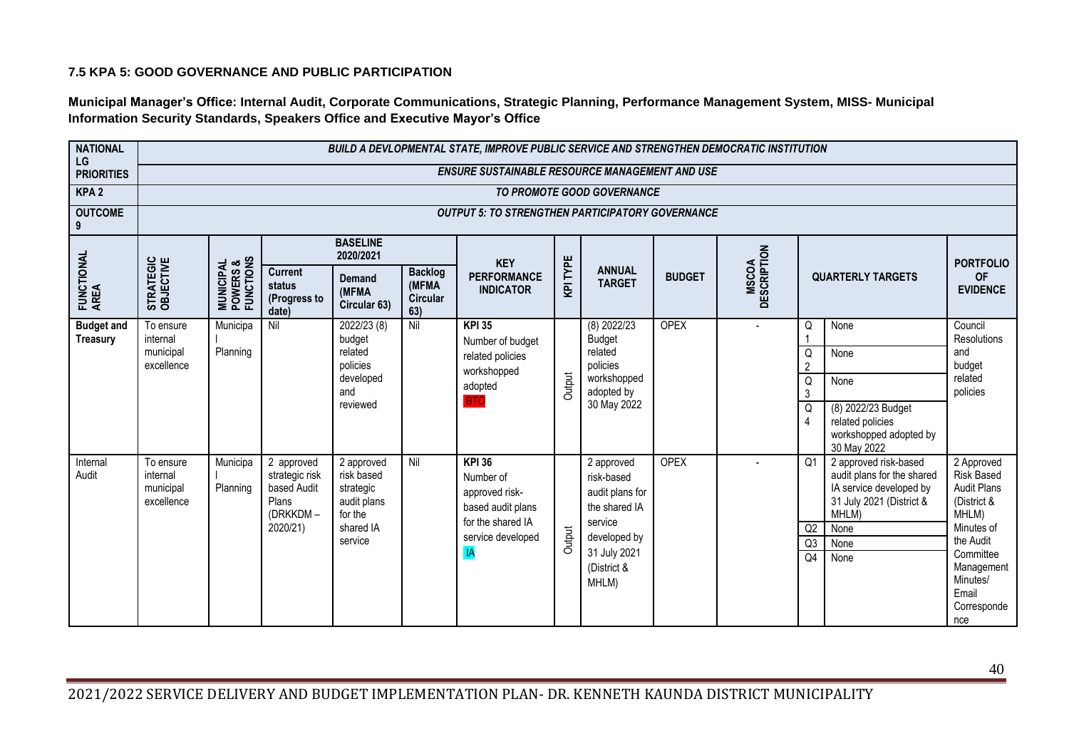### 7.5 KPA 5: GOOD GOVERNANCE AND PUBLIC PARTICIPATION

**Municipal Manager's Office: Internal Audit, Corporate Communications, Strategic Planning, Performance Management System, MISS- Municipal Information Security Standards, Speakers Office and Executive Mayor's Office**

| NATIONAL LG PRIORITIES | BUILD A DEVLOPMENTAL STATE, IMPROVE PUBLIC SERVICE AND STRENGTHEN DEMOCRATIC INSTITUTION | | | | | | | | | | | | |
|---|---|---|---|---|---|---|---|---|---|---|---|---|---|
| | ENSURE SUSTAINABLE RESOURCE MANAGEMENT AND USE | | | | | | | | | | | | |
| KPA 2 | TO PROMOTE GOOD GOVERNANCE | | | | | | | | | | | | |
| OUTCOME 9 | OUTPUT 5: TO STRENGTHEN PARTICIPATORY GOVERNANCE | | | | | | | | | | | | |
| FUNCTIONAL AREA | STRATEGIC OBJECTIVE | MUNICIPAL POWERS & FUNCTIONS | BASELINE 2020/2021 | | | KEY PERFORMANCE INDICATOR | KPI TYPE | ANNUAL TARGET | BUDGET | MSCOA DESCRIPTION | QUARTERLY TARGETS | | PORTFOLIO OF EVIDENCE |
| | | | Current status (Progress to date) | Demand (MFMA Circular 63) | Backlog (MFMA Circular 63) | | | | | | | | |
| **Budget and Treasury** | To ensure internal municipal excellence | Municipal Planning | Nil | 2022/23 (8) budget related policies developed and reviewed | Nil | **KPI 35** Number of budget related policies workshopped adopted BTO | Output | (8) 2022/23 Budget related policies workshopped adopted by 30 May 2022 | OPEX | - | Q1 | None | Council Resolutions and budget related policies |
| | | | | | | | | | | | Q2 | None | |
| | | | | | | | | | | | Q3 | None | |
| | | | | | | | | | | | Q4 | (8) 2022/23 Budget related policies workshopped adopted by 30 May 2022 | |
| Internal Audit | To ensure internal municipal excellence | Municipal Planning | 2 approved strategic risk based Audit Plans (DRKKDM – 2020/21) | 2 approved risk based strategic audit plans for the shared IA service | Nil | **KPI 36** Number of approved risk-based audit plans for the shared IA service developed IA | Output | 2 approved risk-based audit plans for the shared IA service developed by 31 July 2021 (District & MHLM) | OPEX | - | Q1 | 2 approved risk-based audit plans for the shared IA service developed by 31 July 2021 (District & MHLM) | 2 Approved Risk Based Audit Plans (District & MHLM) Minutes of the Audit Committee Management Minutes/ Email Correspondence |
| | | | | | | | | | | | Q2 | None | |
| | | | | | | | | | | | Q3 | None | |
| | | | | | | | | | | | Q4 | None | |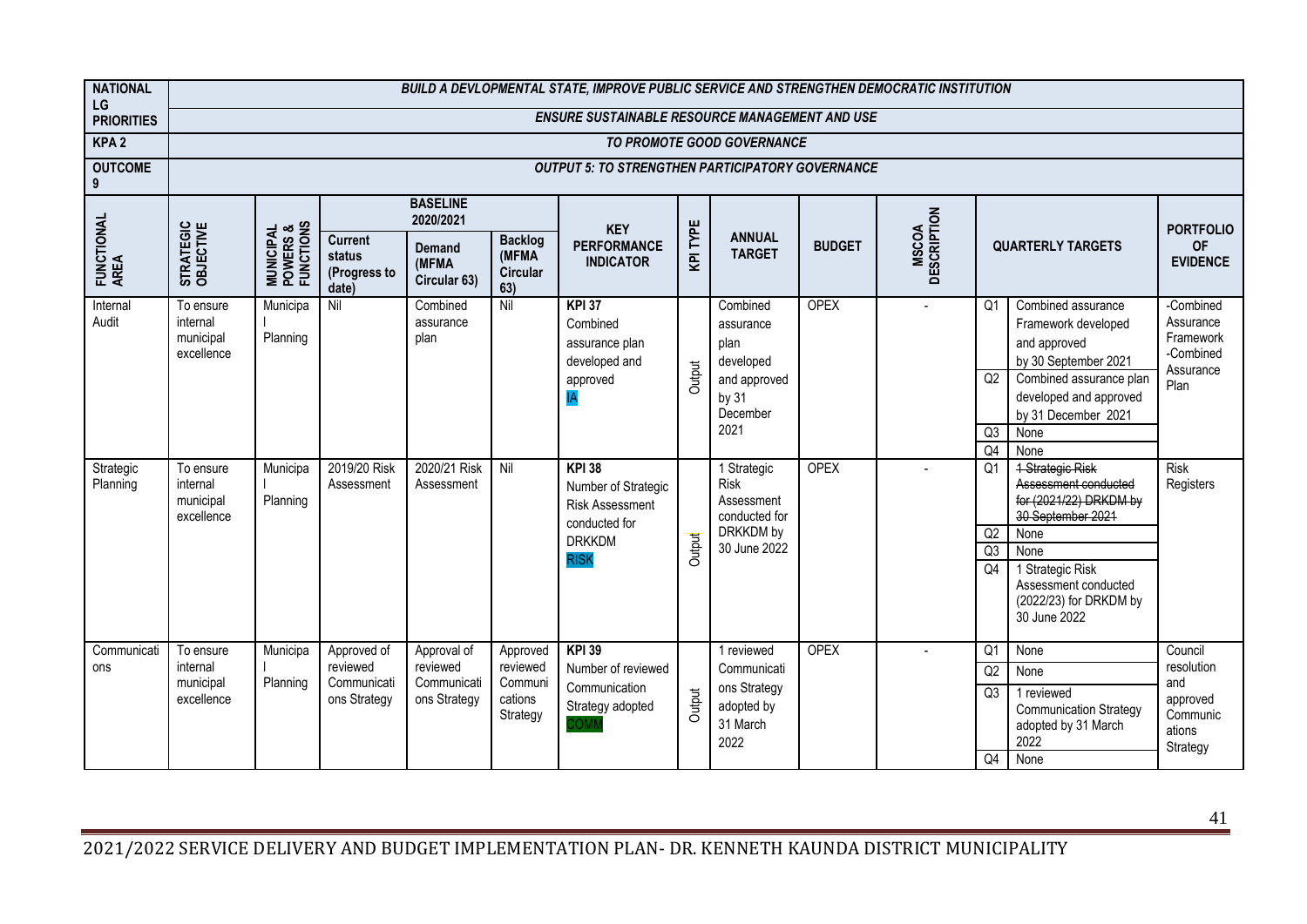| NATIONAL LG PRIORITIES | BUILD A DEVLOPMENTAL STATE, IMPROVE PUBLIC SERVICE AND STRENGTHEN DEMOCRATIC INSTITUTION | | | | | | | | | | | | | |
|---|---|---|---|---|---|---|---|---|---|---|---|---|---|---|
| | ENSURE SUSTAINABLE RESOURCE MANAGEMENT AND USE | | | | | | | | | | | | | |
| KPA 2 | TO PROMOTE GOOD GOVERNANCE | | | | | | | | | | | | | |
| OUTCOME 9 | OUTPUT 5: TO STRENGTHEN PARTICIPATORY GOVERNANCE | | | | | | | | | | | | | |
| FUNCTIONAL AREA | STRATEGIC OBJECTIVE | MUNICIPAL POWERS & FUNCTIONS | BASELINE 2020/2021 | | | KEY PERFORMANCE INDICATOR | KPI TYPE | ANNUAL TARGET | BUDGET | MSCOA DESCRIPTION | QUARTERLY TARGETS | | PORTFOLIO OF EVIDENCE |
| | | | Current status (Progress to date) | Demand (MFMA Circular 63) | Backlog (MFMA Circular 63) | | | | | | | | |
| Internal Audit | To ensure internal municipal excellence | Municipal Planning | Nil | Combined assurance plan | Nil | KPI 37 Combined assurance plan developed and approved IA | Output | Combined assurance plan developed and approved by 31 December 2021 | OPEX | - | Q1 | Combined assurance Framework developed and approved by 30 September 2021 | -Combined Assurance Framework -Combined Assurance Plan |
| | | | | | | | | | | | Q2 | Combined assurance plan developed and approved by 31 December 2021 | |
| | | | | | | | | | | | Q3 | None | |
| | | | | | | | | | | | Q4 | None | |
| Strategic Planning | To ensure internal municipal excellence | Municipal Planning | 2019/20 Risk Assessment | 2020/21 Risk Assessment | Nil | KPI 38 Number of Strategic Risk Assessment conducted for DRKKDM RISK | Output | 1 Strategic Risk Assessment conducted for DRKKDM by 30 June 2022 | OPEX | - | Q1 | ~~1 Strategic Risk Assessment conducted for (2021/22) DRKKDM by 30 September 2021~~ | Risk Registers |
| | | | | | | | | | | | Q2 | None | |
| | | | | | | | | | | | Q3 | None | |
| | | | | | | | | | | | Q4 | 1 Strategic Risk Assessment conducted (2022/23) for DRKKDM by 30 June 2022 | |
| Communications | To ensure internal municipal excellence | Municipal Planning | Approved of reviewed Communications Strategy | Approval of reviewed Communications Strategy | Approved reviewed Communications Strategy | KPI 39 Number of reviewed Communication Strategy adopted COMM | Output | 1 reviewed Communications Strategy adopted by 31 March 2022 | OPEX | - | Q1 | None | Council resolution and approved Communications Strategy |
| | | | | | | | | | | | Q2 | None | |
| | | | | | | | | | | | Q3 | 1 reviewed Communication Strategy adopted by 31 March 2022 | |
| | | | | | | | | | | | Q4 | None | |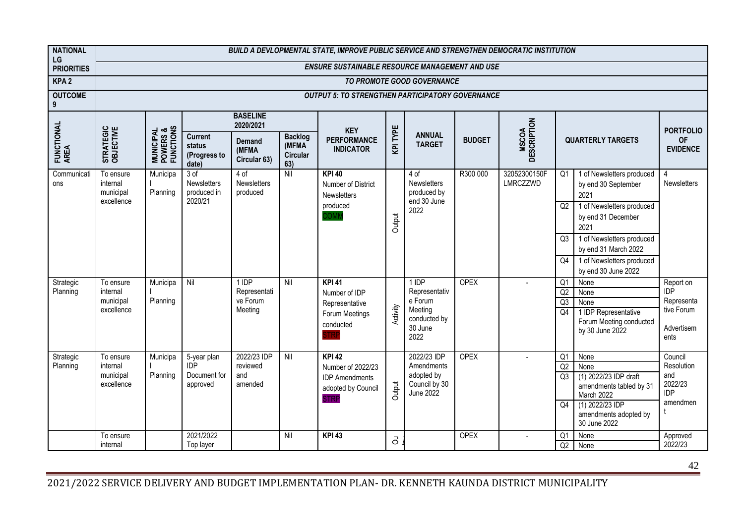| NATIONAL LG PRIORITIES | BUILD A DEVLOPMENTAL STATE, IMPROVE PUBLIC SERVICE AND STRENGTHEN DEMOCRATIC INSTITUTION | | | | | | | | | | | |
|---|---|---|---|---|---|---|---|---|---|---|---|---|
| | ENSURE SUSTAINABLE RESOURCE MANAGEMENT AND USE | | | | | | | | | | | |
| KPA 2 | TO PROMOTE GOOD GOVERNANCE | | | | | | | | | | | |
| OUTCOME 9 | OUTPUT 5: TO STRENGTHEN PARTICIPATORY GOVERNANCE | | | | | | | | | | | |
| FUNCTIONAL AREA | STRATEGIC OBJECTIVE | MUNICIPAL POWERS & FUNCTIONS | BASELINE 2020/2021 | | | KEY PERFORMANCE INDICATOR | KPI TYPE | ANNUAL TARGET | BUDGET | MSCOA DESCRIPTION | QUARTERLY TARGETS | PORTFOLIO OF EVIDENCE |
| | | | Current status (Progress to date) | Demand (MFMA Circular 63) | Backlog (MFMA Circular 63) | | | | | | | |
| Communications | To ensure internal municipal excellence | Municipal Planning | 3 of Newsletters produced in 2020/21 | 4 of Newsletters produced | Nil | **KPI 40** Number of District Newsletters produced COMM | Output | 4 of Newsletters produced by end 30 June 2022 | R300 000 | 32052300150F LMRCZZWD | Q1: 1 of Newsletters produced by end 30 September 2021<br>Q2: 1 of Newsletters produced by end 31 December 2021<br>Q3: 1 of Newsletters produced by end 31 March 2022<br>Q4: 1 of Newsletters produced by end 30 June 2022 | 4 Newsletters |
| Strategic Planning | To ensure internal municipal excellence | Municipal Planning | Nil | 1 IDP Representative Forum Meeting | Nil | **KPI 41** Number of IDP Representative Forum Meetings conducted STRP | Activity | 1 IDP Representative Forum Meeting conducted by 30 June 2022 | OPEX | - | Q1: None<br>Q2: None<br>Q3: None<br>Q4: 1 IDP Representative Forum Meeting conducted by 30 June 2022 | Report on IDP Representative Forum Advertisements |
| Strategic Planning | To ensure internal municipal excellence | Municipal Planning | 5-year plan IDP Document for approved | 2022/23 IDP reviewed and amended | Nil | **KPI 42** Number of 2022/23 IDP Amendments adopted by Council STRP | Output | 2022/23 IDP Amendments adopted by Council by 30 June 2022 | OPEX | - | Q1: None<br>Q2: None<br>Q3: (1) 2022/23 IDP draft amendments tabled by 31 March 2022<br>Q4: (1) 2022/23 IDP amendments adopted by 30 June 2022 | Council Resolution and 2022/23 IDP amendment |
| | To ensure internal | | 2021/2022 Top layer | | Nil | **KPI 43** | Ou | | OPEX | - | Q1: None<br>Q2: None | Approved 2022/23 |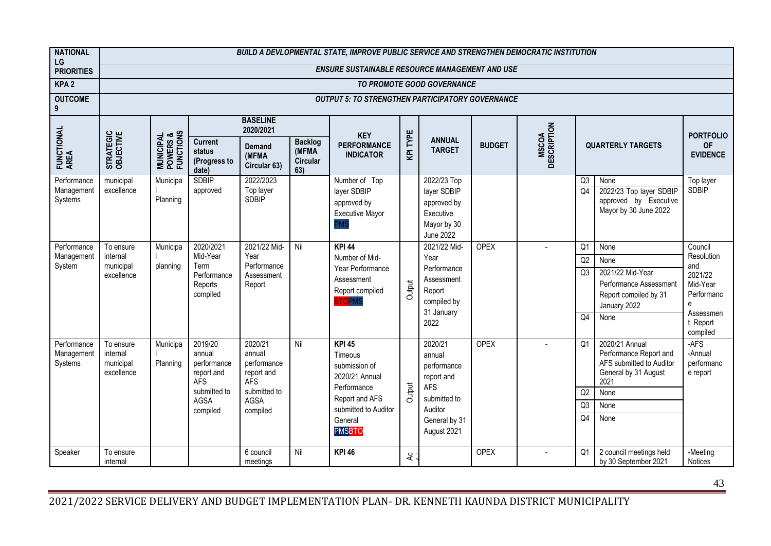| NATIONAL LG PRIORITIES | BUILD A DEVLOPMENTAL STATE, IMPROVE PUBLIC SERVICE AND STRENGTHEN DEMOCRATIC INSTITUTION | | | | | | | | | | | | | |
|---|---|---|---|---|---|---|---|---|---|---|---|---|---|---|
| | ENSURE SUSTAINABLE RESOURCE MANAGEMENT AND USE | | | | | | | | | | | | | |
| KPA 2 | TO PROMOTE GOOD GOVERNANCE | | | | | | | | | | | | | |
| OUTCOME 9 | OUTPUT 5: TO STRENGTHEN PARTICIPATORY GOVERNANCE | | | | | | | | | | | | | |
| FUNCTIONAL AREA | STRATEGIC OBJECTIVE | MUNICIPAL POWERS & FUNCTIONS | BASELINE 2020/2021 | | | KEY PERFORMANCE INDICATOR | KPI TYPE | ANNUAL TARGET | BUDGET | MSCOA DESCRIPTION | QUARTERLY TARGETS | | PORTFOLIO OF EVIDENCE |
| | | | Current status (Progress to date) | Demand (MFMA Circular 63) | Backlog (MFMA Circular 63) | | | | | | | | |
| Performance Management Systems | municipal excellence | Municipal Planning | SDBIP approved | 2022/2023 Top layer SDBIP | | Number of Top layer SDBIP approved by Executive Mayor PMS | | 2022/23 Top layer SDBIP approved by Executive Mayor by 30 June 2022 | | | Q3 | None | Top layer SDBIP |
| | | | | | | | | | | | Q4 | 2022/23 Top layer SDBIP approved by Executive Mayor by 30 June 2022 | |
| Performance Management System | To ensure internal municipal excellence | Municipal planning | 2020/2021 Mid-Year Term Performance Reports compiled | 2021/22 Mid-Year Performance Assessment Report | Nil | KPI 44 Number of Mid-Year Performance Assessment Report compiled BTOPMS | Output | 2021/22 Mid-Year Performance Assessment Report compiled by 31 January 2022 | OPEX | - | Q1 | None | Council Resolution and 2021/22 Mid-Year Performance Assessment Report compiled |
| | | | | | | | | | | | Q2 | None | |
| | | | | | | | | | | | Q3 | 2021/22 Mid-Year Performance Assessment Report compiled by 31 January 2022 | |
| | | | | | | | | | | | Q4 | None | |
| Performance Management Systems | To ensure internal municipal excellence | Municipal Planning | 2019/20 annual performance report and AFS submitted to AGSA compiled | 2020/21 annual performance report and AFS submitted to AGSA compiled | Nil | KPI 45 Timeous submission of 2020/21 Annual Performance Report and AFS submitted to Auditor General PMSBTO | Output | 2020/21 annual performance report and AFS submitted to Auditor General by 31 August 2021 | OPEX | - | Q1 | 2020/21 Annual Performance Report and AFS submitted to Auditor General by 31 August 2021 | -AFS -Annual performance report |
| | | | | | | | | | | | Q2 | None | |
| | | | | | | | | | | | Q3 | None | |
| | | | | | | | | | | | Q4 | None | |
| Speaker | To ensure internal | | | 6 council meetings | Nil | KPI 46 | Ac | | OPEX | - | Q1 | 2 council meetings held by 30 September 2021 | -Meeting Notices |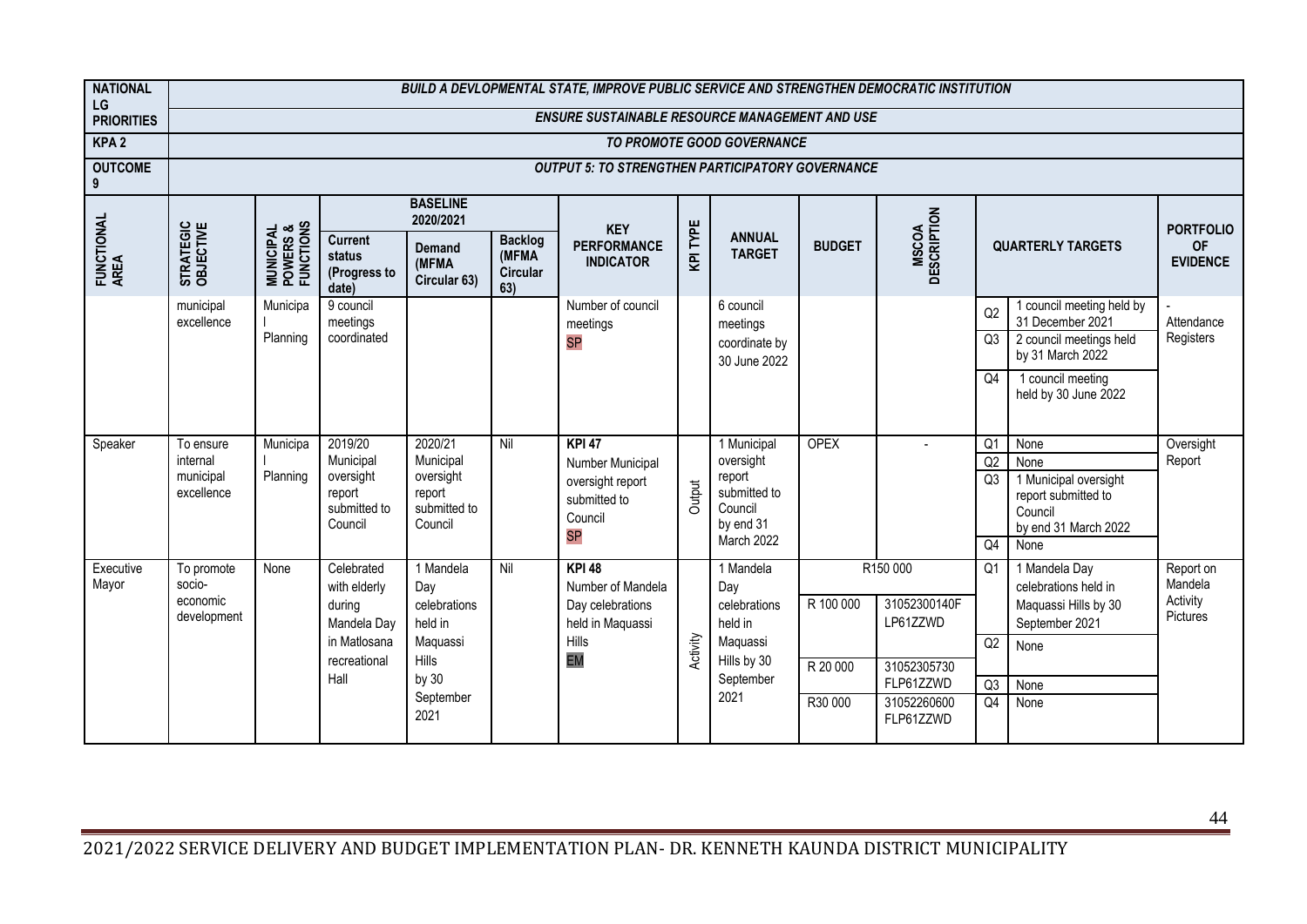| NATIONAL LG PRIORITIES | BUILD A DEVLOPMENTAL STATE, IMPROVE PUBLIC SERVICE AND STRENGTHEN DEMOCRATIC INSTITUTION | | | | | | | | | | | | |
|---|---|---|---|---|---|---|---|---|---|---|---|---|---|
| | ENSURE SUSTAINABLE RESOURCE MANAGEMENT AND USE | | | | | | | | | | | | |
| KPA 2 | TO PROMOTE GOOD GOVERNANCE | | | | | | | | | | | | |
| OUTCOME 9 | OUTPUT 5: TO STRENGTHEN PARTICIPATORY GOVERNANCE | | | | | | | | | | | | |
| FUNCTIONAL AREA | STRATEGIC OBJECTIVE | MUNICIPAL POWERS & FUNCTIONS | BASELINE 2020/2021 | | | KEY PERFORMANCE INDICATOR | KPI TYPE | ANNUAL TARGET | BUDGET | MSCOA DESCRIPTION | QUARTERLY TARGETS | | PORTFOLIO OF EVIDENCE |
| | | | Current status (Progress to date) | Demand (MFMA Circular 63) | Backlog (MFMA Circular 63) | | | | | | | | |
| | municipal excellence | Municipal Planning | 9 council meetings coordinated | | | Number of council meetings SP | | 6 council meetings coordinate by 30 June 2022 | | | Q2 | 1 council meeting held by 31 December 2021 | - Attendance Registers |
| | | | | | | | | | | | Q3 | 2 council meetings held by 31 March 2022 | |
| | | | | | | | | | | | Q4 | 1 council meeting held by 30 June 2022 | |
| Speaker | To ensure internal municipal excellence | Municipal Planning | 2019/20 Municipal oversight report submitted to Council | 2020/21 Municipal oversight report submitted to Council | Nil | KPI 47 Number Municipal oversight report submitted to Council SP | Output | 1 Municipal oversight report submitted to Council by end 31 March 2022 | OPEX | - | Q1 | None | Oversight Report |
| | | | | | | | | | | | Q2 | None | |
| | | | | | | | | | | | Q3 | 1 Municipal oversight report submitted to Council by end 31 March 2022 | |
| | | | | | | | | | | | Q4 | None | |
| Executive Mayor | To promote socio-economic development | None | Celebrated with elderly during Mandela Day in Matlosana recreational Hall | 1 Mandela Day celebrations held in Maquassi Hills by 30 September 2021 | Nil | KPI 48 Number of Mandela Day celebrations held in Maquassi Hills EM | Activity | 1 Mandela Day celebrations held in Maquassi Hills by 30 September 2021 | R150 000 | | Q1 | 1 Mandela Day celebrations held in Maquassi Hills by 30 September 2021 | Report on Mandela Activity Pictures |
| | | | | | | | | | R 100 000 | 31052300140F LP61ZZWD | | | |
| | | | | | | | | | R 20 000 | 31052305730 FLP61ZZWD | Q2 | None | |
| | | | | | | | | | R30 000 | 31052260600 FLP61ZZWD | Q3 | None | |
| | | | | | | | | | | | Q4 | None | |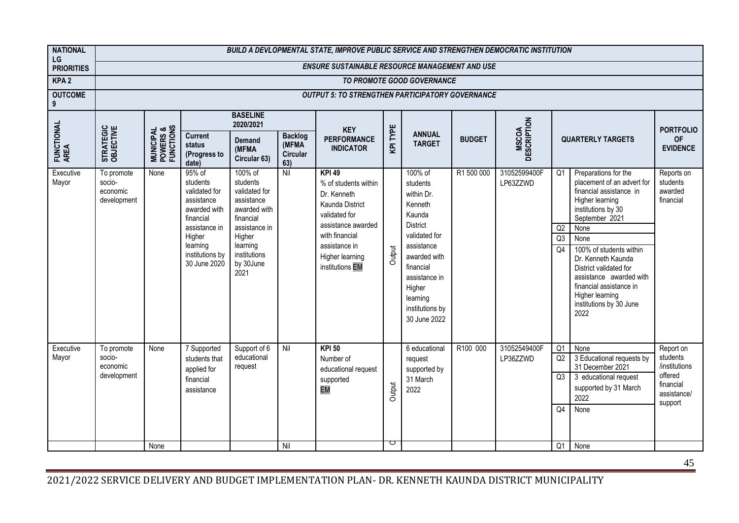| NATIONAL LG PRIORITIES | BUILD A DEVLOPMENTAL STATE, IMPROVE PUBLIC SERVICE AND STRENGTHEN DEMOCRATIC INSTITUTION | | | | | | | | | | | | | |
|---|---|---|---|---|---|---|---|---|---|---|---|---|---|---|
| | ENSURE SUSTAINABLE RESOURCE MANAGEMENT AND USE | | | | | | | | | | | | | |
| KPA 2 | TO PROMOTE GOOD GOVERNANCE | | | | | | | | | | | | | |
| OUTCOME 9 | OUTPUT 5: TO STRENGTHEN PARTICIPATORY GOVERNANCE | | | | | | | | | | | | | |
| FUNCTIONAL AREA | STRATEGIC OBJECTIVE | MUNICIPAL POWERS & FUNCTIONS | BASELINE 2020/2021 | | | KEY PERFORMANCE INDICATOR | KPI TYPE | ANNUAL TARGET | BUDGET | MSCOA DESCRIPTION | QUARTERLY TARGETS | | PORTFOLIO OF EVIDENCE |
| | | | Current status (Progress to date) | Demand (MFMA Circular 63) | Backlog (MFMA Circular 63) | | | | | | | | |
| Executive Mayor | To promote socio-economic development | None | 95% of students validated for assistance awarded with financial assistance in Higher learning institutions by 30 June 2020 | 100% of students validated for assistance awarded with financial assistance in Higher learning institutions by 30June 2021 | Nil | **KPI 49** % of students within Dr. Kenneth Kaunda District validated for assistance awarded with financial assistance in Higher learning institutions EM | Output | 100% of students within Dr. Kenneth Kaunda District validated for assistance awarded with financial assistance in Higher learning institutions by 30 June 2022 | R1 500 000 | 31052599400F LP63ZZWD | Q1 | Preparations for the placement of an advert for financial assistance in Higher learning institutions by 30 September 2021 | Reports on students awarded financial |
| | | | | | | | | | | | Q2 | None | |
| | | | | | | | | | | | Q3 | None | |
| | | | | | | | | | | | Q4 | 100% of students within Dr. Kenneth Kaunda District validated for assistance awarded with financial assistance in Higher learning institutions by 30 June 2022 | |
| Executive Mayor | To promote socio-economic development | None | 7 Supported students that applied for financial assistance | Support of 6 educational request | Nil | **KPI 50** Number of educational request supported EM | Output | 6 educational request supported by 31 March 2022 | R100 000 | 31052549400F LP36ZZWD | Q1 | None | Report on students /institutions offered financial assistance/ support |
| | | | | | | | | | | | Q2 | 3 Educational requests by 31 December 2021 | |
| | | | | | | | | | | | Q3 | 3 educational request supported by 31 March 2022 | |
| | | | | | | | | | | | Q4 | None | |
| | | None | | | Nil | | | | | | Q1 | None | |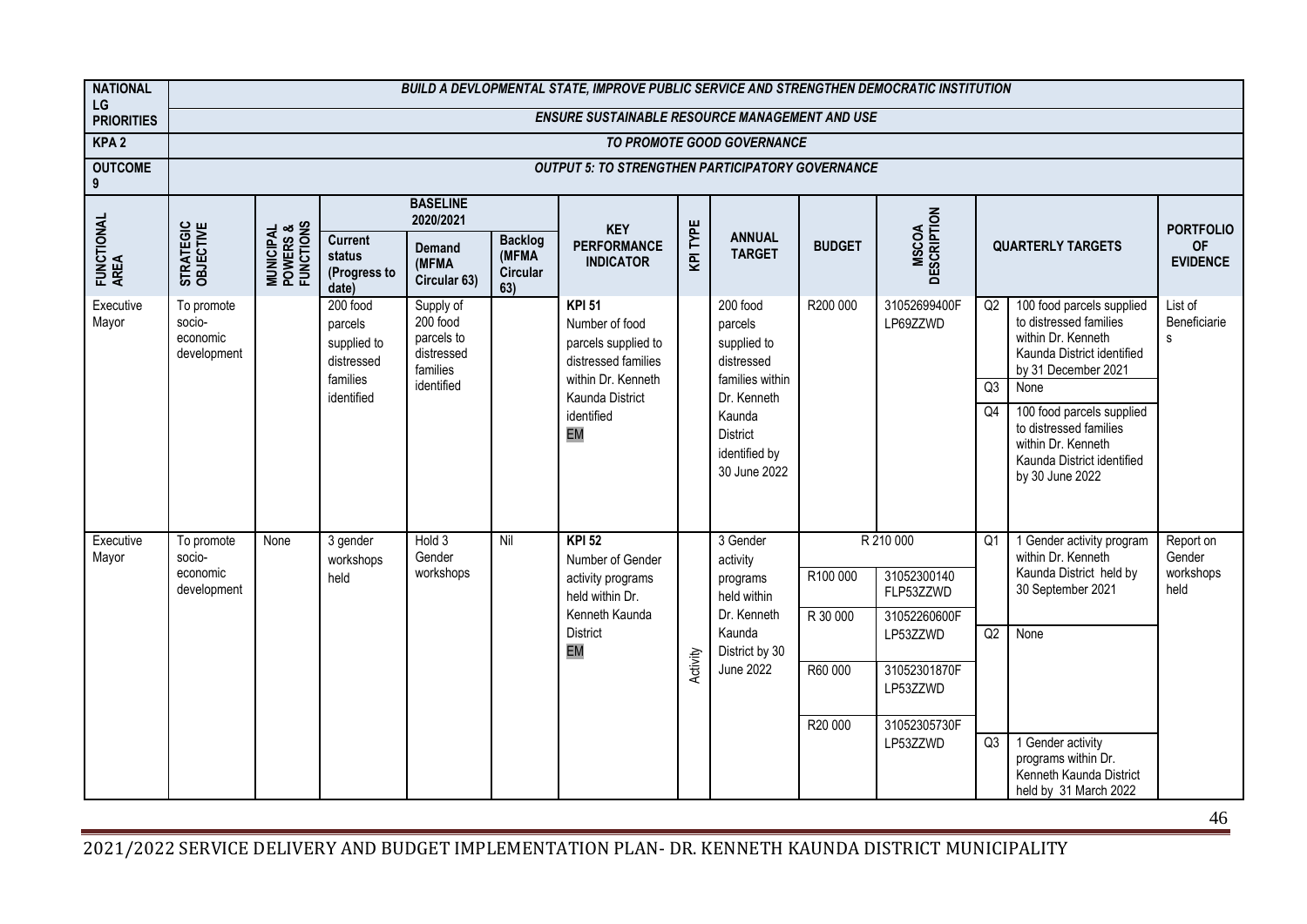| NATIONAL LG PRIORITIES | BUILD A DEVLOPMENTAL STATE, IMPROVE PUBLIC SERVICE AND STRENGTHEN DEMOCRATIC INSTITUTION | | | | | | | | | | | | | |
|---|---|---|---|---|---|---|---|---|---|---|---|---|---|---|
| | ENSURE SUSTAINABLE RESOURCE MANAGEMENT AND USE | | | | | | | | | | | | | |
| KPA 2 | TO PROMOTE GOOD GOVERNANCE | | | | | | | | | | | | | |
| OUTCOME 9 | OUTPUT 5: TO STRENGTHEN PARTICIPATORY GOVERNANCE | | | | | | | | | | | | | |
| FUNCTIONAL AREA | STRATEGIC OBJECTIVE | MUNICIPAL POWERS & FUNCTIONS | BASELINE 2020/2021 | | | KEY PERFORMANCE INDICATOR | KPI TYPE | ANNUAL TARGET | BUDGET | MSCOA DESCRIPTION | QUARTERLY TARGETS | | PORTFOLIO OF EVIDENCE | |
| | | | Current status (Progress to date) | Demand (MFMA Circular 63) | Backlog (MFMA Circular 63) | | | | | | | | | |
| Executive Mayor | To promote socio-economic development | | 200 food parcels supplied to distressed families identified | Supply of 200 food parcels to distressed families identified | | **KPI 51** Number of food parcels supplied to distressed families within Dr. Kenneth Kaunda District identified EM | | 200 food parcels supplied to distressed families within Dr. Kenneth Kaunda District identified by 30 June 2022 | R200 000 | 31052699400F LP69ZZWD | Q2 | 100 food parcels supplied to distressed families within Dr. Kenneth Kaunda District identified by 31 December 2021 | List of Beneficiaries | |
| | | | | | | | | | | | Q3 | None | | |
| | | | | | | | | | | | Q4 | 100 food parcels supplied to distressed families within Dr. Kenneth Kaunda District identified by 30 June 2022 | | |
| Executive Mayor | To promote socio-economic development | None | 3 gender workshops held | Hold 3 Gender workshops | Nil | **KPI 52** Number of Gender activity programs held within Dr. Kenneth Kaunda District EM | Activity | 3 Gender activity programs held within Dr. Kenneth Kaunda District by 30 June 2022 | R 210 000 | | Q1 | 1 Gender activity program within Dr. Kenneth Kaunda District held by 30 September 2021 | Report on Gender workshops held | |
| | | | | | | | | | R100 000 | 31052300140 FLP53ZZWD | | | | |
| | | | | | | | | | R 30 000 | 31052260600F LP53ZZWD | Q2 | None | | |
| | | | | | | | | | R60 000 | 31052301870F LP53ZZWD | | | | |
| | | | | | | | | | R20 000 | 31052305730F LP53ZZWD | Q3 | 1 Gender activity programs within Dr. Kenneth Kaunda District held by 31 March 2022 | | |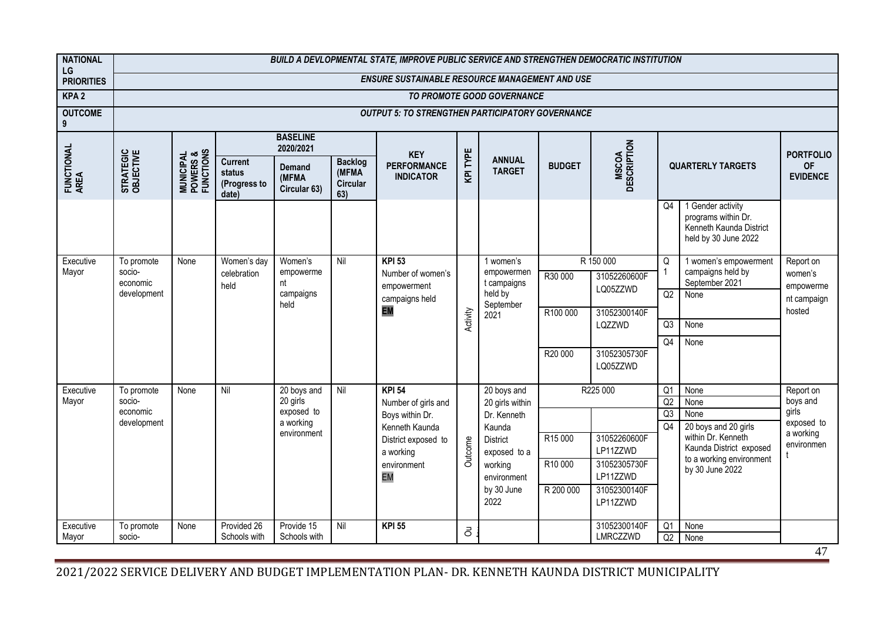| NATIONAL LG PRIORITIES | BUILD A DEVLOPMENTAL STATE, IMPROVE PUBLIC SERVICE AND STRENGTHEN DEMOCRATIC INSTITUTION | | | | | | | | | | | | | |
|---|---|---|---|---|---|---|---|---|---|---|---|---|---|---|
| | ENSURE SUSTAINABLE RESOURCE MANAGEMENT AND USE | | | | | | | | | | | | | |
| KPA 2 | TO PROMOTE GOOD GOVERNANCE | | | | | | | | | | | | | |
| OUTCOME 9 | OUTPUT 5: TO STRENGTHEN PARTICIPATORY GOVERNANCE | | | | | | | | | | | | | |
| FUNCTIONAL AREA | STRATEGIC OBJECTIVE | MUNICIPAL POWERS & FUNCTIONS | BASELINE 2020/2021 | | | KEY PERFORMANCE INDICATOR | KPI TYPE | ANNUAL TARGET | BUDGET | MSCOA DESCRIPTION | QUARTERLY TARGETS | | PORTFOLIO OF EVIDENCE |
| | | | Current status (Progress to date) | Demand (MFMA Circular 63) | Backlog (MFMA Circular 63) | | | | | | | | |
| | | | | | | | | | | | Q4 | 1 Gender activity programs within Dr. Kenneth Kaunda District held by 30 June 2022 | |
| Executive Mayor | To promote socio-economic development | None | Women's day celebration held | Women's empowerment campaigns held | Nil | KPI 53 Number of women's empowerment campaigns held EM | Activity | 1 women's empowerment campaigns held by September 2021 | R 150 000 | | Q1 | 1 women's empowerment campaigns held by September 2021 | Report on women's empowerment campaign hosted |
| | | | | | | | | | R30 000 | 31052260600F LQ05ZZWD | Q2 | None | |
| | | | | | | | | | R100 000 | 31052300140F LQZZWD | Q3 | None | |
| | | | | | | | | | | | Q4 | None | |
| | | | | | | | | | R20 000 | 31052305730F LQ05ZZWD | | | |
| Executive Mayor | To promote socio-economic development | None | Nil | 20 boys and 20 girls exposed to a working environment | Nil | KPI 54 Number of girls and Boys within Dr. Kenneth Kaunda District exposed to a working environment EM | Outcome | 20 boys and 20 girls within Dr. Kenneth Kaunda District exposed to a working environment by 30 June 2022 | R225 000 | | Q1 | None | Report on boys and girls exposed to a working environment |
| | | | | | | | | | | | Q2 | None | |
| | | | | | | | | | | | Q3 | None | |
| | | | | | | | | | R15 000 | 31052260600F LP11ZZWD | Q4 | 20 boys and 20 girls within Dr. Kenneth Kaunda District exposed to a working environment by 30 June 2022 | |
| | | | | | | | | | R10 000 | 31052305730F LP11ZZWD | | | |
| | | | | | | | | | R 200 000 | 31052300140F LP11ZZWD | | | |
| Executive Mayor | To promote socio- | None | Provided 26 Schools with | Provide 15 Schools with | Nil | KPI 55 | Ou | | | 31052300140F LMRCZZWD | Q1 | None | |
| | | | | | | | | | | | Q2 | None | |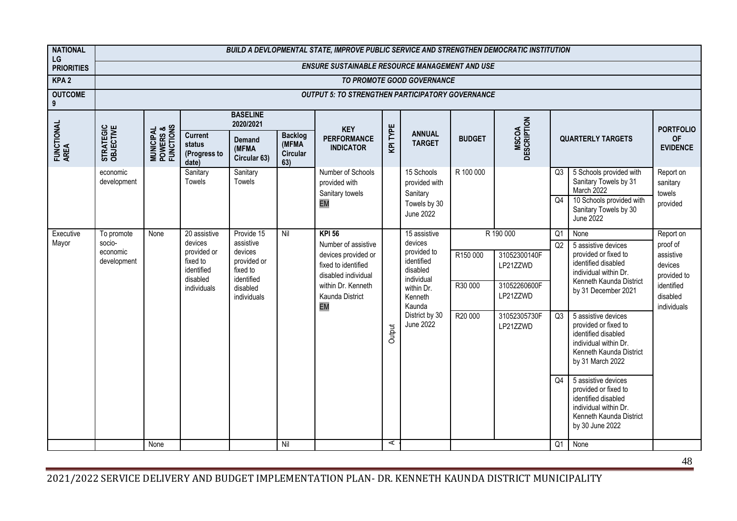| NATIONAL LG PRIORITIES | BUILD A DEVLOPMENTAL STATE, IMPROVE PUBLIC SERVICE AND STRENGTHEN DEMOCRATIC INSTITUTION | | | | | | | | | | | | |
|---|---|---|---|---|---|---|---|---|---|---|---|---|---|
| | ENSURE SUSTAINABLE RESOURCE MANAGEMENT AND USE | | | | | | | | | | | | |
| KPA 2 | TO PROMOTE GOOD GOVERNANCE | | | | | | | | | | | | |
| OUTCOME 9 | OUTPUT 5: TO STRENGTHEN PARTICIPATORY GOVERNANCE | | | | | | | | | | | | |
| FUNCTIONAL AREA | STRATEGIC OBJECTIVE | MUNICIPAL POWERS & FUNCTIONS | BASELINE 2020/2021 | | | KEY PERFORMANCE INDICATOR | KPI TYPE | ANNUAL TARGET | BUDGET | MSCOA DESCRIPTION | QUARTERLY TARGETS | | PORTFOLIO OF EVIDENCE |
| | | | Current status (Progress to date) | Demand (MFMA Circular 63) | Backlog (MFMA Circular 63) | | | | | | | | |
| | economic development | | Sanitary Towels | Sanitary Towels | | Number of Schools provided with Sanitary towels EM | | 15 Schools provided with Sanitary Towels by 30 June 2022 | R 100 000 | | Q3 | 5 Schools provided with Sanitary Towels by 31 March 2022 | Report on sanitary towels provided |
| | | | | | | | | | | | Q4 | 10 Schools provided with Sanitary Towels by 30 June 2022 | |
| Executive Mayor | To promote socio-economic development | None | 20 assistive devices provided or fixed to identified disabled individuals | Provide 15 assistive devices provided or fixed to identified disabled individuals | Nil | **KPI 56** Number of assistive devices provided or fixed to identified disabled individual within Dr. Kenneth Kaunda District EM | Output | 15 assistive devices provided to identified disabled individual within Dr. Kenneth Kaunda District by 30 June 2022 | R 190 000 | | Q1 | None | Report on proof of assistive devices provided to identified disabled individuals |
| | | | | | | | | | R150 000 | 31052300140F LP21ZZWD | Q2 | 5 assistive devices provided or fixed to identified disabled individual within Dr. Kenneth Kaunda District by 31 December 2021 | |
| | | | | | | | | | R30 000 | 31052260600F LP21ZZWD | | | |
| | | | | | | | | | R20 000 | 31052305730F LP21ZZWD | Q3 | 5 assistive devices provided or fixed to identified disabled individual within Dr. Kenneth Kaunda District by 31 March 2022 | |
| | | | | | | | | | | | Q4 | 5 assistive devices provided or fixed to identified disabled individual within Dr. Kenneth Kaunda District by 30 June 2022 | |
| | | None | | | Nil | | | | | | Q1 | None | |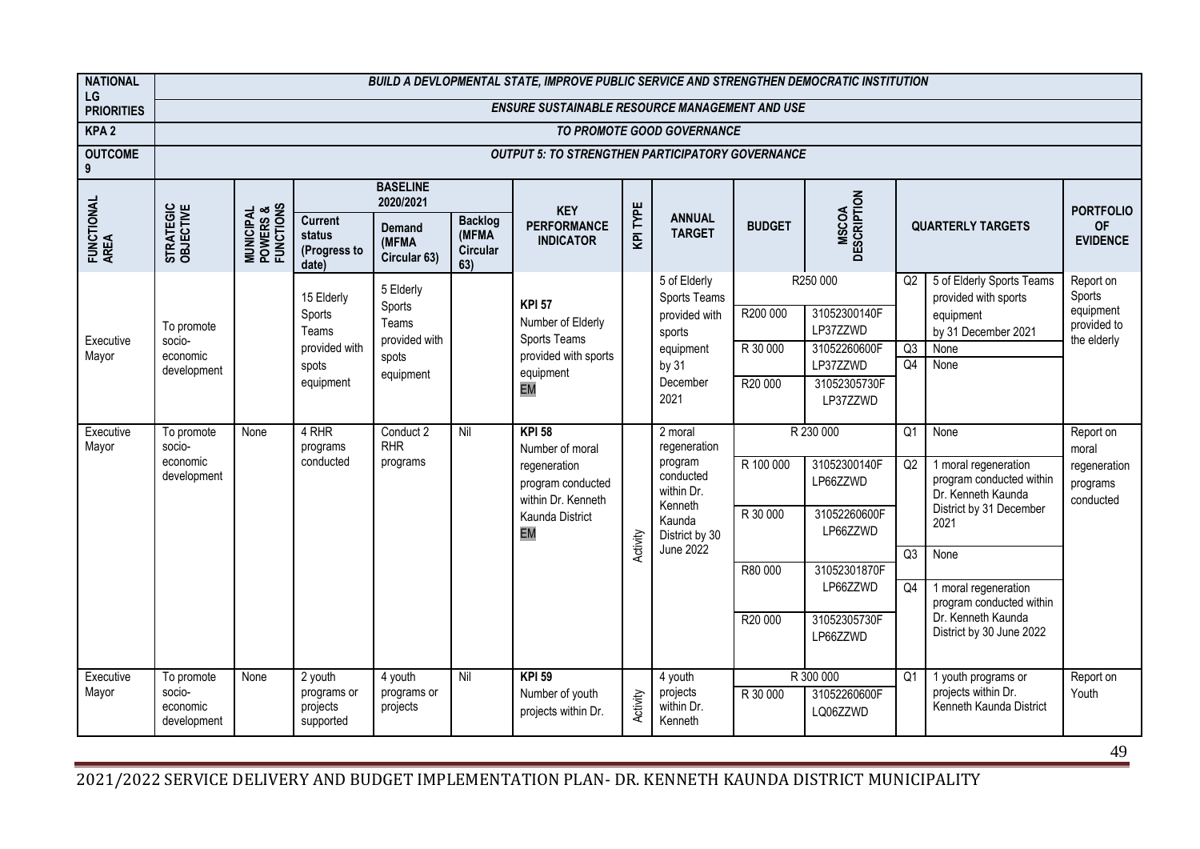| NATIONAL LG PRIORITIES | BUILD A DEVLOPMENTAL STATE, IMPROVE PUBLIC SERVICE AND STRENGTHEN DEMOCRATIC INSTITUTION | | | | | | | | | | | | |
|---|---|---|---|---|---|---|---|---|---|---|---|---|---|
| | ENSURE SUSTAINABLE RESOURCE MANAGEMENT AND USE | | | | | | | | | | | | |
| KPA 2 | TO PROMOTE GOOD GOVERNANCE | | | | | | | | | | | | |
| OUTCOME 9 | OUTPUT 5: TO STRENGTHEN PARTICIPATORY GOVERNANCE | | | | | | | | | | | | |
| FUNCTIONAL AREA | STRATEGIC OBJECTIVE | MUNICIPAL POWERS & FUNCTIONS | BASELINE 2020/2021 | | | KEY PERFORMANCE INDICATOR | KPI TYPE | ANNUAL TARGET | BUDGET | MSCOA DESCRIPTION | QUARTERLY TARGETS | | PORTFOLIO OF EVIDENCE |
| | | | Current status (Progress to date) | Demand (MFMA Circular 63) | Backlog (MFMA Circular 63) | | | | | | | | |
| Executive Mayor | To promote socio-economic development | | 15 Elderly Sports Teams provided with spots equipment | 5 Elderly Sports Teams provided with spots equipment | | **KPI 57** Number of Elderly Sports Teams provided with sports equipment EM | | 5 of Elderly Sports Teams provided with sports equipment by 31 December 2021 | R250 000 | | Q2 | 5 of Elderly Sports Teams provided with sports equipment by 31 December 2021 | Report on Sports equipment provided to the elderly |
| | | | | | | | | | R200 000 | 31052300140F LP37ZZWD | | | |
| | | | | | | | | | R 30 000 | 31052260600F LP37ZZWD | Q3 | None | |
| | | | | | | | | | R20 000 | 31052305730F LP37ZZWD | Q4 | None | |
| Executive Mayor | To promote socio-economic development | None | 4 RHR programs conducted | Conduct 2 RHR programs | Nil | **KPI 58** Number of moral regeneration program conducted within Dr. Kenneth Kaunda District EM | Activity | 2 moral regeneration program conducted within Dr. Kenneth Kaunda District by 30 June 2022 | R 230 000 | | Q1 | None | Report on moral regeneration programs conducted |
| | | | | | | | | | R 100 000 | 31052300140F LP66ZZWD | Q2 | 1 moral regeneration program conducted within Dr. Kenneth Kaunda District by 31 December 2021 | |
| | | | | | | | | | R 30 000 | 31052260600F LP66ZZWD | | | |
| | | | | | | | | | | | Q3 | None | |
| | | | | | | | | | R80 000 | 31052301870F LP66ZZWD | Q4 | 1 moral regeneration program conducted within Dr. Kenneth Kaunda District by 30 June 2022 | |
| | | | | | | | | | R20 000 | 31052305730F LP66ZZWD | | | |
| Executive Mayor | To promote socio-economic development | None | 2 youth programs or projects supported | 4 youth programs or projects | Nil | **KPI 59** Number of youth projects within Dr. | Activity | 4 youth projects within Dr. Kenneth | R 300 000 | | Q1 | 1 youth programs or projects within Dr. Kenneth Kaunda District | Report on Youth |
| | | | | | | | | | R 30 000 | 31052260600F LQ06ZZWD | | | |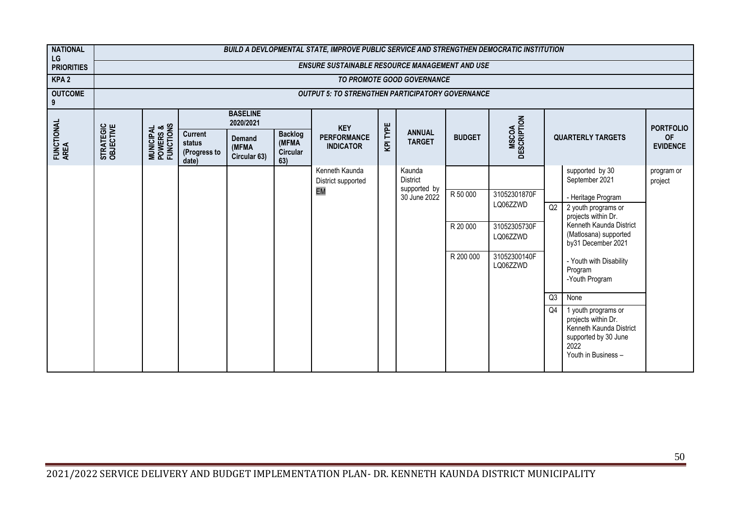| NATIONAL LG PRIORITIES | BUILD A DEVLOPMENTAL STATE, IMPROVE PUBLIC SERVICE AND STRENGTHEN DEMOCRATIC INSTITUTION | | | | | | | | | | | | |
|---|---|---|---|---|---|---|---|---|---|---|---|---|---|
| | ENSURE SUSTAINABLE RESOURCE MANAGEMENT AND USE | | | | | | | | | | | | |
| KPA 2 | TO PROMOTE GOOD GOVERNANCE | | | | | | | | | | | | |
| OUTCOME 9 | OUTPUT 5: TO STRENGTHEN PARTICIPATORY GOVERNANCE | | | | | | | | | | | | |
| FUNCTIONAL AREA | STRATEGIC OBJECTIVE | MUNICIPAL POWERS & FUNCTIONS | BASELINE 2020/2021 | | | KEY PERFORMANCE INDICATOR | KPI TYPE | ANNUAL TARGET | BUDGET | MSCOA DESCRIPTION | QUARTERLY TARGETS | | PORTFOLIO OF EVIDENCE |
| | | | Current status (Progress to date) | Demand (MFMA Circular 63) | Backlog (MFMA Circular 63) | | | | | | | | |
| | | | | | | Kenneth Kaunda District supported EM | | Kaunda District supported by 30 June 2022 | R 50 000<br>R 20 000<br>R 200 000 | 31052301870F LQ06ZZWD<br>31052305730F LQ06ZZWD<br>31052300140F LQ06ZZWD | | supported by 30 September 2021<br>- Heritage Program | program or project |
| | | | | | | | | | | | Q2 | 2 youth programs or projects within Dr. Kenneth Kaunda District (Matlosana) supported by31 December 2021<br>- Youth with Disability Program<br>-Youth Program | |
| | | | | | | | | | | | Q3 | None | |
| | | | | | | | | | | | Q4 | 1 youth programs or projects within Dr. Kenneth Kaunda District supported by 30 June 2022<br>Youth in Business – | |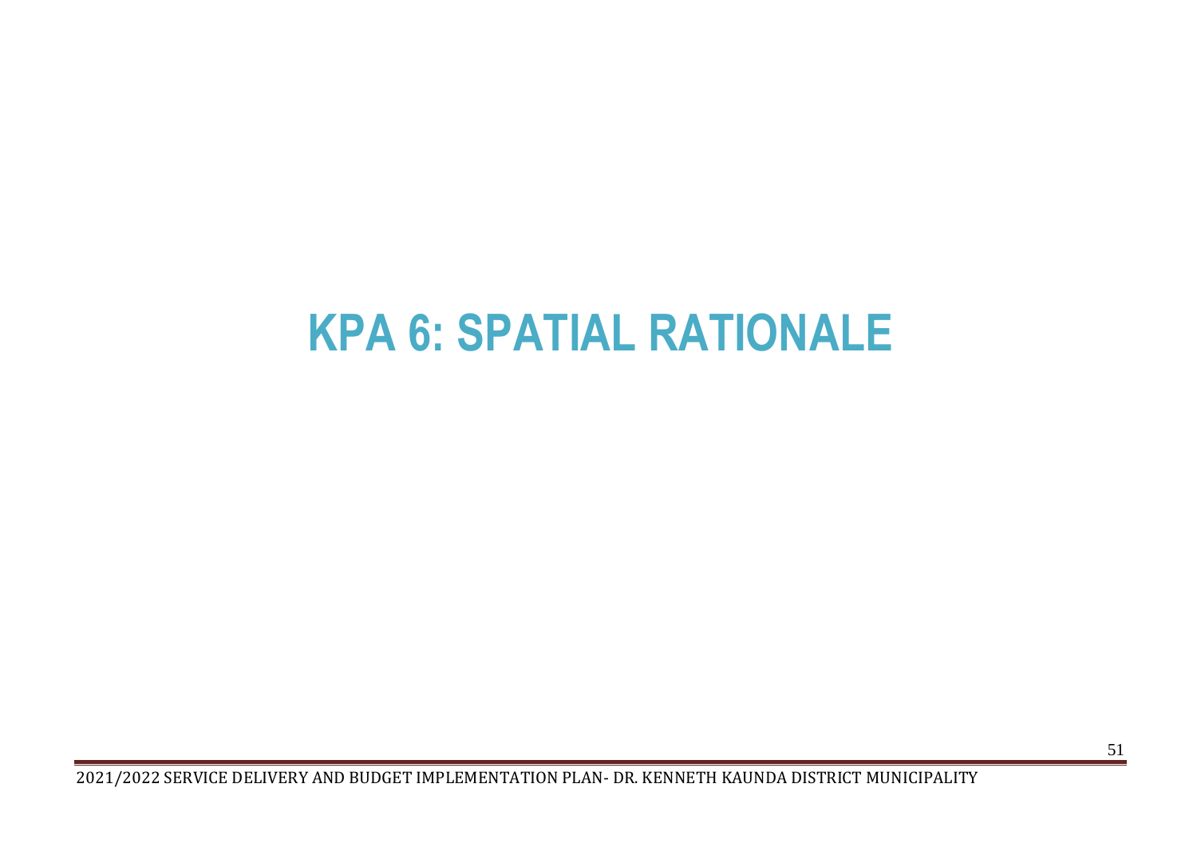# KPA 6: SPATIAL RATIONALE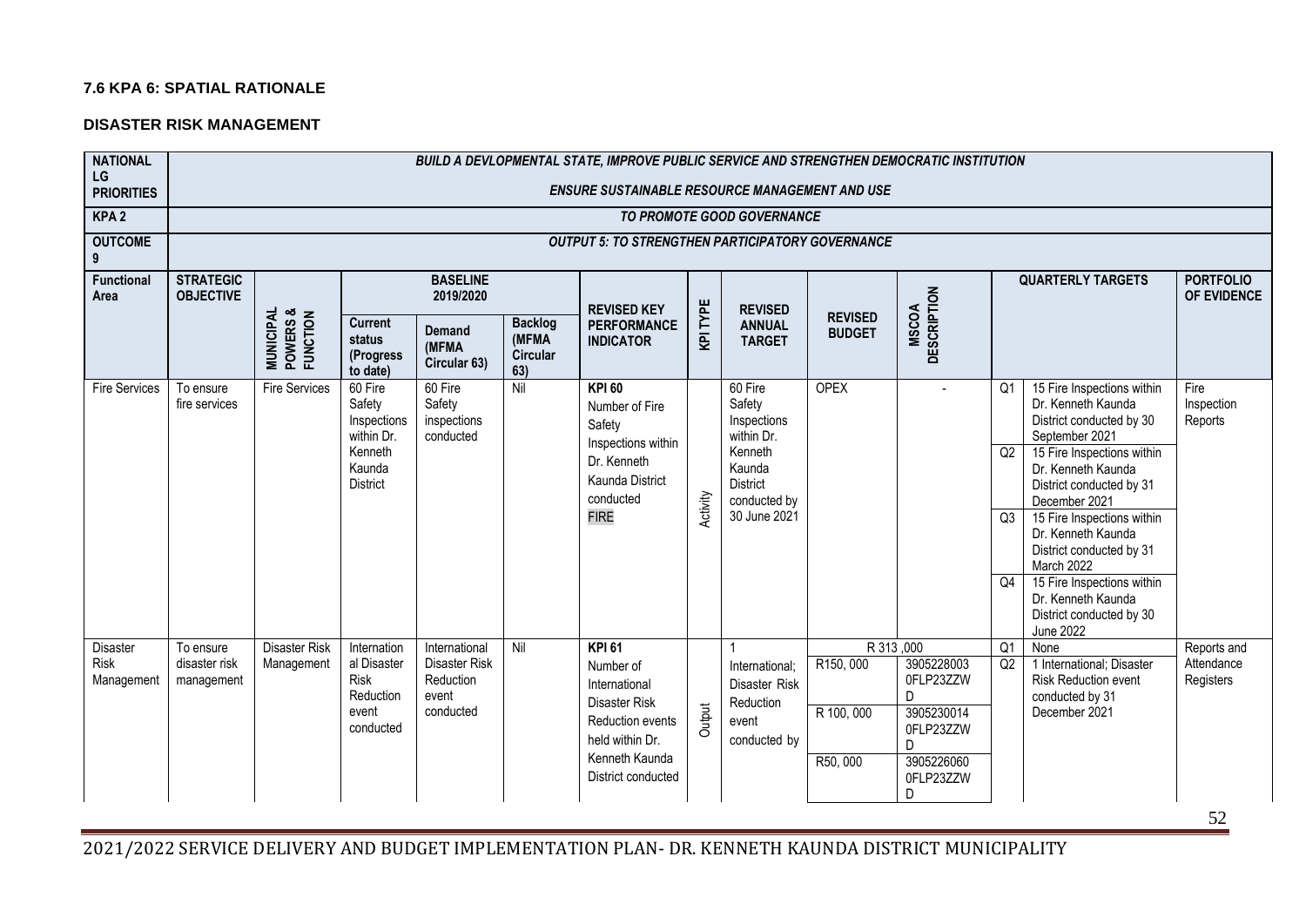### 7.6 KPA 6: SPATIAL RATIONALE

### DISASTER RISK MANAGEMENT

| NATIONAL LG PRIORITIES | BUILD A DEVLOPMENTAL STATE, IMPROVE PUBLIC SERVICE AND STRENGTHEN DEMOCRATIC INSTITUTION<br>ENSURE SUSTAINABLE RESOURCE MANAGEMENT AND USE | | | | | | | | | | | | | |
|---|---|---|---|---|---|---|---|---|---|---|---|---|---|---|
| KPA 2 | TO PROMOTE GOOD GOVERNANCE | | | | | | | | | | | | | |
| OUTCOME 9 | OUTPUT 5: TO STRENGTHEN PARTICIPATORY GOVERNANCE | | | | | | | | | | | | | |
| Functional Area | STRATEGIC OBJECTIVE | MUNICIPAL POWERS & FUNCTION | BASELINE 2019/2020 | | | REVISED KEY PERFORMANCE INDICATOR | KPI TYPE | REVISED ANNUAL TARGET | REVISED BUDGET | MSCOA DESCRIPTION | QUARTERLY TARGETS | | PORTFOLIO OF EVIDENCE |
| | | | Current status (Progress to date) | Demand (MFMA Circular 63) | Backlog (MFMA Circular 63) | | | | | | | | |
| Fire Services | To ensure fire services | Fire Services | 60 Fire Safety Inspections within Dr. Kenneth Kaunda District | 60 Fire Safety inspections conducted | Nil | **KPI 60** Number of Fire Safety Inspections within Dr. Kenneth Kaunda District conducted FIRE | Activity | 60 Fire Safety Inspections within Dr. Kenneth Kaunda District conducted by 30 June 2021 | OPEX | - | Q1 | 15 Fire Inspections within Dr. Kenneth Kaunda District conducted by 30 September 2021 | Fire Inspection Reports |
| | | | | | | | | | | | Q2 | 15 Fire Inspections within Dr. Kenneth Kaunda District conducted by 31 December 2021 | |
| | | | | | | | | | | | Q3 | 15 Fire Inspections within Dr. Kenneth Kaunda District conducted by 31 March 2022 | |
| | | | | | | | | | | | Q4 | 15 Fire Inspections within Dr. Kenneth Kaunda District conducted by 30 June 2022 | |
| Disaster Risk Management | To ensure disaster risk management | Disaster Risk Management | International Disaster Risk Reduction event conducted | International Disaster Risk Reduction event conducted | Nil | **KPI 61** Number of International Disaster Risk Reduction events held within Dr. Kenneth Kaunda District conducted | Output | 1 International; Disaster Risk Reduction event conducted by | R 313 ,000 | | Q1 | None | Reports and Attendance Registers |
| | | | | | | | | | R150, 000 | 3905228003 0FLP23ZZW D | Q2 | 1 International; Disaster Risk Reduction event conducted by 31 December 2021 | |
| | | | | | | | | | R 100, 000 | 3905230014 0FLP23ZZW D | | | |
| | | | | | | | | | R50, 000 | 3905226060 0FLP23ZZW D | | | |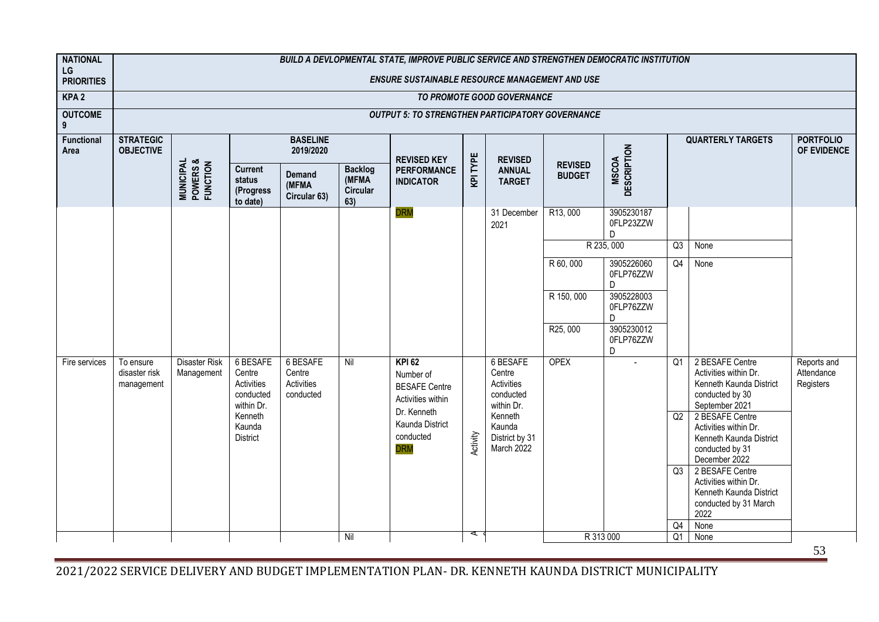| NATIONAL LG PRIORITIES | BUILD A DEVLOPMENTAL STATE, IMPROVE PUBLIC SERVICE AND STRENGTHEN DEMOCRATIC INSTITUTION<br>ENSURE SUSTAINABLE RESOURCE MANAGEMENT AND USE | | | | | | | | | | | | | |
|---|---|---|---|---|---|---|---|---|---|---|---|---|---|---|
| KPA 2 | TO PROMOTE GOOD GOVERNANCE | | | | | | | | | | | | | |
| OUTCOME 9 | OUTPUT 5: TO STRENGTHEN PARTICIPATORY GOVERNANCE | | | | | | | | | | | | | |
| Functional Area | STRATEGIC OBJECTIVE | MUNICIPAL POWERS & FUNCTION | BASELINE 2019/2020 | | | REVISED KEY PERFORMANCE INDICATOR | KPI TYPE | REVISED ANNUAL TARGET | REVISED BUDGET | MSCOA DESCRIPTION | QUARTERLY TARGETS | | PORTFOLIO OF EVIDENCE |
| | | | Current status (Progress to date) | Demand (MFMA Circular 63) | Backlog (MFMA Circular 63) | | | | | | | | |
| | | | | | | DRM | | 31 December 2021 | R13, 000 | 3905230187 0FLP23ZZWD | | | |
| | | | | | | | | | R 235, 000 | | Q3 | None | |
| | | | | | | | | | R 60, 000 | 3905226060 0FLP76ZZWD | Q4 | None | |
| | | | | | | | | | R 150, 000 | 3905228003 0FLP76ZZWD | | | |
| | | | | | | | | | R25, 000 | 3905230012 0FLP76ZZWD | | | |
| Fire services | To ensure disaster risk management | Disaster Risk Management | 6 BESAFE Centre Activities conducted within Dr. Kenneth Kaunda District | 6 BESAFE Centre Activities conducted | Nil | KPI 62 Number of BESAFE Centre Activities within Dr. Kenneth Kaunda District conducted DRM | Activity | 6 BESAFE Centre Activities conducted within Dr. Kenneth Kaunda District by 31 March 2022 | OPEX | - | Q1 | 2 BESAFE Centre Activities within Dr. Kenneth Kaunda District conducted by 30 September 2021 | Reports and Attendance Registers |
| | | | | | | | | | | | Q2 | 2 BESAFE Centre Activities within Dr. Kenneth Kaunda District conducted by 31 December 2022 | |
| | | | | | | | | | | | Q3 | 2 BESAFE Centre Activities within Dr. Kenneth Kaunda District conducted by 31 March 2022 | |
| | | | | | | | | | | | Q4 | None | |
| | | | | | Nil | | A | | R 313 000 | | Q1 | None | |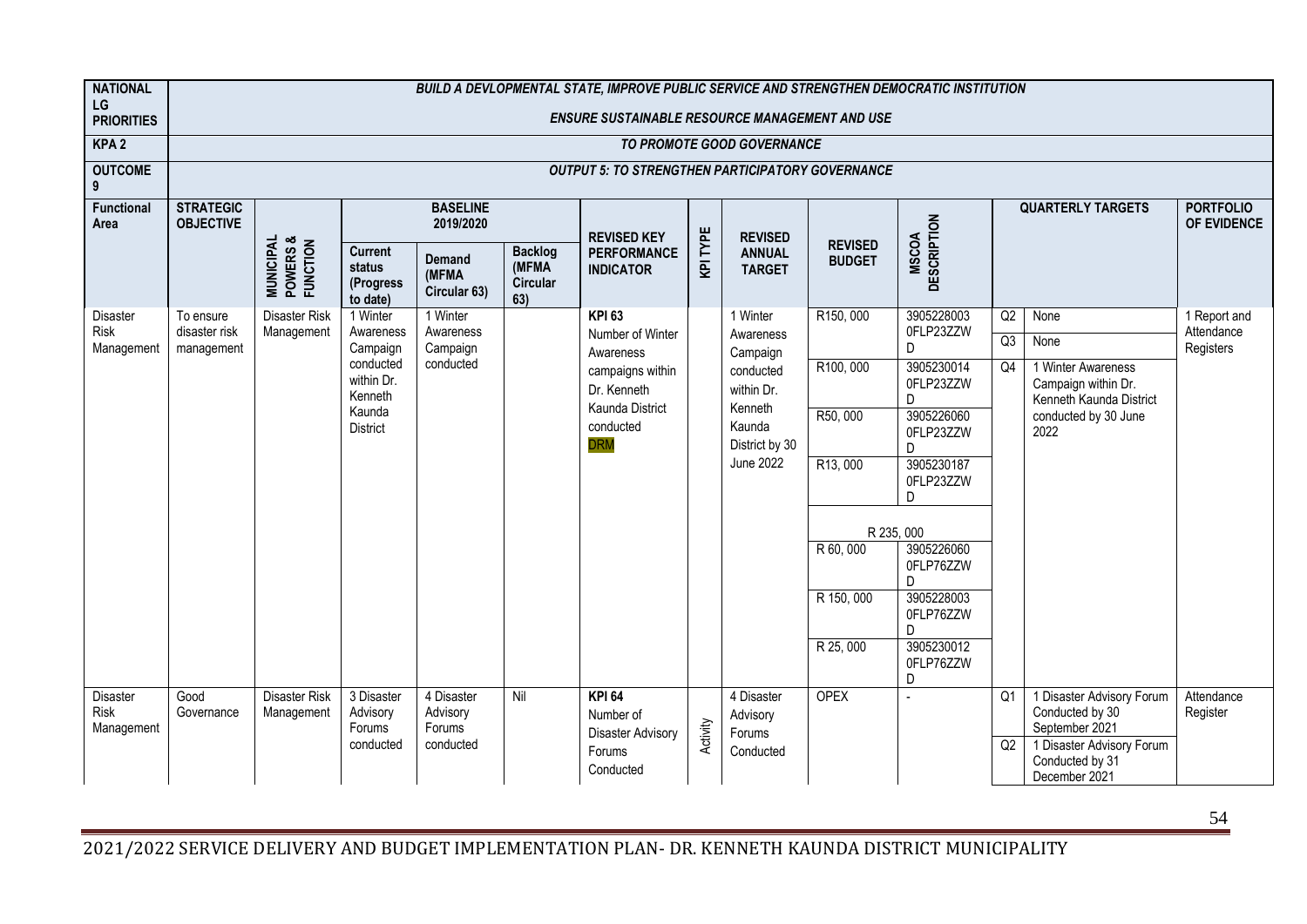| NATIONAL LG PRIORITIES | BUILD A DEVLOPMENTAL STATE, IMPROVE PUBLIC SERVICE AND STRENGTHEN DEMOCRATIC INSTITUTION<br>ENSURE SUSTAINABLE RESOURCE MANAGEMENT AND USE | | | | | | | | | | | | |
|---|---|---|---|---|---|---|---|---|---|---|---|---|---|
| KPA 2 | TO PROMOTE GOOD GOVERNANCE | | | | | | | | | | | | |
| OUTCOME 9 | OUTPUT 5: TO STRENGTHEN PARTICIPATORY GOVERNANCE | | | | | | | | | | | | |
| Functional Area | STRATEGIC OBJECTIVE | MUNICIPAL POWERS & FUNCTION | BASELINE 2019/2020 | | | REVISED KEY PERFORMANCE INDICATOR | KPI TYPE | REVISED ANNUAL TARGET | REVISED BUDGET | MSCOA DESCRIPTION | QUARTERLY TARGETS | | PORTFOLIO OF EVIDENCE |
| | | | Current status (Progress to date) | Demand (MFMA Circular 63) | Backlog (MFMA Circular 63) | | | | | | | | |
| Disaster Risk Management | To ensure disaster risk management | Disaster Risk Management | 1 Winter Awareness Campaign conducted within Dr. Kenneth Kaunda District | 1 Winter Awareness Campaign conducted | | **KPI 63**<br>Number of Winter Awareness campaigns within Dr. Kenneth Kaunda District conducted DRM | | 1 Winter Awareness Campaign conducted within Dr. Kenneth Kaunda District by 30 June 2022 | R150, 000 | 39052280030FLP23ZZWD | Q2 | None | 1 Report and Attendance Registers |
| | | | | | | | | | | | Q3 | None | |
| | | | | | | | | | R100, 000 | 39052300140FLP23ZZWD | Q4 | 1 Winter Awareness Campaign within Dr. Kenneth Kaunda District conducted by 30 June 2022 | |
| | | | | | | | | | R50, 000 | 39052260600FLP23ZZWD | | | |
| | | | | | | | | | R13, 000 | 39052301870FLP23ZZWD | | | |
| | | | | | | | | | R 235, 000 | | | | |
| | | | | | | | | | R 60, 000 | 39052260600FLP76ZZWD | | | |
| | | | | | | | | | R 150, 000 | 39052280030FLP76ZZWD | | | |
| | | | | | | | | | R 25, 000 | 39052300120FLP76ZZWD | | | |
| Disaster Risk Management | Good Governance | Disaster Risk Management | 3 Disaster Advisory Forums conducted | 4 Disaster Advisory Forums conducted | Nil | **KPI 64**<br>Number of Disaster Advisory Forums Conducted | Activity | 4 Disaster Advisory Forums Conducted | OPEX | - | Q1 | 1 Disaster Advisory Forum Conducted by 30 September 2021 | Attendance Register |
| | | | | | | | | | | | Q2 | 1 Disaster Advisory Forum Conducted by 31 December 2021 | |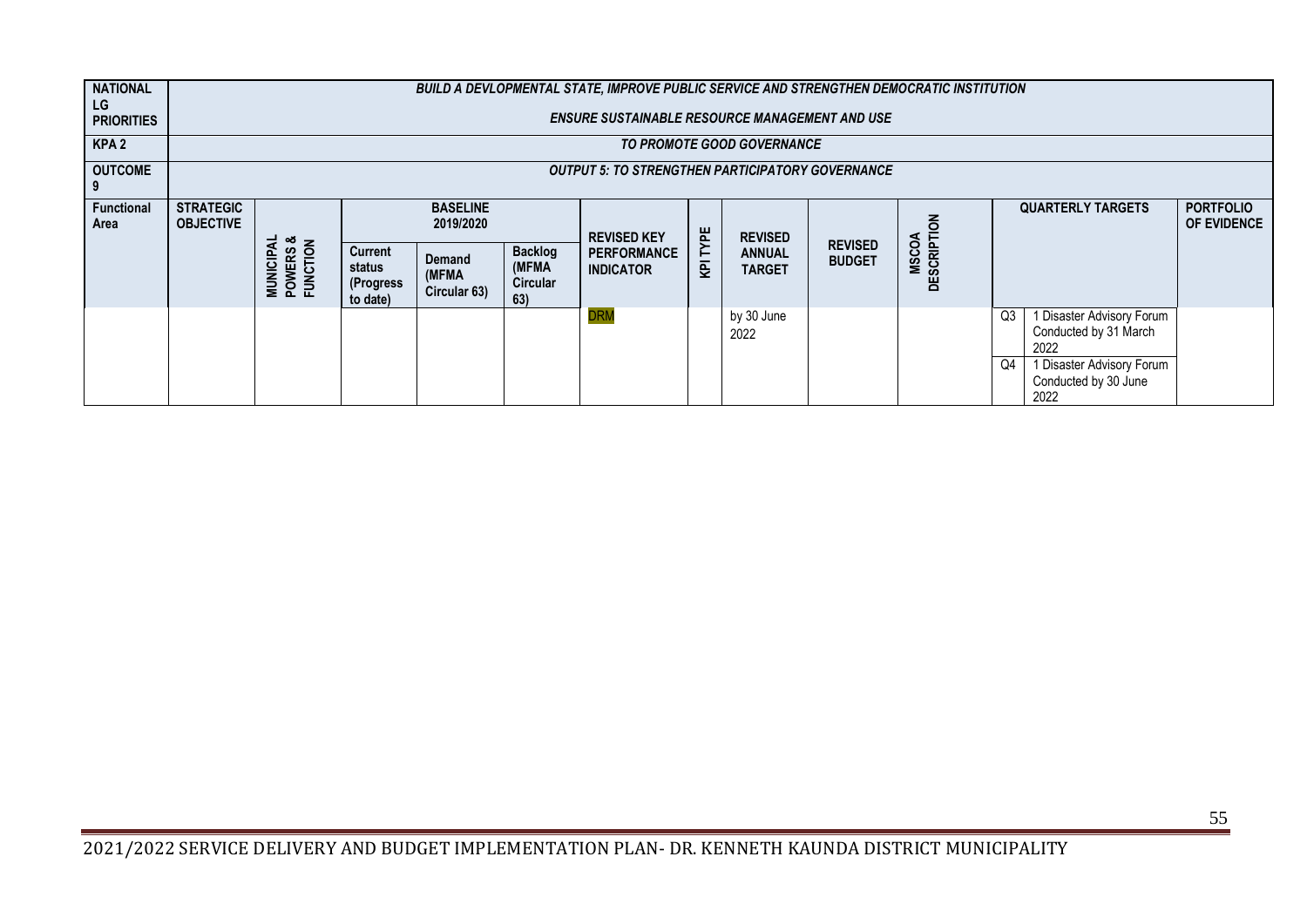| NATIONAL LG PRIORITIES | BUILD A DEVLOPMENTAL STATE, IMPROVE PUBLIC SERVICE AND STRENGTHEN DEMOCRATIC INSTITUTION<br>ENSURE SUSTAINABLE RESOURCE MANAGEMENT AND USE | | | | | | | | | | | | |
|---|---|---|---|---|---|---|---|---|---|---|---|---|---|
| KPA 2 | TO PROMOTE GOOD GOVERNANCE | | | | | | | | | | | | |
| OUTCOME 9 | OUTPUT 5: TO STRENGTHEN PARTICIPATORY GOVERNANCE | | | | | | | | | | | | |
| Functional Area | STRATEGIC OBJECTIVE | MUNICIPAL POWERS & FUNCTION | BASELINE 2019/2020 | | | REVISED KEY PERFORMANCE INDICATOR | KPI TYPE | REVISED ANNUAL TARGET | REVISED BUDGET | MSCOA DESCRIPTION | QUARTERLY TARGETS | | PORTFOLIO OF EVIDENCE |
| | | | Current status (Progress to date) | Demand (MFMA Circular 63) | Backlog (MFMA Circular 63) | | | | | | | | |
| | | | | | | DRM | | by 30 June 2022 | | | Q3 | 1 Disaster Advisory Forum Conducted by 31 March 2022 | |
| | | | | | | | | | | | Q4 | 1 Disaster Advisory Forum Conducted by 30 June 2022 | |